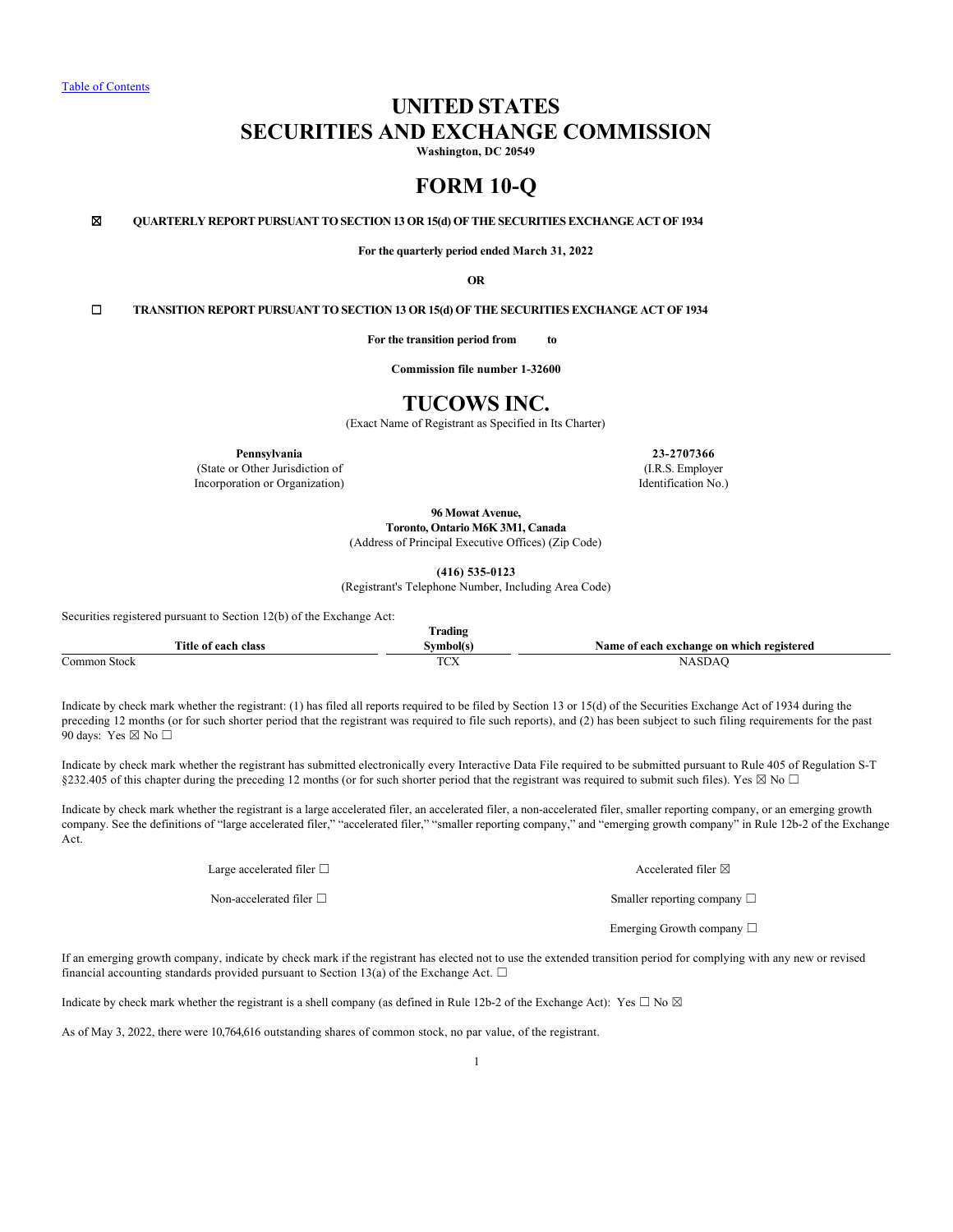[Table of Contents]

# UNITED STATES
# SECURITIES AND EXCHANGE COMMISSION

**Washington, DC 20549**

# FORM 10-Q

☒ **QUARTERLY REPORT PURSUANT TO SECTION 13 OR 15(d) OF THE SECURITIES EXCHANGE ACT OF 1934**

**For the quarterly period ended March 31, 2022**

**OR**

☐ **TRANSITION REPORT PURSUANT TO SECTION 13 OR 15(d) OF THE SECURITIES EXCHANGE ACT OF 1934**

**For the transition period from to**

**Commission file number 1-32600**

# TUCOWS INC.

(Exact Name of Registrant as Specified in Its Charter)

| | |
|---|---|
| **Pennsylvania** | **23-2707366** |
| (State or Other Jurisdiction of Incorporation or Organization) | (I.R.S. Employer Identification No.) |

**96 Mowat Avenue,**
**Toronto, Ontario M6K 3M1, Canada**
(Address of Principal Executive Offices) (Zip Code)

**(416) 535-0123**
(Registrant's Telephone Number, Including Area Code)

Securities registered pursuant to Section 12(b) of the Exchange Act:

| Title of each class | Trading Symbol(s) | Name of each exchange on which registered |
|---|---|---|
| Common Stock | TCX | NASDAQ |

Indicate by check mark whether the registrant: (1) has filed all reports required to be filed by Section 13 or 15(d) of the Securities Exchange Act of 1934 during the preceding 12 months (or for such shorter period that the registrant was required to file such reports), and (2) has been subject to such filing requirements for the past 90 days: Yes ☒ No ☐

Indicate by check mark whether the registrant has submitted electronically every Interactive Data File required to be submitted pursuant to Rule 405 of Regulation S-T §232.405 of this chapter during the preceding 12 months (or for such shorter period that the registrant was required to submit such files). Yes ☒ No ☐

Indicate by check mark whether the registrant is a large accelerated filer, an accelerated filer, a non-accelerated filer, smaller reporting company, or an emerging growth company. See the definitions of "large accelerated filer," "accelerated filer," "smaller reporting company," and "emerging growth company" in Rule 12b-2 of the Exchange Act.

| | |
|---|---|
| Large accelerated filer ☐ | Accelerated filer ☒ |
| Non-accelerated filer ☐ | Smaller reporting company ☐ |
| | Emerging Growth company ☐ |

If an emerging growth company, indicate by check mark if the registrant has elected not to use the extended transition period for complying with any new or revised financial accounting standards provided pursuant to Section 13(a) of the Exchange Act. ☐

Indicate by check mark whether the registrant is a shell company (as defined in Rule 12b-2 of the Exchange Act): Yes ☐ No ☒

As of May 3, 2022, there were 10,764,616 outstanding shares of common stock, no par value, of the registrant.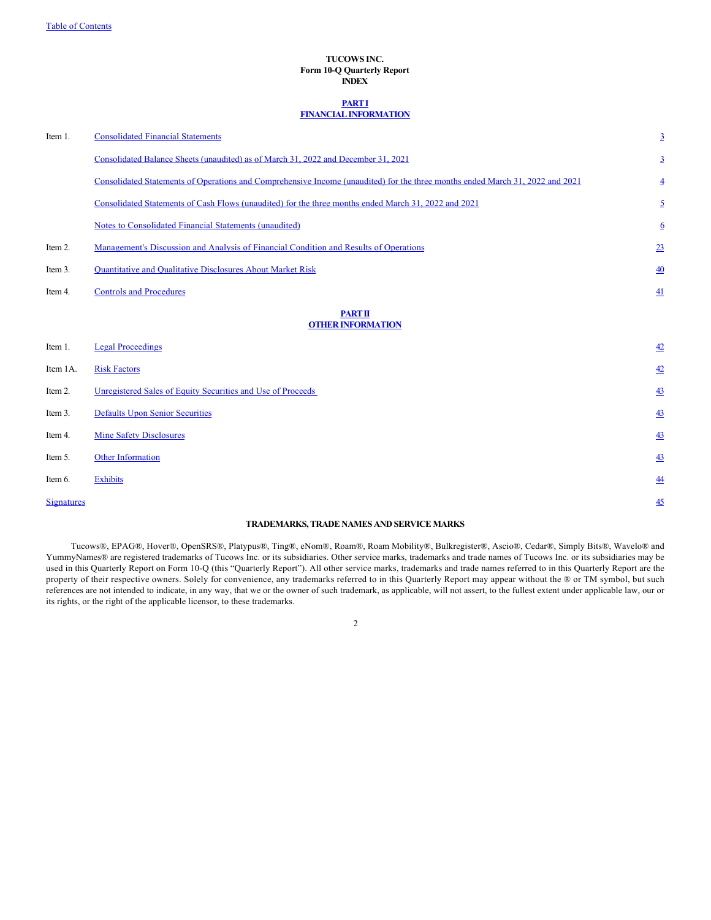**TUCOWS INC.**
**Form 10-Q Quarterly Report**
**INDEX**

**PART I**
**FINANCIAL INFORMATION**

| | | |
|---|---|---|
| Item 1. | Consolidated Financial Statements | 3 |
| | Consolidated Balance Sheets (unaudited) as of March 31, 2022 and December 31, 2021 | 3 |
| | Consolidated Statements of Operations and Comprehensive Income (unaudited) for the three months ended March 31, 2022 and 2021 | 4 |
| | Consolidated Statements of Cash Flows (unaudited) for the three months ended March 31, 2022 and 2021 | 5 |
| | Notes to Consolidated Financial Statements (unaudited) | 6 |
| Item 2. | Management's Discussion and Analysis of Financial Condition and Results of Operations | 23 |
| Item 3. | Quantitative and Qualitative Disclosures About Market Risk | 40 |
| Item 4. | Controls and Procedures | 41 |

**PART II**
**OTHER INFORMATION**

| | | |
|---|---|---|
| Item 1. | Legal Proceedings | 42 |
| Item 1A. | Risk Factors | 42 |
| Item 2. | Unregistered Sales of Equity Securities and Use of Proceeds | 43 |
| Item 3. | Defaults Upon Senior Securities | 43 |
| Item 4. | Mine Safety Disclosures | 43 |
| Item 5. | Other Information | 43 |
| Item 6. | Exhibits | 44 |
| Signatures | | 45 |

**TRADEMARKS, TRADE NAMES AND SERVICE MARKS**

Tucows®, EPAG®, Hover®, OpenSRS®, Platypus®, Ting®, eNom®, Roam®, Roam Mobility®, Bulkregister®, Ascio®, Cedar®, Simply Bits®, Wavelo® and YummyNames® are registered trademarks of Tucows Inc. or its subsidiaries. Other service marks, trademarks and trade names of Tucows Inc. or its subsidiaries may be used in this Quarterly Report on Form 10-Q (this "Quarterly Report"). All other service marks, trademarks and trade names referred to in this Quarterly Report are the property of their respective owners. Solely for convenience, any trademarks referred to in this Quarterly Report may appear without the ® or TM symbol, but such references are not intended to indicate, in any way, that we or the owner of such trademark, as applicable, will not assert, to the fullest extent under applicable law, our or its rights, or the right of the applicable licensor, to these trademarks.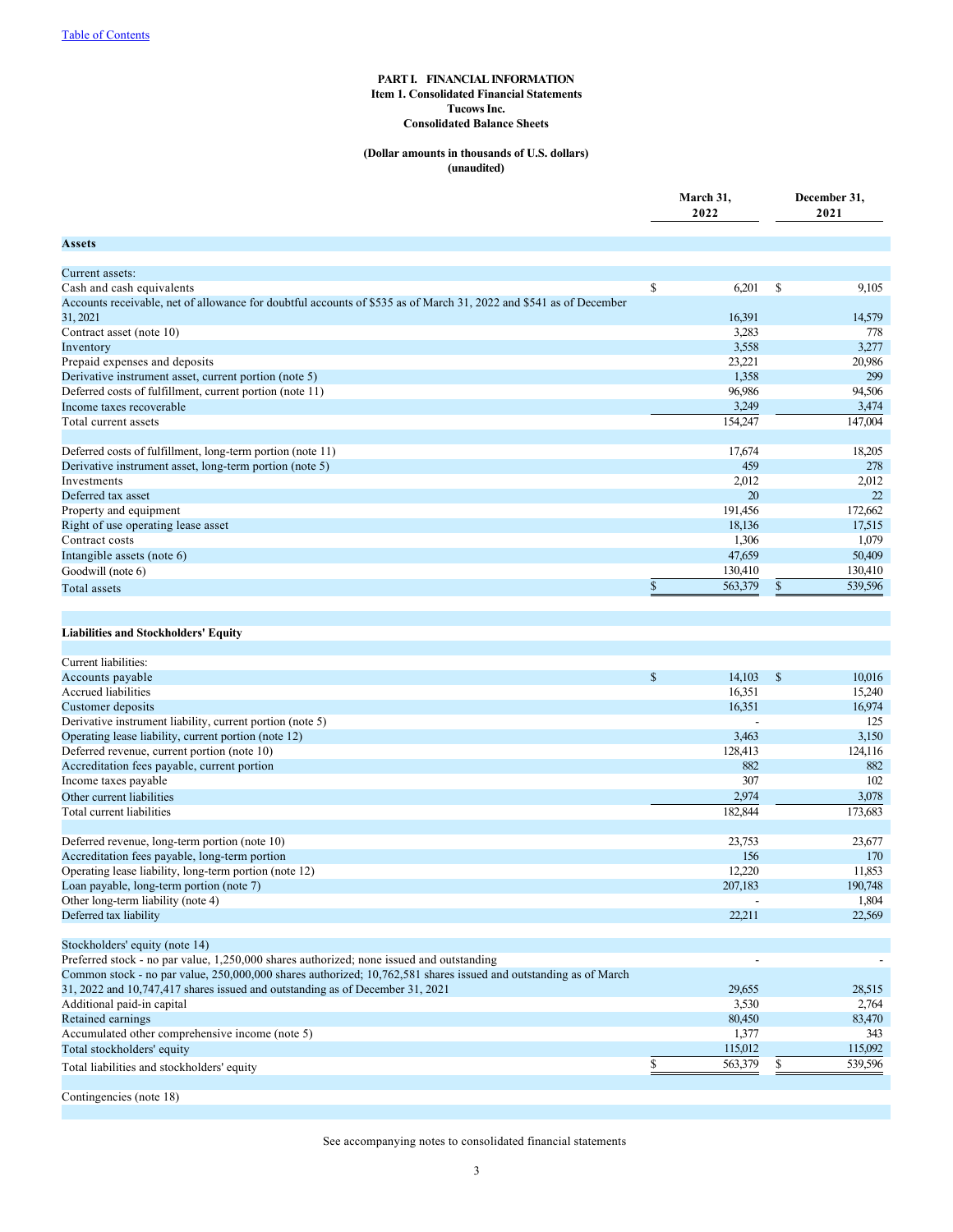[Table of Contents](#)

# PART I. FINANCIAL INFORMATION

## Item 1. Consolidated Financial Statements

**Tucows Inc.**

**Consolidated Balance Sheets**

**(Dollar amounts in thousands of U.S. dollars)**
**(unaudited)**

| | March 31, 2022 | December 31, 2021 |
|---|---|---|
| **Assets** | | |
| Current assets: | | |
| Cash and cash equivalents | $ 6,201 | $ 9,105 |
| Accounts receivable, net of allowance for doubtful accounts of $535 as of March 31, 2022 and $541 as of December 31, 2021 | 16,391 | 14,579 |
| Contract asset (note 10) | 3,283 | 778 |
| Inventory | 3,558 | 3,277 |
| Prepaid expenses and deposits | 23,221 | 20,986 |
| Derivative instrument asset, current portion (note 5) | 1,358 | 299 |
| Deferred costs of fulfillment, current portion (note 11) | 96,986 | 94,506 |
| Income taxes recoverable | 3,249 | 3,474 |
| Total current assets | 154,247 | 147,004 |
| | | |
| Deferred costs of fulfillment, long-term portion (note 11) | 17,674 | 18,205 |
| Derivative instrument asset, long-term portion (note 5) | 459 | 278 |
| Investments | 2,012 | 2,012 |
| Deferred tax asset | 20 | 22 |
| Property and equipment | 191,456 | 172,662 |
| Right of use operating lease asset | 18,136 | 17,515 |
| Contract costs | 1,306 | 1,079 |
| Intangible assets (note 6) | 47,659 | 50,409 |
| Goodwill (note 6) | 130,410 | 130,410 |
| Total assets | $ 563,379 | $ 539,596 |
| | | |
| **Liabilities and Stockholders' Equity** | | |
| Current liabilities: | | |
| Accounts payable | $ 14,103 | $ 10,016 |
| Accrued liabilities | 16,351 | 15,240 |
| Customer deposits | 16,351 | 16,974 |
| Derivative instrument liability, current portion (note 5) | - | 125 |
| Operating lease liability, current portion (note 12) | 3,463 | 3,150 |
| Deferred revenue, current portion (note 10) | 128,413 | 124,116 |
| Accreditation fees payable, current portion | 882 | 882 |
| Income taxes payable | 307 | 102 |
| Other current liabilities | 2,974 | 3,078 |
| Total current liabilities | 182,844 | 173,683 |
| | | |
| Deferred revenue, long-term portion (note 10) | 23,753 | 23,677 |
| Accreditation fees payable, long-term portion | 156 | 170 |
| Operating lease liability, long-term portion (note 12) | 12,220 | 11,853 |
| Loan payable, long-term portion (note 7) | 207,183 | 190,748 |
| Other long-term liability (note 4) | - | 1,804 |
| Deferred tax liability | 22,211 | 22,569 |
| | | |
| Stockholders' equity (note 14) | | |
| Preferred stock - no par value, 1,250,000 shares authorized; none issued and outstanding | - | - |
| Common stock - no par value, 250,000,000 shares authorized; 10,762,581 shares issued and outstanding as of March 31, 2022 and 10,747,417 shares issued and outstanding as of December 31, 2021 | 29,655 | 28,515 |
| Additional paid-in capital | 3,530 | 2,764 |
| Retained earnings | 80,450 | 83,470 |
| Accumulated other comprehensive income (note 5) | 1,377 | 343 |
| Total stockholders' equity | 115,012 | 115,092 |
| Total liabilities and stockholders' equity | $ 563,379 | $ 539,596 |
| | | |
| Contingencies (note 18) | | |

See accompanying notes to consolidated financial statements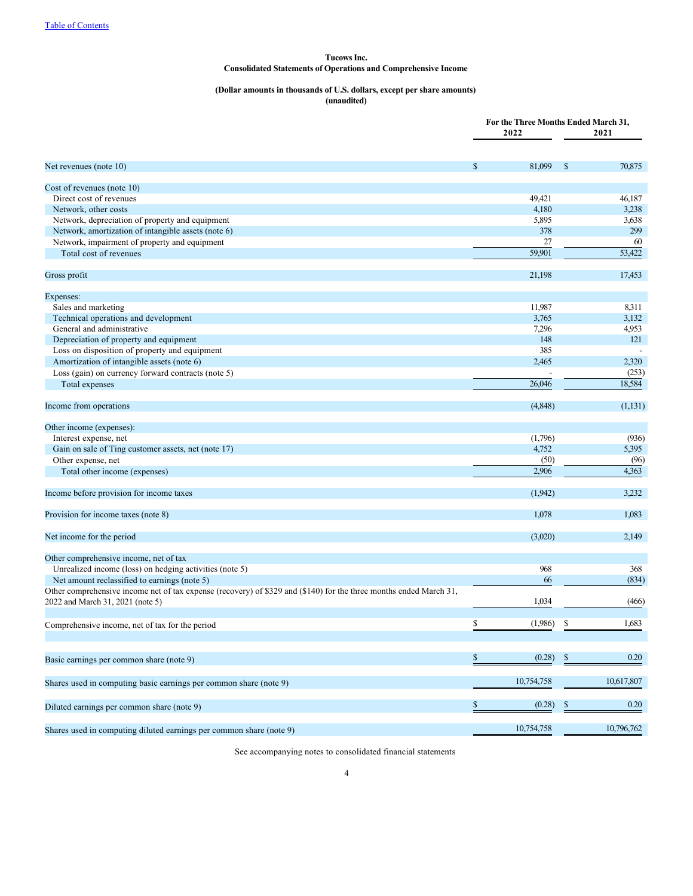Table of Contents

**Tucows Inc.**
**Consolidated Statements of Operations and Comprehensive Income**

**(Dollar amounts in thousands of U.S. dollars, except per share amounts)**
**(unaudited)**

| | For the Three Months Ended March 31, 2022 | 2021 |
|---|---|---|
| Net revenues (note 10) | $ 81,099 | $ 70,875 |
| Cost of revenues (note 10) | | |
| Direct cost of revenues | 49,421 | 46,187 |
| Network, other costs | 4,180 | 3,238 |
| Network, depreciation of property and equipment | 5,895 | 3,638 |
| Network, amortization of intangible assets (note 6) | 378 | 299 |
| Network, impairment of property and equipment | 27 | 60 |
| Total cost of revenues | 59,901 | 53,422 |
| Gross profit | 21,198 | 17,453 |
| Expenses: | | |
| Sales and marketing | 11,987 | 8,311 |
| Technical operations and development | 3,765 | 3,132 |
| General and administrative | 7,296 | 4,953 |
| Depreciation of property and equipment | 148 | 121 |
| Loss on disposition of property and equipment | 385 | - |
| Amortization of intangible assets (note 6) | 2,465 | 2,320 |
| Loss (gain) on currency forward contracts (note 5) | - | (253) |
| Total expenses | 26,046 | 18,584 |
| Income from operations | (4,848) | (1,131) |
| Other income (expenses): | | |
| Interest expense, net | (1,796) | (936) |
| Gain on sale of Ting customer assets, net (note 17) | 4,752 | 5,395 |
| Other expense, net | (50) | (96) |
| Total other income (expenses) | 2,906 | 4,363 |
| Income before provision for income taxes | (1,942) | 3,232 |
| Provision for income taxes (note 8) | 1,078 | 1,083 |
| Net income for the period | (3,020) | 2,149 |
| Other comprehensive income, net of tax | | |
| Unrealized income (loss) on hedging activities (note 5) | 968 | 368 |
| Net amount reclassified to earnings (note 5) | 66 | (834) |
| Other comprehensive income net of tax expense (recovery) of $329 and ($140) for the three months ended March 31, 2022 and March 31, 2021 (note 5) | 1,034 | (466) |
| Comprehensive income, net of tax for the period | $ (1,986) | $ 1,683 |
| Basic earnings per common share (note 9) | $ (0.28) | $ 0.20 |
| Shares used in computing basic earnings per common share (note 9) | 10,754,758 | 10,617,807 |
| Diluted earnings per common share (note 9) | $ (0.28) | $ 0.20 |
| Shares used in computing diluted earnings per common share (note 9) | 10,754,758 | 10,796,762 |

See accompanying notes to consolidated financial statements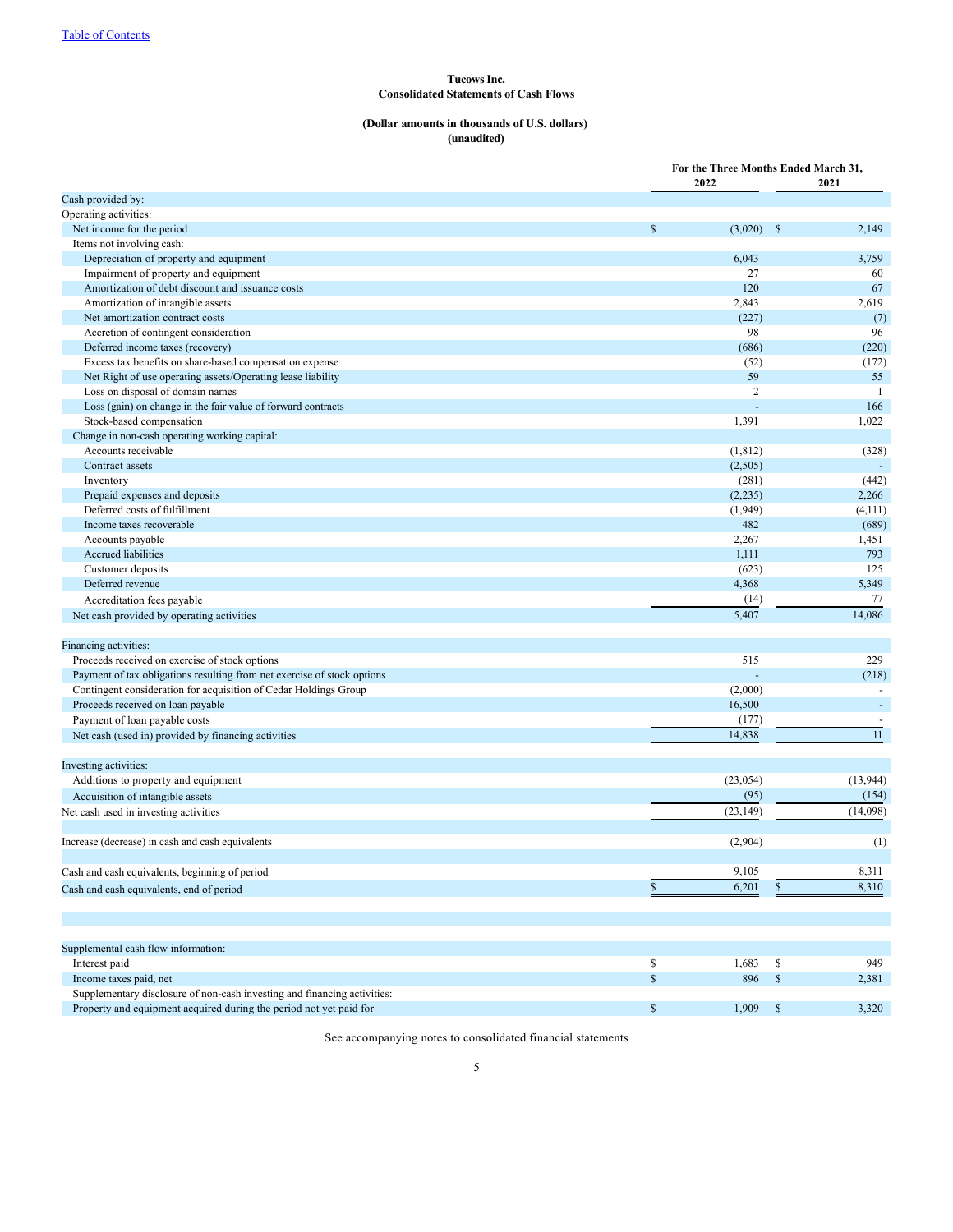Table of Contents

**Tucows Inc.**
**Consolidated Statements of Cash Flows**

**(Dollar amounts in thousands of U.S. dollars)**
**(unaudited)**

| | For the Three Months Ended March 31, 2022 | 2021 |
|---|---|---|
| Cash provided by: | | |
| Operating activities: | | |
| Net income for the period | $ (3,020) | $ 2,149 |
| Items not involving cash: | | |
| Depreciation of property and equipment | 6,043 | 3,759 |
| Impairment of property and equipment | 27 | 60 |
| Amortization of debt discount and issuance costs | 120 | 67 |
| Amortization of intangible assets | 2,843 | 2,619 |
| Net amortization contract costs | (227) | (7) |
| Accretion of contingent consideration | 98 | 96 |
| Deferred income taxes (recovery) | (686) | (220) |
| Excess tax benefits on share-based compensation expense | (52) | (172) |
| Net Right of use operating assets/Operating lease liability | 59 | 55 |
| Loss on disposal of domain names | 2 | 1 |
| Loss (gain) on change in the fair value of forward contracts | - | 166 |
| Stock-based compensation | 1,391 | 1,022 |
| Change in non-cash operating working capital: | | |
| Accounts receivable | (1,812) | (328) |
| Contract assets | (2,505) | - |
| Inventory | (281) | (442) |
| Prepaid expenses and deposits | (2,235) | 2,266 |
| Deferred costs of fulfillment | (1,949) | (4,111) |
| Income taxes recoverable | 482 | (689) |
| Accounts payable | 2,267 | 1,451 |
| Accrued liabilities | 1,111 | 793 |
| Customer deposits | (623) | 125 |
| Deferred revenue | 4,368 | 5,349 |
| Accreditation fees payable | (14) | 77 |
| Net cash provided by operating activities | 5,407 | 14,086 |
| | | |
| Financing activities: | | |
| Proceeds received on exercise of stock options | 515 | 229 |
| Payment of tax obligations resulting from net exercise of stock options | - | (218) |
| Contingent consideration for acquisition of Cedar Holdings Group | (2,000) | - |
| Proceeds received on loan payable | 16,500 | - |
| Payment of loan payable costs | (177) | - |
| Net cash (used in) provided by financing activities | 14,838 | 11 |
| | | |
| Investing activities: | | |
| Additions to property and equipment | (23,054) | (13,944) |
| Acquisition of intangible assets | (95) | (154) |
| Net cash used in investing activities | (23,149) | (14,098) |
| | | |
| Increase (decrease) in cash and cash equivalents | (2,904) | (1) |
| | | |
| Cash and cash equivalents, beginning of period | 9,105 | 8,311 |
| Cash and cash equivalents, end of period | $ 6,201 | $ 8,310 |
| | | |
| Supplemental cash flow information: | | |
| Interest paid | $ 1,683 | $ 949 |
| Income taxes paid, net | $ 896 | $ 2,381 |
| Supplementary disclosure of non-cash investing and financing activities: | | |
| Property and equipment acquired during the period not yet paid for | $ 1,909 | $ 3,320 |

See accompanying notes to consolidated financial statements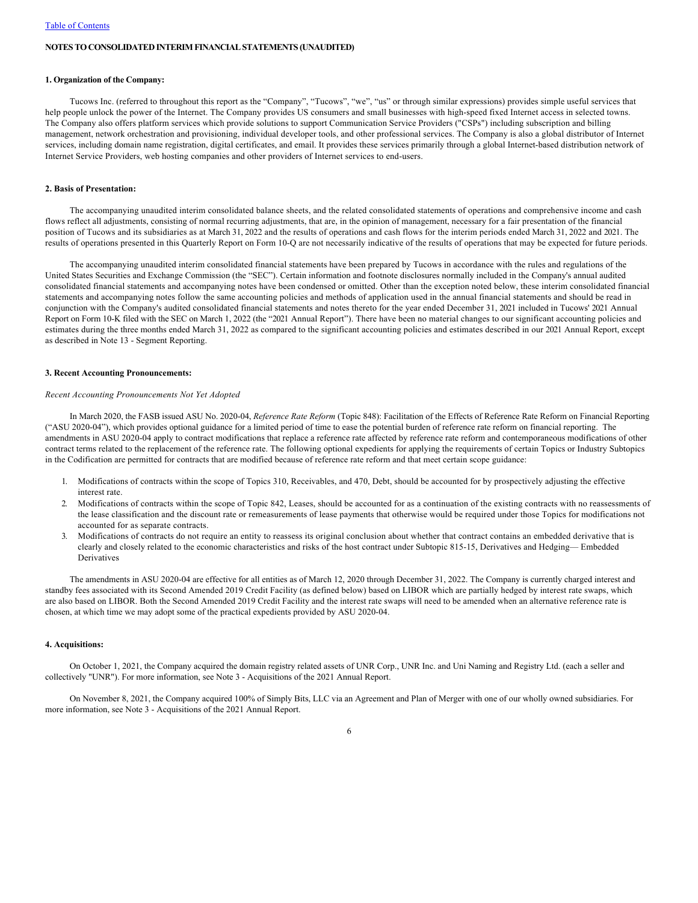NOTES TO CONSOLIDATED INTERIM FINANCIAL STATEMENTS (UNAUDITED)

**1. Organization of the Company:**

Tucows Inc. (referred to throughout this report as the "Company", "Tucows", "we", "us" or through similar expressions) provides simple useful services that help people unlock the power of the Internet. The Company provides US consumers and small businesses with high-speed fixed Internet access in selected towns. The Company also offers platform services which provide solutions to support Communication Service Providers ("CSPs") including subscription and billing management, network orchestration and provisioning, individual developer tools, and other professional services. The Company is also a global distributor of Internet services, including domain name registration, digital certificates, and email. It provides these services primarily through a global Internet-based distribution network of Internet Service Providers, web hosting companies and other providers of Internet services to end-users.

**2. Basis of Presentation:**

The accompanying unaudited interim consolidated balance sheets, and the related consolidated statements of operations and comprehensive income and cash flows reflect all adjustments, consisting of normal recurring adjustments, that are, in the opinion of management, necessary for a fair presentation of the financial position of Tucows and its subsidiaries as at March 31, 2022 and the results of operations and cash flows for the interim periods ended March 31, 2022 and 2021. The results of operations presented in this Quarterly Report on Form 10-Q are not necessarily indicative of the results of operations that may be expected for future periods.

The accompanying unaudited interim consolidated financial statements have been prepared by Tucows in accordance with the rules and regulations of the United States Securities and Exchange Commission (the "SEC"). Certain information and footnote disclosures normally included in the Company's annual audited consolidated financial statements and accompanying notes have been condensed or omitted. Other than the exception noted below, these interim consolidated financial statements and accompanying notes follow the same accounting policies and methods of application used in the annual financial statements and should be read in conjunction with the Company's audited consolidated financial statements and notes thereto for the year ended December 31, 2021 included in Tucows' 2021 Annual Report on Form 10-K filed with the SEC on March 1, 2022 (the "2021 Annual Report"). There have been no material changes to our significant accounting policies and estimates during the three months ended March 31, 2022 as compared to the significant accounting policies and estimates described in our 2021 Annual Report, except as described in Note 13 - Segment Reporting.

**3. Recent Accounting Pronouncements:**

*Recent Accounting Pronouncements Not Yet Adopted*

In March 2020, the FASB issued ASU No. 2020-04, *Reference Rate Reform* (Topic 848): Facilitation of the Effects of Reference Rate Reform on Financial Reporting ("ASU 2020-04"), which provides optional guidance for a limited period of time to ease the potential burden of reference rate reform on financial reporting. The amendments in ASU 2020-04 apply to contract modifications that replace a reference rate affected by reference rate reform and contemporaneous modifications of other contract terms related to the replacement of the reference rate. The following optional expedients for applying the requirements of certain Topics or Industry Subtopics in the Codification are permitted for contracts that are modified because of reference rate reform and that meet certain scope guidance:

1. Modifications of contracts within the scope of Topics 310, Receivables, and 470, Debt, should be accounted for by prospectively adjusting the effective interest rate.
2. Modifications of contracts within the scope of Topic 842, Leases, should be accounted for as a continuation of the existing contracts with no reassessments of the lease classification and the discount rate or remeasurements of lease payments that otherwise would be required under those Topics for modifications not accounted for as separate contracts.
3. Modifications of contracts do not require an entity to reassess its original conclusion about whether that contract contains an embedded derivative that is clearly and closely related to the economic characteristics and risks of the host contract under Subtopic 815-15, Derivatives and Hedging— Embedded Derivatives

The amendments in ASU 2020-04 are effective for all entities as of March 12, 2020 through December 31, 2022. The Company is currently charged interest and standby fees associated with its Second Amended 2019 Credit Facility (as defined below) based on LIBOR which are partially hedged by interest rate swaps, which are also based on LIBOR. Both the Second Amended 2019 Credit Facility and the interest rate swaps will need to be amended when an alternative reference rate is chosen, at which time we may adopt some of the practical expedients provided by ASU 2020-04.

**4. Acquisitions:**

On October 1, 2021, the Company acquired the domain registry related assets of UNR Corp., UNR Inc. and Uni Naming and Registry Ltd. (each a seller and collectively "UNR"). For more information, see Note 3 - Acquisitions of the 2021 Annual Report.

On November 8, 2021, the Company acquired 100% of Simply Bits, LLC via an Agreement and Plan of Merger with one of our wholly owned subsidiaries. For more information, see Note 3 - Acquisitions of the 2021 Annual Report.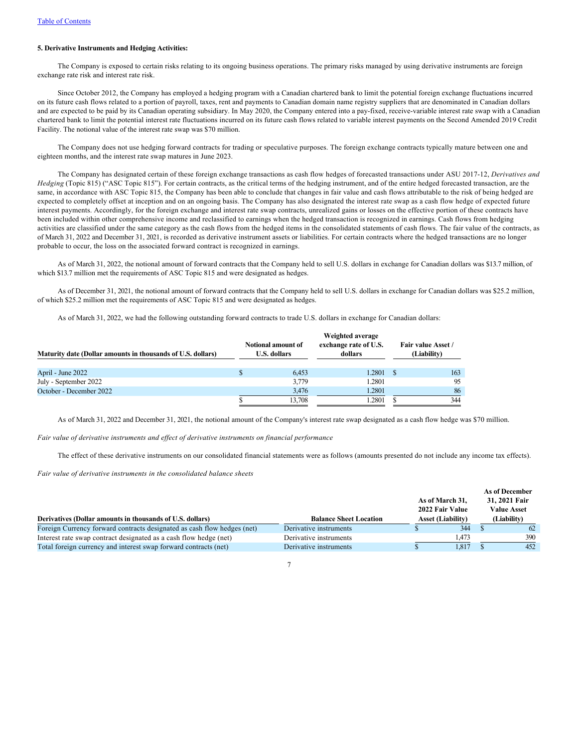[Table of Contents](#)

**5. Derivative Instruments and Hedging Activities:**

The Company is exposed to certain risks relating to its ongoing business operations. The primary risks managed by using derivative instruments are foreign exchange rate risk and interest rate risk.

Since October 2012, the Company has employed a hedging program with a Canadian chartered bank to limit the potential foreign exchange fluctuations incurred on its future cash flows related to a portion of payroll, taxes, rent and payments to Canadian domain name registry suppliers that are denominated in Canadian dollars and are expected to be paid by its Canadian operating subsidiary. In May 2020, the Company entered into a pay-fixed, receive-variable interest rate swap with a Canadian chartered bank to limit the potential interest rate fluctuations incurred on its future cash flows related to variable interest payments on the Second Amended 2019 Credit Facility. The notional value of the interest rate swap was $70 million.

The Company does not use hedging forward contracts for trading or speculative purposes. The foreign exchange contracts typically mature between one and eighteen months, and the interest rate swap matures in June 2023.

The Company has designated certain of these foreign exchange transactions as cash flow hedges of forecasted transactions under ASU 2017-12, *Derivatives and Hedging* (Topic 815) ("ASC Topic 815"). For certain contracts, as the critical terms of the hedging instrument, and of the entire hedged forecasted transaction, are the same, in accordance with ASC Topic 815, the Company has been able to conclude that changes in fair value and cash flows attributable to the risk of being hedged are expected to completely offset at inception and on an ongoing basis. The Company has also designated the interest rate swap as a cash flow hedge of expected future interest payments. Accordingly, for the foreign exchange and interest rate swap contracts, unrealized gains or losses on the effective portion of these contracts have been included within other comprehensive income and reclassified to earnings when the hedged transaction is recognized in earnings. Cash flows from hedging activities are classified under the same category as the cash flows from the hedged items in the consolidated statements of cash flows. The fair value of the contracts, as of March 31, 2022 and December 31, 2021, is recorded as derivative instrument assets or liabilities. For certain contracts where the hedged transactions are no longer probable to occur, the loss on the associated forward contract is recognized in earnings.

As of March 31, 2022, the notional amount of forward contracts that the Company held to sell U.S. dollars in exchange for Canadian dollars was $13.7 million, of which $13.7 million met the requirements of ASC Topic 815 and were designated as hedges.

As of December 31, 2021, the notional amount of forward contracts that the Company held to sell U.S. dollars in exchange for Canadian dollars was $25.2 million, of which $25.2 million met the requirements of ASC Topic 815 and were designated as hedges.

As of March 31, 2022, we had the following outstanding forward contracts to trade U.S. dollars in exchange for Canadian dollars:

| Maturity date (Dollar amounts in thousands of U.S. dollars) | Notional amount of U.S. dollars | Weighted average exchange rate of U.S. dollars | Fair value Asset / (Liability) |
|---|---|---|---|
| April - June 2022 | $ 6,453 | 1.2801 | $ 163 |
| July - September 2022 | 3,779 | 1.2801 | 95 |
| October - December 2022 | 3,476 | 1.2801 | 86 |
| | $ 13,708 | 1.2801 | $ 344 |

As of March 31, 2022 and December 31, 2021, the notional amount of the Company's interest rate swap designated as a cash flow hedge was $70 million.

*Fair value of derivative instruments and effect of derivative instruments on financial performance*

The effect of these derivative instruments on our consolidated financial statements were as follows (amounts presented do not include any income tax effects).

*Fair value of derivative instruments in the consolidated balance sheets*

| Derivatives (Dollar amounts in thousands of U.S. dollars) | Balance Sheet Location | As of March 31, 2022 Fair Value Asset (Liability) | As of December 31, 2021 Fair Value Asset (Liability) |
|---|---|---|---|
| Foreign Currency forward contracts designated as cash flow hedges (net) | Derivative instruments | $ 344 | $ 62 |
| Interest rate swap contract designated as a cash flow hedge (net) | Derivative instruments | 1,473 | 390 |
| Total foreign currency and interest swap forward contracts (net) | Derivative instruments | $ 1,817 | $ 452 |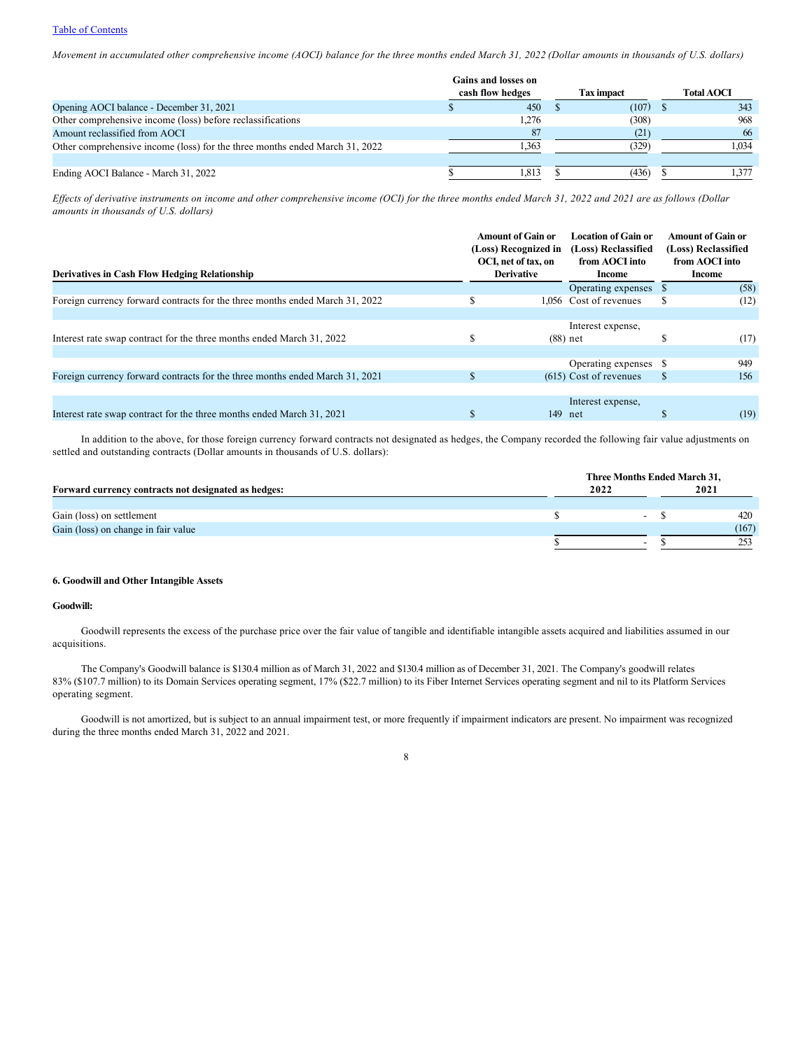[Table of Contents](#)

*Movement in accumulated other comprehensive income (AOCI) balance for the three months ended March 31, 2022 (Dollar amounts in thousands of U.S. dollars)*

| | Gains and losses on cash flow hedges | Tax impact | Total AOCI |
|---|---|---|---|
| Opening AOCI balance - December 31, 2021 | $ 450 | $ (107) | $ 343 |
| Other comprehensive income (loss) before reclassifications | 1,276 | (308) | 968 |
| Amount reclassified from AOCI | 87 | (21) | 66 |
| Other comprehensive income (loss) for the three months ended March 31, 2022 | 1,363 | (329) | 1,034 |
| Ending AOCI Balance - March 31, 2022 | $ 1,813 | $ (436) | $ 1,377 |

*Effects of derivative instruments on income and other comprehensive income (OCI) for the three months ended March 31, 2022 and 2021 are as follows (Dollar amounts in thousands of U.S. dollars)*

| Derivatives in Cash Flow Hedging Relationship | Amount of Gain or (Loss) Recognized in OCI, net of tax, on Derivative | Location of Gain or (Loss) Reclassified from AOCI into Income | Amount of Gain or (Loss) Reclassified from AOCI into Income |
|---|---|---|---|
| | | Operating expenses | $ (58) |
| Foreign currency forward contracts for the three months ended March 31, 2022 | $ 1,056 | Cost of revenues | $ (12) |
| Interest rate swap contract for the three months ended March 31, 2022 | $ (88) | Interest expense, net | $ (17) |
| | | Operating expenses | $ 949 |
| Foreign currency forward contracts for the three months ended March 31, 2021 | $ (615) | Cost of revenues | $ 156 |
| Interest rate swap contract for the three months ended March 31, 2021 | $ 149 | Interest expense, net | $ (19) |

In addition to the above, for those foreign currency forward contracts not designated as hedges, the Company recorded the following fair value adjustments on settled and outstanding contracts (Dollar amounts in thousands of U.S. dollars):

| Forward currency contracts not designated as hedges: | Three Months Ended March 31, 2022 | 2021 |
|---|---|---|
| Gain (loss) on settlement | $ - | $ 420 |
| Gain (loss) on change in fair value | | (167) |
| | $ - | $ 253 |

**6. Goodwill and Other Intangible Assets**

**Goodwill:**

Goodwill represents the excess of the purchase price over the fair value of tangible and identifiable intangible assets acquired and liabilities assumed in our acquisitions.

The Company's Goodwill balance is $130.4 million as of March 31, 2022 and $130.4 million as of December 31, 2021. The Company's goodwill relates 83% ($107.7 million) to its Domain Services operating segment, 17% ($22.7 million) to its Fiber Internet Services operating segment and nil to its Platform Services operating segment.

Goodwill is not amortized, but is subject to an annual impairment test, or more frequently if impairment indicators are present. No impairment was recognized during the three months ended March 31, 2022 and 2021.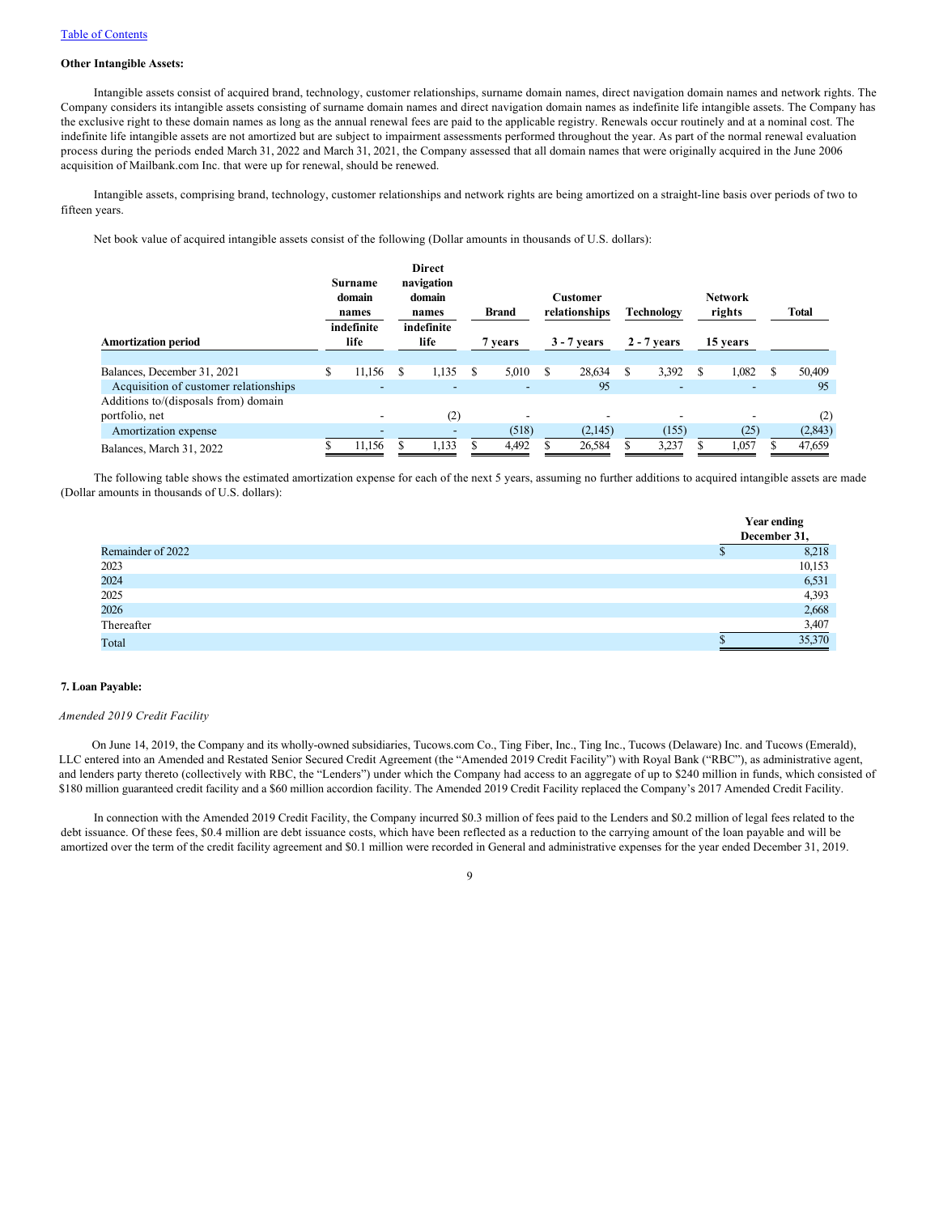**Other Intangible Assets:**

Intangible assets consist of acquired brand, technology, customer relationships, surname domain names, direct navigation domain names and network rights. The Company considers its intangible assets consisting of surname domain names and direct navigation domain names as indefinite life intangible assets. The Company has the exclusive right to these domain names as long as the annual renewal fees are paid to the applicable registry. Renewals occur routinely and at a nominal cost. The indefinite life intangible assets are not amortized but are subject to impairment assessments performed throughout the year. As part of the normal renewal evaluation process during the periods ended March 31, 2022 and March 31, 2021, the Company assessed that all domain names that were originally acquired in the June 2006 acquisition of Mailbank.com Inc. that were up for renewal, should be renewed.

Intangible assets, comprising brand, technology, customer relationships and network rights are being amortized on a straight-line basis over periods of two to fifteen years.

Net book value of acquired intangible assets consist of the following (Dollar amounts in thousands of U.S. dollars):

| | Surname domain names | Direct navigation domain names | Brand | Customer relationships | Technology | Network rights | Total |
|---|---|---|---|---|---|---|---|
| **Amortization period** | indefinite life | indefinite life | 7 years | 3 - 7 years | 2 - 7 years | 15 years | |
| Balances, December 31, 2021 | $ 11,156 | $ 1,135 | $ 5,010 | $ 28,634 | $ 3,392 | $ 1,082 | $ 50,409 |
| Acquisition of customer relationships | - | - | - | 95 | - | - | 95 |
| Additions to/(disposals from) domain portfolio, net | - | (2) | - | - | - | - | (2) |
| Amortization expense | - | - | (518) | (2,145) | (155) | (25) | (2,843) |
| Balances, March 31, 2022 | $ 11,156 | $ 1,133 | $ 4,492 | $ 26,584 | $ 3,237 | $ 1,057 | $ 47,659 |

The following table shows the estimated amortization expense for each of the next 5 years, assuming no further additions to acquired intangible assets are made (Dollar amounts in thousands of U.S. dollars):

| | Year ending December 31, |
|---|---|
| Remainder of 2022 | $ 8,218 |
| 2023 | 10,153 |
| 2024 | 6,531 |
| 2025 | 4,393 |
| 2026 | 2,668 |
| Thereafter | 3,407 |
| Total | $ 35,370 |

### 7. Loan Payable:

*Amended 2019 Credit Facility*

On June 14, 2019, the Company and its wholly-owned subsidiaries, Tucows.com Co., Ting Fiber, Inc., Ting Inc., Tucows (Delaware) Inc. and Tucows (Emerald), LLC entered into an Amended and Restated Senior Secured Credit Agreement (the "Amended 2019 Credit Facility") with Royal Bank ("RBC"), as administrative agent, and lenders party thereto (collectively with RBC, the "Lenders") under which the Company had access to an aggregate of up to $240 million in funds, which consisted of $180 million guaranteed credit facility and a $60 million accordion facility. The Amended 2019 Credit Facility replaced the Company's 2017 Amended Credit Facility.

In connection with the Amended 2019 Credit Facility, the Company incurred $0.3 million of fees paid to the Lenders and $0.2 million of legal fees related to the debt issuance. Of these fees, $0.4 million are debt issuance costs, which have been reflected as a reduction to the carrying amount of the loan payable and will be amortized over the term of the credit facility agreement and $0.1 million were recorded in General and administrative expenses for the year ended December 31, 2019.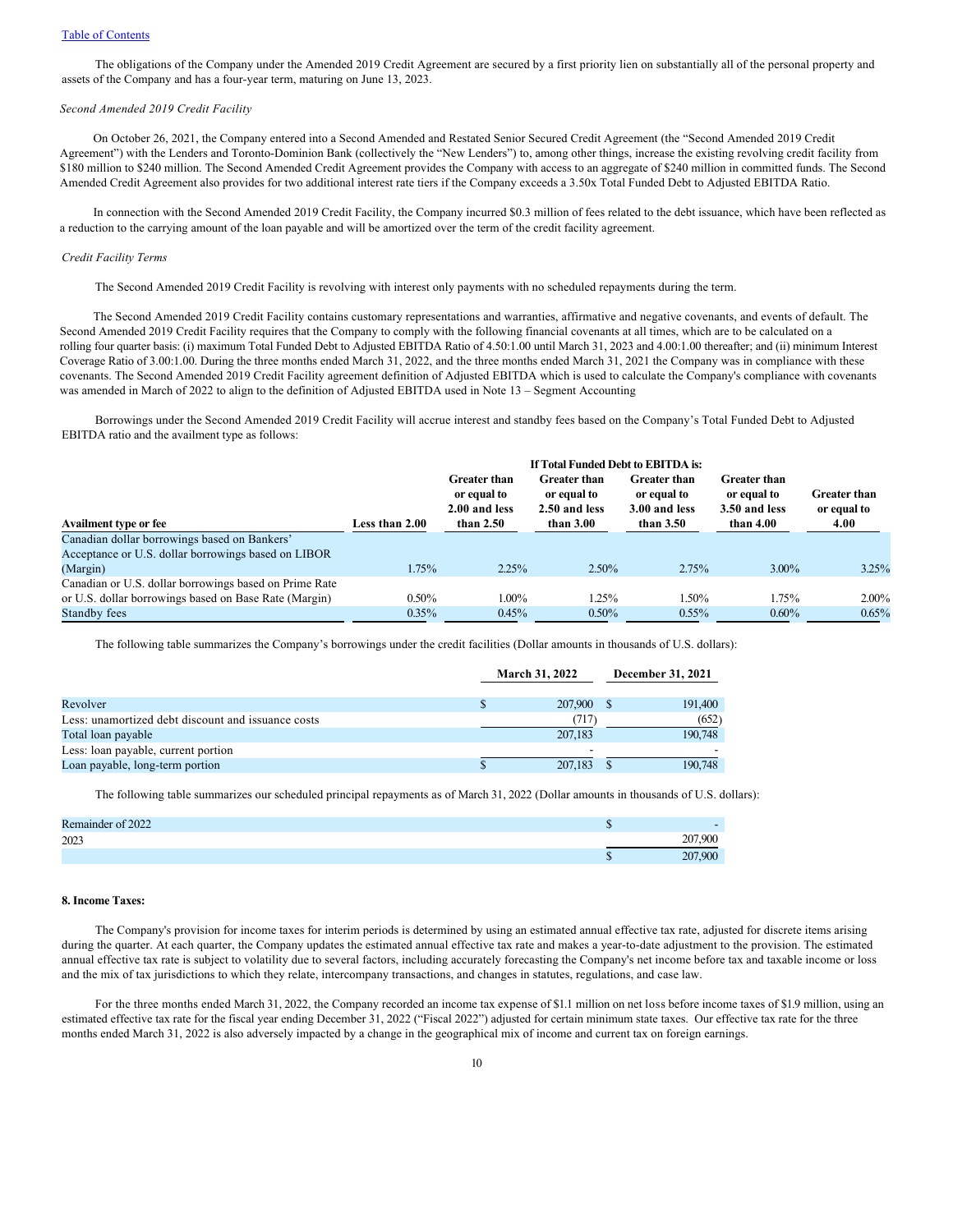The obligations of the Company under the Amended 2019 Credit Agreement are secured by a first priority lien on substantially all of the personal property and assets of the Company and has a four-year term, maturing on June 13, 2023.

*Second Amended 2019 Credit Facility*

On October 26, 2021, the Company entered into a Second Amended and Restated Senior Secured Credit Agreement (the "Second Amended 2019 Credit Agreement") with the Lenders and Toronto-Dominion Bank (collectively the "New Lenders") to, among other things, increase the existing revolving credit facility from $180 million to $240 million. The Second Amended Credit Agreement provides the Company with access to an aggregate of $240 million in committed funds. The Second Amended Credit Agreement also provides for two additional interest rate tiers if the Company exceeds a 3.50x Total Funded Debt to Adjusted EBITDA Ratio.

In connection with the Second Amended 2019 Credit Facility, the Company incurred $0.3 million of fees related to the debt issuance, which have been reflected as a reduction to the carrying amount of the loan payable and will be amortized over the term of the credit facility agreement.

*Credit Facility Terms*

The Second Amended 2019 Credit Facility is revolving with interest only payments with no scheduled repayments during the term.

The Second Amended 2019 Credit Facility contains customary representations and warranties, affirmative and negative covenants, and events of default. The Second Amended 2019 Credit Facility requires that the Company to comply with the following financial covenants at all times, which are to be calculated on a rolling four quarter basis: (i) maximum Total Funded Debt to Adjusted EBITDA Ratio of 4.50:1.00 until March 31, 2023 and 4.00:1.00 thereafter; and (ii) minimum Interest Coverage Ratio of 3.00:1.00. During the three months ended March 31, 2022, and the three months ended March 31, 2021 the Company was in compliance with these covenants. The Second Amended 2019 Credit Facility agreement definition of Adjusted EBITDA which is used to calculate the Company's compliance with covenants was amended in March of 2022 to align to the definition of Adjusted EBITDA used in Note 13 – Segment Accounting

Borrowings under the Second Amended 2019 Credit Facility will accrue interest and standby fees based on the Company's Total Funded Debt to Adjusted EBITDA ratio and the availment type as follows:

| | If Total Funded Debt to EBITDA is: | | | | | |
|---|---|---|---|---|---|---|
| **Availment type or fee** | **Less than 2.00** | **Greater than or equal to 2.00 and less than 2.50** | **Greater than or equal to 2.50 and less than 3.00** | **Greater than or equal to 3.00 and less than 3.50** | **Greater than or equal to 3.50 and less than 4.00** | **Greater than or equal to 4.00** |
| Canadian dollar borrowings based on Bankers' Acceptance or U.S. dollar borrowings based on LIBOR (Margin) | 1.75% | 2.25% | 2.50% | 2.75% | 3.00% | 3.25% |
| Canadian or U.S. dollar borrowings based on Prime Rate or U.S. dollar borrowings based on Base Rate (Margin) | 0.50% | 1.00% | 1.25% | 1.50% | 1.75% | 2.00% |
| Standby fees | 0.35% | 0.45% | 0.50% | 0.55% | 0.60% | 0.65% |

The following table summarizes the Company's borrowings under the credit facilities (Dollar amounts in thousands of U.S. dollars):

| | March 31, 2022 | December 31, 2021 |
|---|---|---|
| Revolver | $ 207,900 | $ 191,400 |
| Less: unamortized debt discount and issuance costs | (717) | (652) |
| Total loan payable | 207,183 | 190,748 |
| Less: loan payable, current portion | - | - |
| Loan payable, long-term portion | $ 207,183 | $ 190,748 |

The following table summarizes our scheduled principal repayments as of March 31, 2022 (Dollar amounts in thousands of U.S. dollars):

| | |
|---|---|
| Remainder of 2022 | $ - |
| 2023 | 207,900 |
| | $ 207,900 |

**8. Income Taxes:**

The Company's provision for income taxes for interim periods is determined by using an estimated annual effective tax rate, adjusted for discrete items arising during the quarter. At each quarter, the Company updates the estimated annual effective tax rate and makes a year-to-date adjustment to the provision. The estimated annual effective tax rate is subject to volatility due to several factors, including accurately forecasting the Company's net income before tax and taxable income or loss and the mix of tax jurisdictions to which they relate, intercompany transactions, and changes in statutes, regulations, and case law.

For the three months ended March 31, 2022, the Company recorded an income tax expense of $1.1 million on net loss before income taxes of $1.9 million, using an estimated effective tax rate for the fiscal year ending December 31, 2022 ("Fiscal 2022") adjusted for certain minimum state taxes. Our effective tax rate for the three months ended March 31, 2022 is also adversely impacted by a change in the geographical mix of income and current tax on foreign earnings.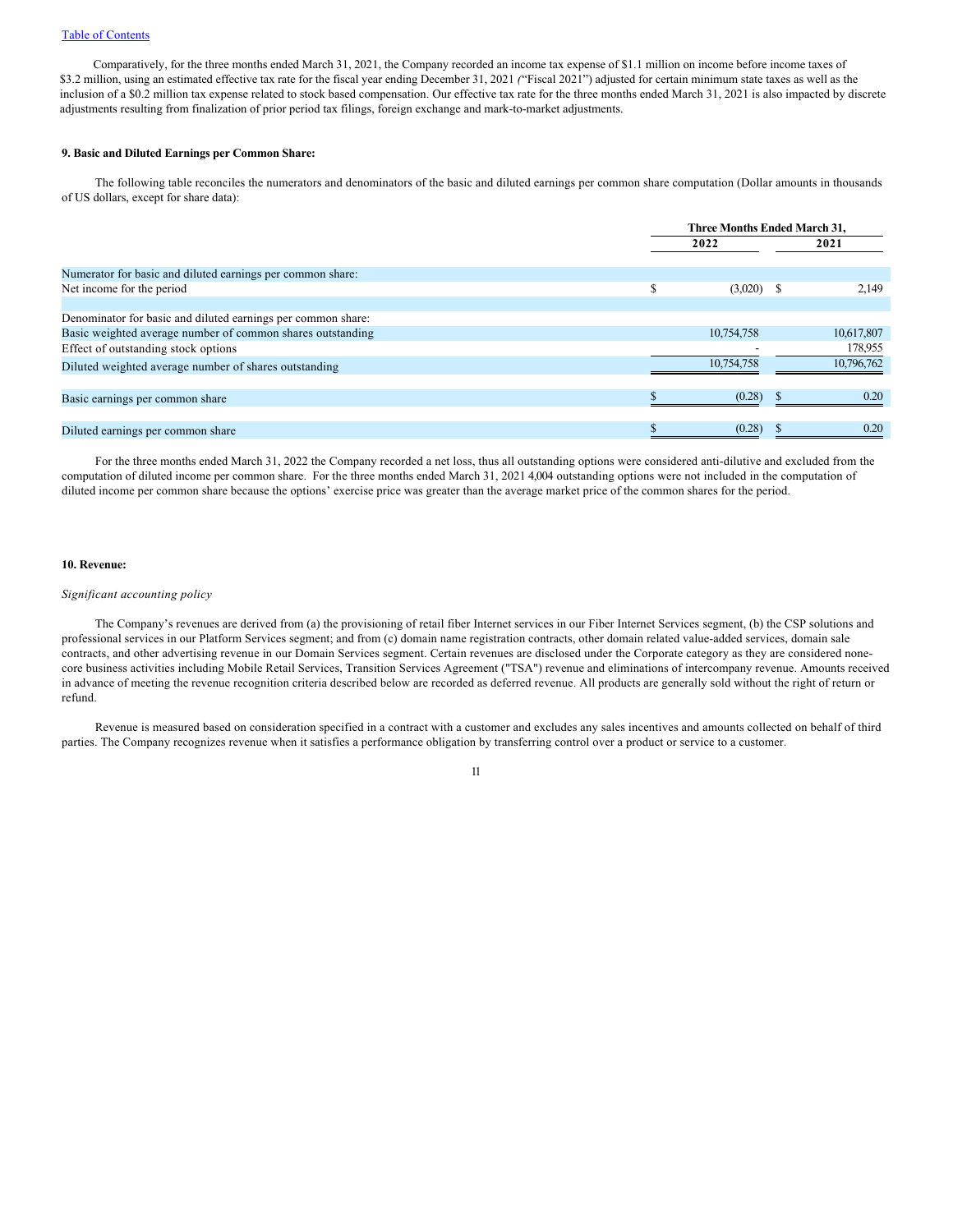Comparatively, for the three months ended March 31, 2021, the Company recorded an income tax expense of $1.1 million on income before income taxes of $3.2 million, using an estimated effective tax rate for the fiscal year ending December 31, 2021 ("Fiscal 2021") adjusted for certain minimum state taxes as well as the inclusion of a $0.2 million tax expense related to stock based compensation. Our effective tax rate for the three months ended March 31, 2021 is also impacted by discrete adjustments resulting from finalization of prior period tax filings, foreign exchange and mark-to-market adjustments.

**9. Basic and Diluted Earnings per Common Share:**

The following table reconciles the numerators and denominators of the basic and diluted earnings per common share computation (Dollar amounts in thousands of US dollars, except for share data):

| | Three Months Ended March 31, | |
|---|---|---|
| | 2022 | 2021 |
| Numerator for basic and diluted earnings per common share: | | |
| Net income for the period | $ (3,020) | $ 2,149 |
| Denominator for basic and diluted earnings per common share: | | |
| Basic weighted average number of common shares outstanding | 10,754,758 | 10,617,807 |
| Effect of outstanding stock options | - | 178,955 |
| Diluted weighted average number of shares outstanding | 10,754,758 | 10,796,762 |
| Basic earnings per common share | $ (0.28) | $ 0.20 |
| Diluted earnings per common share | $ (0.28) | $ 0.20 |

For the three months ended March 31, 2022 the Company recorded a net loss, thus all outstanding options were considered anti-dilutive and excluded from the computation of diluted income per common share. For the three months ended March 31, 2021 4,004 outstanding options were not included in the computation of diluted income per common share because the options' exercise price was greater than the average market price of the common shares for the period.

**10. Revenue:**

*Significant accounting policy*

The Company's revenues are derived from (a) the provisioning of retail fiber Internet services in our Fiber Internet Services segment, (b) the CSP solutions and professional services in our Platform Services segment; and from (c) domain name registration contracts, other domain related value-added services, domain sale contracts, and other advertising revenue in our Domain Services segment. Certain revenues are disclosed under the Corporate category as they are considered none-core business activities including Mobile Retail Services, Transition Services Agreement ("TSA") revenue and eliminations of intercompany revenue. Amounts received in advance of meeting the revenue recognition criteria described below are recorded as deferred revenue. All products are generally sold without the right of return or refund.

Revenue is measured based on consideration specified in a contract with a customer and excludes any sales incentives and amounts collected on behalf of third parties. The Company recognizes revenue when it satisfies a performance obligation by transferring control over a product or service to a customer.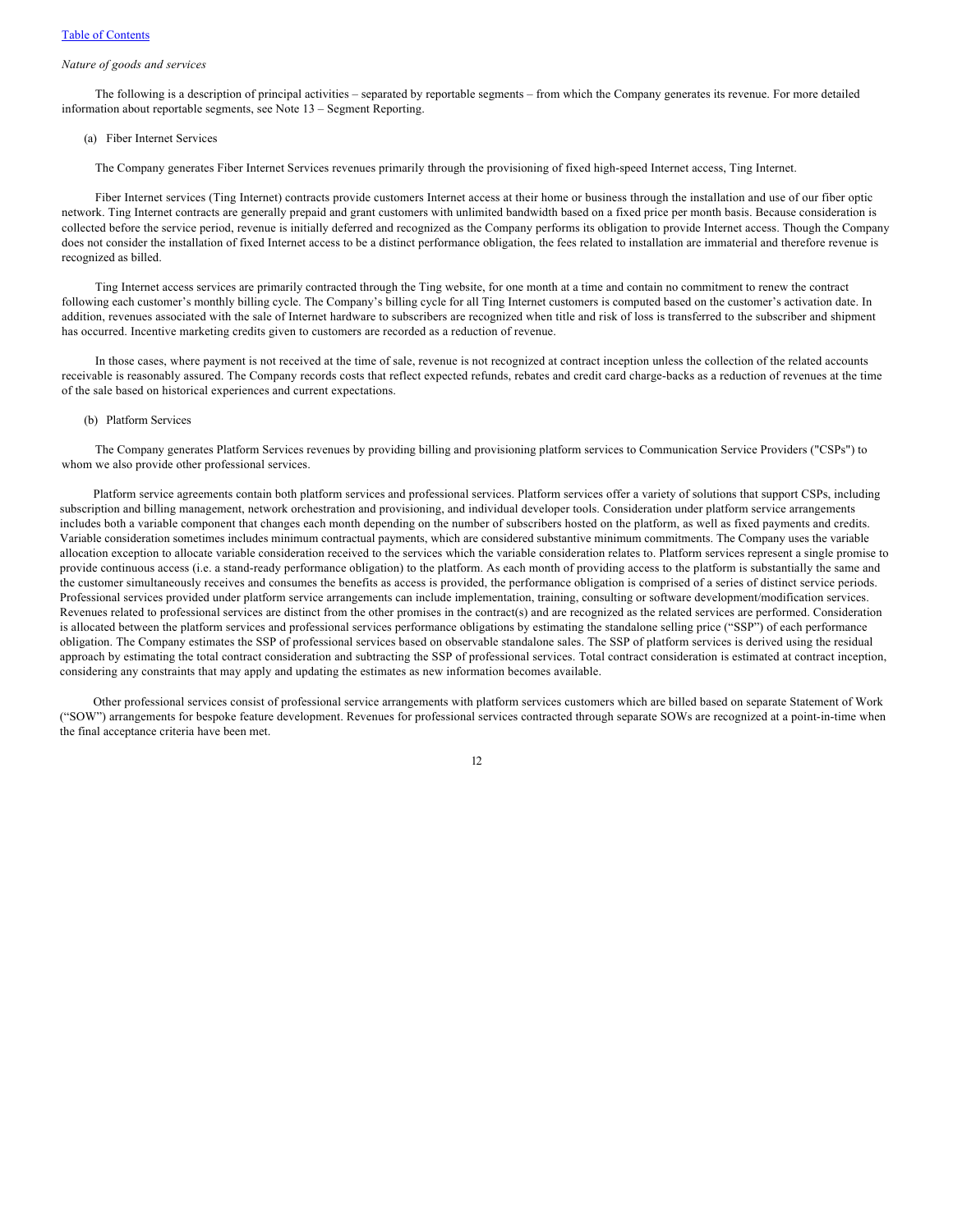*Nature of goods and services*

The following is a description of principal activities – separated by reportable segments – from which the Company generates its revenue. For more detailed information about reportable segments, see Note 13 – Segment Reporting.

(a) Fiber Internet Services

The Company generates Fiber Internet Services revenues primarily through the provisioning of fixed high-speed Internet access, Ting Internet.

Fiber Internet services (Ting Internet) contracts provide customers Internet access at their home or business through the installation and use of our fiber optic network. Ting Internet contracts are generally prepaid and grant customers with unlimited bandwidth based on a fixed price per month basis. Because consideration is collected before the service period, revenue is initially deferred and recognized as the Company performs its obligation to provide Internet access. Though the Company does not consider the installation of fixed Internet access to be a distinct performance obligation, the fees related to installation are immaterial and therefore revenue is recognized as billed.

Ting Internet access services are primarily contracted through the Ting website, for one month at a time and contain no commitment to renew the contract following each customer's monthly billing cycle. The Company's billing cycle for all Ting Internet customers is computed based on the customer's activation date. In addition, revenues associated with the sale of Internet hardware to subscribers are recognized when title and risk of loss is transferred to the subscriber and shipment has occurred. Incentive marketing credits given to customers are recorded as a reduction of revenue.

In those cases, where payment is not received at the time of sale, revenue is not recognized at contract inception unless the collection of the related accounts receivable is reasonably assured. The Company records costs that reflect expected refunds, rebates and credit card charge-backs as a reduction of revenues at the time of the sale based on historical experiences and current expectations.

(b) Platform Services

The Company generates Platform Services revenues by providing billing and provisioning platform services to Communication Service Providers ("CSPs") to whom we also provide other professional services.

Platform service agreements contain both platform services and professional services. Platform services offer a variety of solutions that support CSPs, including subscription and billing management, network orchestration and provisioning, and individual developer tools. Consideration under platform service arrangements includes both a variable component that changes each month depending on the number of subscribers hosted on the platform, as well as fixed payments and credits. Variable consideration sometimes includes minimum contractual payments, which are considered substantive minimum commitments. The Company uses the variable allocation exception to allocate variable consideration received to the services which the variable consideration relates to. Platform services represent a single promise to provide continuous access (i.e. a stand-ready performance obligation) to the platform. As each month of providing access to the platform is substantially the same and the customer simultaneously receives and consumes the benefits as access is provided, the performance obligation is comprised of a series of distinct service periods. Professional services provided under platform service arrangements can include implementation, training, consulting or software development/modification services. Revenues related to professional services are distinct from the other promises in the contract(s) and are recognized as the related services are performed. Consideration is allocated between the platform services and professional services performance obligations by estimating the standalone selling price ("SSP") of each performance obligation. The Company estimates the SSP of professional services based on observable standalone sales. The SSP of platform services is derived using the residual approach by estimating the total contract consideration and subtracting the SSP of professional services. Total contract consideration is estimated at contract inception, considering any constraints that may apply and updating the estimates as new information becomes available.

Other professional services consist of professional service arrangements with platform services customers which are billed based on separate Statement of Work ("SOW") arrangements for bespoke feature development. Revenues for professional services contracted through separate SOWs are recognized at a point-in-time when the final acceptance criteria have been met.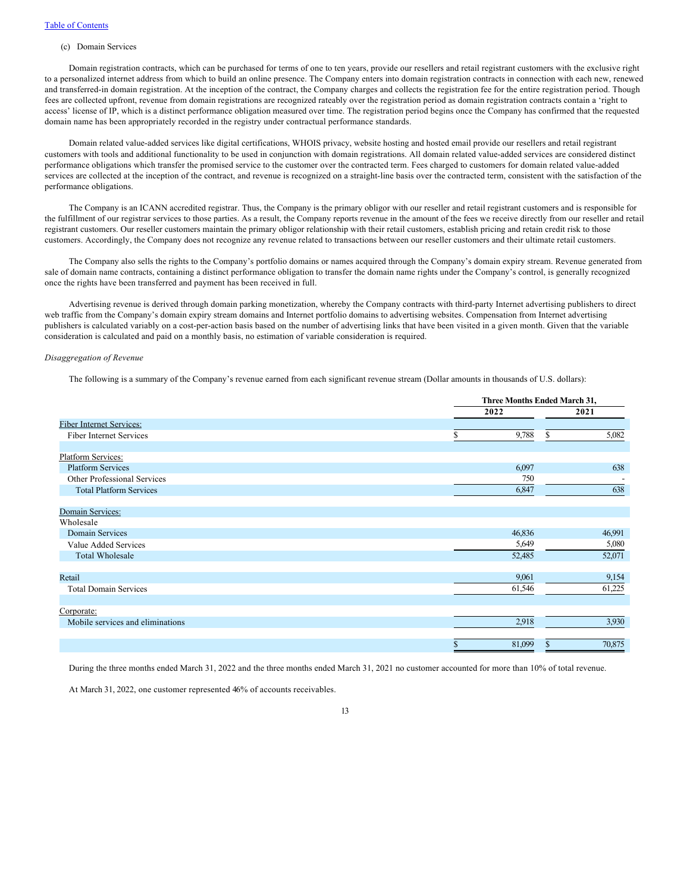(c) Domain Services

Domain registration contracts, which can be purchased for terms of one to ten years, provide our resellers and retail registrant customers with the exclusive right to a personalized internet address from which to build an online presence. The Company enters into domain registration contracts in connection with each new, renewed and transferred-in domain registration. At the inception of the contract, the Company charges and collects the registration fee for the entire registration period. Though fees are collected upfront, revenue from domain registrations are recognized rateably over the registration period as domain registration contracts contain a 'right to access' license of IP, which is a distinct performance obligation measured over time. The registration period begins once the Company has confirmed that the requested domain name has been appropriately recorded in the registry under contractual performance standards.

Domain related value-added services like digital certifications, WHOIS privacy, website hosting and hosted email provide our resellers and retail registrant customers with tools and additional functionality to be used in conjunction with domain registrations. All domain related value-added services are considered distinct performance obligations which transfer the promised service to the customer over the contracted term. Fees charged to customers for domain related value-added services are collected at the inception of the contract, and revenue is recognized on a straight-line basis over the contracted term, consistent with the satisfaction of the performance obligations.

The Company is an ICANN accredited registrar. Thus, the Company is the primary obligor with our reseller and retail registrant customers and is responsible for the fulfillment of our registrar services to those parties. As a result, the Company reports revenue in the amount of the fees we receive directly from our reseller and retail registrant customers. Our reseller customers maintain the primary obligor relationship with their retail customers, establish pricing and retain credit risk to those customers. Accordingly, the Company does not recognize any revenue related to transactions between our reseller customers and their ultimate retail customers.

The Company also sells the rights to the Company's portfolio domains or names acquired through the Company's domain expiry stream. Revenue generated from sale of domain name contracts, containing a distinct performance obligation to transfer the domain name rights under the Company's control, is generally recognized once the rights have been transferred and payment has been received in full.

Advertising revenue is derived through domain parking monetization, whereby the Company contracts with third-party Internet advertising publishers to direct web traffic from the Company's domain expiry stream domains and Internet portfolio domains to advertising websites. Compensation from Internet advertising publishers is calculated variably on a cost-per-action basis based on the number of advertising links that have been visited in a given month. Given that the variable consideration is calculated and paid on a monthly basis, no estimation of variable consideration is required.

*Disaggregation of Revenue*

The following is a summary of the Company's revenue earned from each significant revenue stream (Dollar amounts in thousands of U.S. dollars):

| | Three Months Ended March 31, | |
|---|---|---|
| | 2022 | 2021 |
| Fiber Internet Services: | | |
| Fiber Internet Services | $ 9,788 | $ 5,082 |
| | | |
| Platform Services: | | |
| Platform Services | 6,097 | 638 |
| Other Professional Services | 750 | - |
| Total Platform Services | 6,847 | 638 |
| | | |
| Domain Services: | | |
| Wholesale | | |
| Domain Services | 46,836 | 46,991 |
| Value Added Services | 5,649 | 5,080 |
| Total Wholesale | 52,485 | 52,071 |
| | | |
| Retail | 9,061 | 9,154 |
| Total Domain Services | 61,546 | 61,225 |
| | | |
| Corporate: | | |
| Mobile services and eliminations | 2,918 | 3,930 |
| | | |
| | $ 81,099 | $ 70,875 |

During the three months ended March 31, 2022 and the three months ended March 31, 2021 no customer accounted for more than 10% of total revenue.

At March 31, 2022, one customer represented 46% of accounts receivables.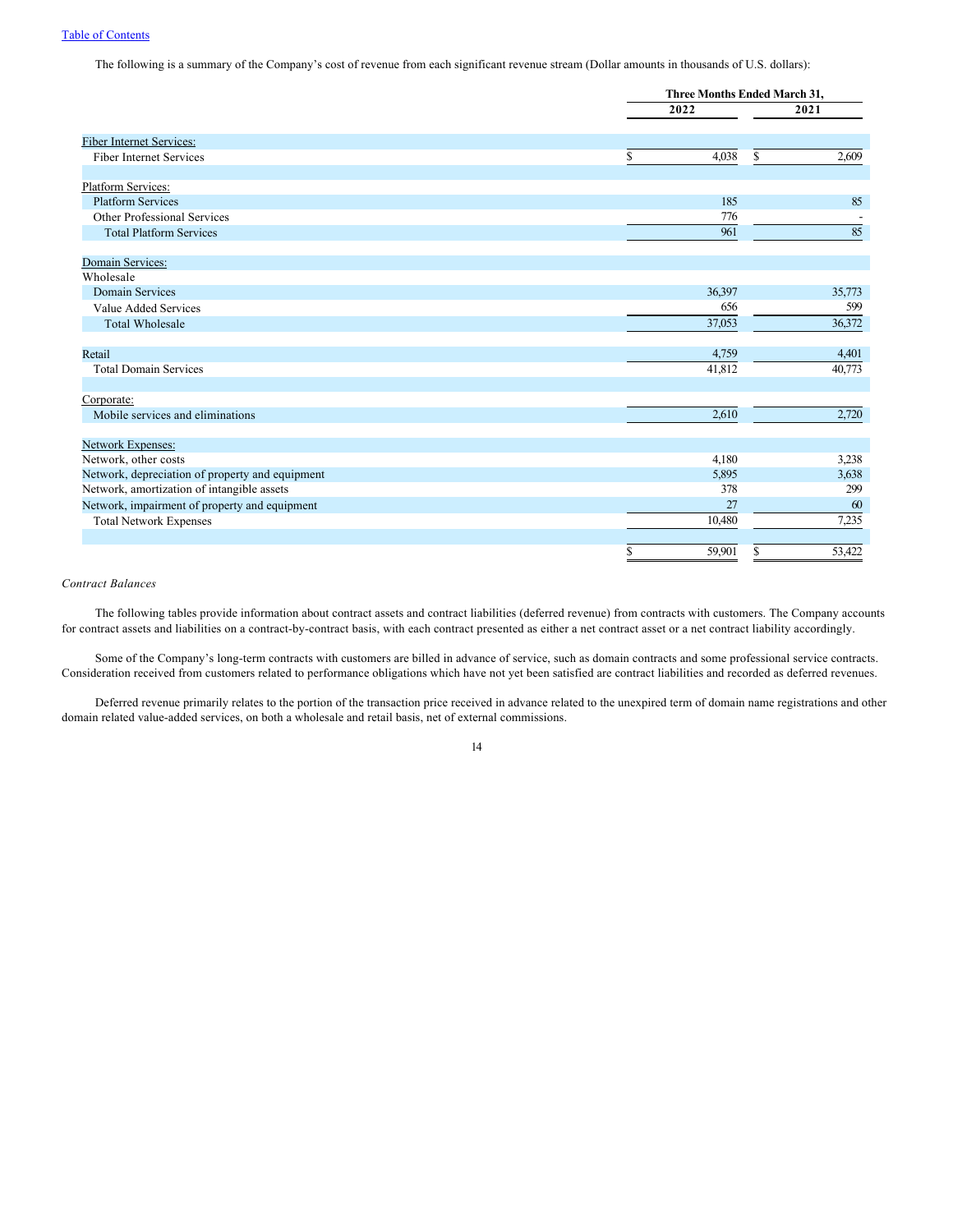The following is a summary of the Company's cost of revenue from each significant revenue stream (Dollar amounts in thousands of U.S. dollars):

| | Three Months Ended March 31, | |
|---|---|---|
| | 2022 | 2021 |
| Fiber Internet Services: | | |
| Fiber Internet Services | $ 4,038 | $ 2,609 |
| | | |
| Platform Services: | | |
| Platform Services | 185 | 85 |
| Other Professional Services | 776 | - |
| Total Platform Services | 961 | 85 |
| | | |
| Domain Services: | | |
| Wholesale | | |
| Domain Services | 36,397 | 35,773 |
| Value Added Services | 656 | 599 |
| Total Wholesale | 37,053 | 36,372 |
| | | |
| Retail | 4,759 | 4,401 |
| Total Domain Services | 41,812 | 40,773 |
| | | |
| Corporate: | | |
| Mobile services and eliminations | 2,610 | 2,720 |
| | | |
| Network Expenses: | | |
| Network, other costs | 4,180 | 3,238 |
| Network, depreciation of property and equipment | 5,895 | 3,638 |
| Network, amortization of intangible assets | 378 | 299 |
| Network, impairment of property and equipment | 27 | 60 |
| Total Network Expenses | 10,480 | 7,235 |
| | | |
| | $ 59,901 | $ 53,422 |

*Contract Balances*

The following tables provide information about contract assets and contract liabilities (deferred revenue) from contracts with customers. The Company accounts for contract assets and liabilities on a contract-by-contract basis, with each contract presented as either a net contract asset or a net contract liability accordingly.

Some of the Company's long-term contracts with customers are billed in advance of service, such as domain contracts and some professional service contracts. Consideration received from customers related to performance obligations which have not yet been satisfied are contract liabilities and recorded as deferred revenues.

Deferred revenue primarily relates to the portion of the transaction price received in advance related to the unexpired term of domain name registrations and other domain related value-added services, on both a wholesale and retail basis, net of external commissions.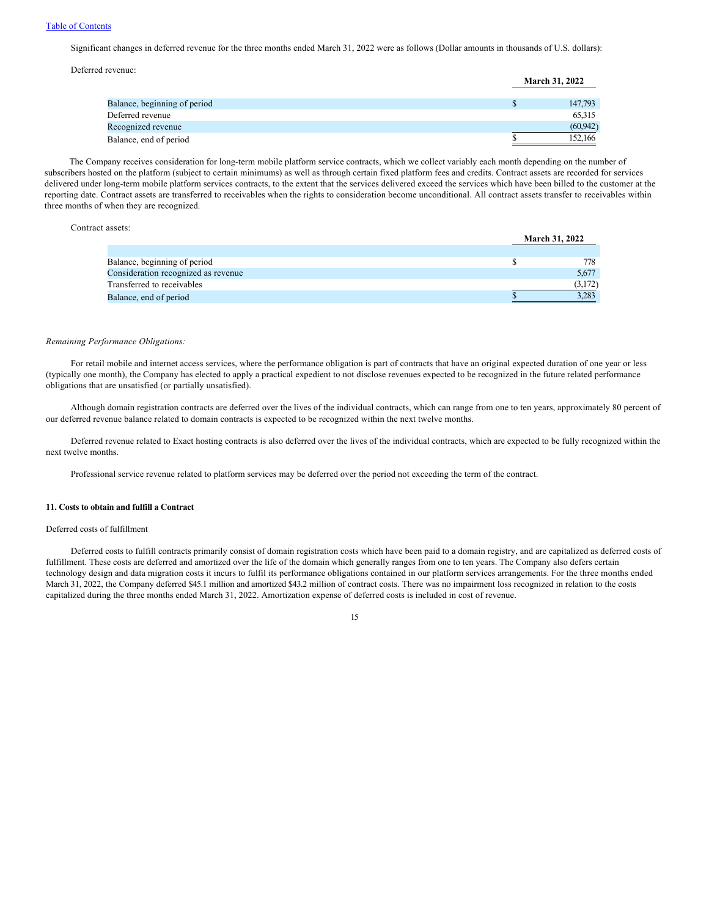Significant changes in deferred revenue for the three months ended March 31, 2022 were as follows (Dollar amounts in thousands of U.S. dollars):

Deferred revenue:

| | | March 31, 2022 |
|---|---|---|
| Balance, beginning of period | $ | 147,793 |
| Deferred revenue | | 65,315 |
| Recognized revenue | | (60,942) |
| Balance, end of period | $ | 152,166 |

The Company receives consideration for long-term mobile platform service contracts, which we collect variably each month depending on the number of subscribers hosted on the platform (subject to certain minimums) as well as through certain fixed platform fees and credits. Contract assets are recorded for services delivered under long-term mobile platform services contracts, to the extent that the services delivered exceed the services which have been billed to the customer at the reporting date. Contract assets are transferred to receivables when the rights to consideration become unconditional. All contract assets transfer to receivables within three months of when they are recognized.

Contract assets:

| | | March 31, 2022 |
|---|---|---|
| Balance, beginning of period | $ | 778 |
| Consideration recognized as revenue | | 5,677 |
| Transferred to receivables | | (3,172) |
| Balance, end of period | $ | 3,283 |

*Remaining Performance Obligations:*

For retail mobile and internet access services, where the performance obligation is part of contracts that have an original expected duration of one year or less (typically one month), the Company has elected to apply a practical expedient to not disclose revenues expected to be recognized in the future related performance obligations that are unsatisfied (or partially unsatisfied).

Although domain registration contracts are deferred over the lives of the individual contracts, which can range from one to ten years, approximately 80 percent of our deferred revenue balance related to domain contracts is expected to be recognized within the next twelve months.

Deferred revenue related to Exact hosting contracts is also deferred over the lives of the individual contracts, which are expected to be fully recognized within the next twelve months.

Professional service revenue related to platform services may be deferred over the period not exceeding the term of the contract.

**11. Costs to obtain and fulfill a Contract**

Deferred costs of fulfillment

Deferred costs to fulfill contracts primarily consist of domain registration costs which have been paid to a domain registry, and are capitalized as deferred costs of fulfillment. These costs are deferred and amortized over the life of the domain which generally ranges from one to ten years. The Company also defers certain technology design and data migration costs it incurs to fulfil its performance obligations contained in our platform services arrangements. For the three months ended March 31, 2022, the Company deferred $45.1 million and amortized $43.2 million of contract costs. There was no impairment loss recognized in relation to the costs capitalized during the three months ended March 31, 2022. Amortization expense of deferred costs is included in cost of revenue.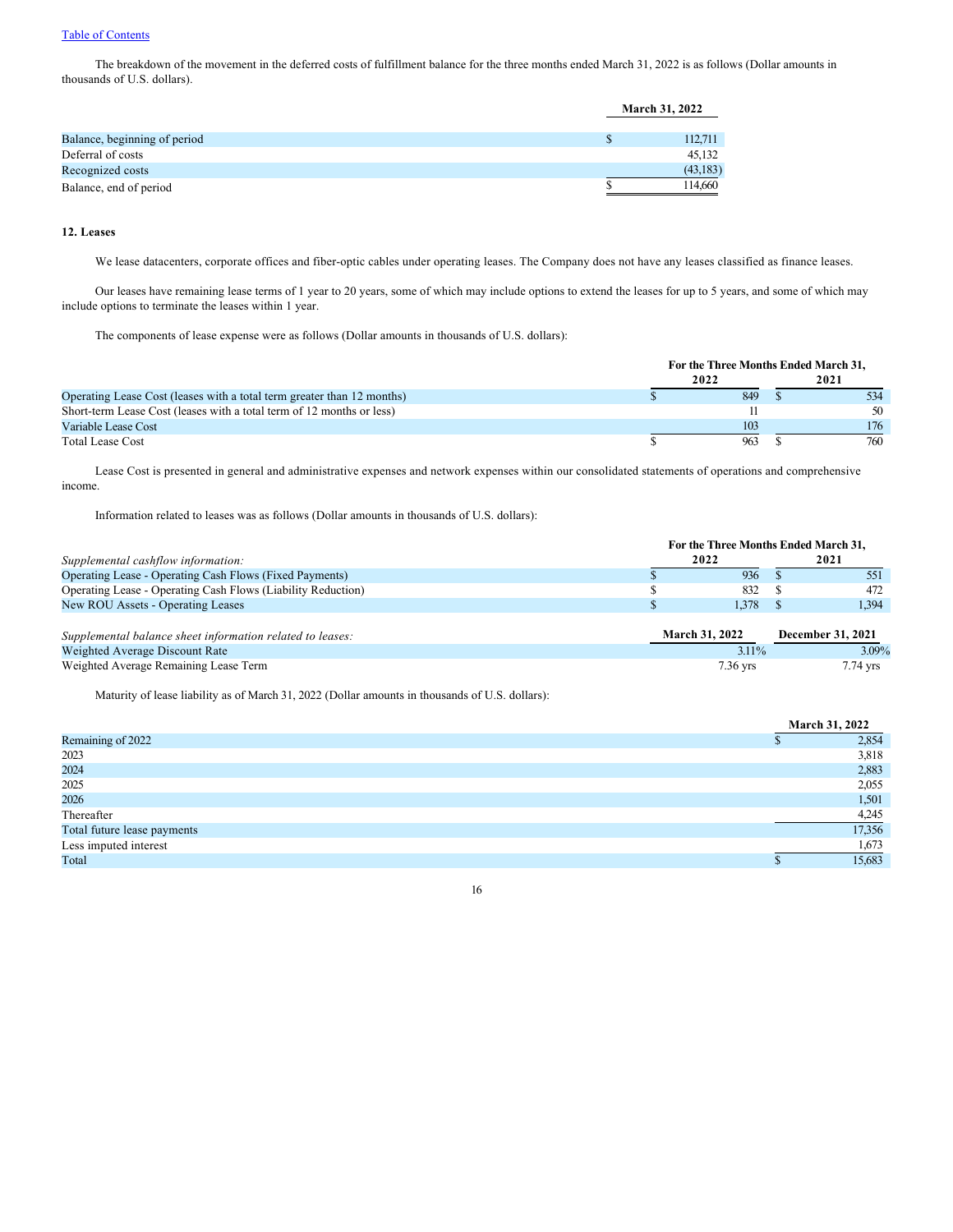[Table of Contents](#)

The breakdown of the movement in the deferred costs of fulfillment balance for the three months ended March 31, 2022 is as follows (Dollar amounts in thousands of U.S. dollars).

| | March 31, 2022 |
|---|---|
| Balance, beginning of period | $ 112,711 |
| Deferral of costs | 45,132 |
| Recognized costs | (43,183) |
| Balance, end of period | $ 114,660 |

## 12. Leases

We lease datacenters, corporate offices and fiber-optic cables under operating leases. The Company does not have any leases classified as finance leases.

Our leases have remaining lease terms of 1 year to 20 years, some of which may include options to extend the leases for up to 5 years, and some of which may include options to terminate the leases within 1 year.

The components of lease expense were as follows (Dollar amounts in thousands of U.S. dollars):

| | For the Three Months Ended March 31, | |
|---|---|---|
| | 2022 | 2021 |
| Operating Lease Cost (leases with a total term greater than 12 months) | $ 849 | $ 534 |
| Short-term Lease Cost (leases with a total term of 12 months or less) | 11 | 50 |
| Variable Lease Cost | 103 | 176 |
| Total Lease Cost | $ 963 | $ 760 |

Lease Cost is presented in general and administrative expenses and network expenses within our consolidated statements of operations and comprehensive income.

Information related to leases was as follows (Dollar amounts in thousands of U.S. dollars):

| | For the Three Months Ended March 31, | |
|---|---|---|
| *Supplemental cashflow information:* | 2022 | 2021 |
| Operating Lease - Operating Cash Flows (Fixed Payments) | $ 936 | $ 551 |
| Operating Lease - Operating Cash Flows (Liability Reduction) | $ 832 | $ 472 |
| New ROU Assets - Operating Leases | $ 1,378 | $ 1,394 |

| *Supplemental balance sheet information related to leases:* | March 31, 2022 | December 31, 2021 |
|---|---|---|
| Weighted Average Discount Rate | 3.11% | 3.09% |
| Weighted Average Remaining Lease Term | 7.36 yrs | 7.74 yrs |

Maturity of lease liability as of March 31, 2022 (Dollar amounts in thousands of U.S. dollars):

| | March 31, 2022 |
|---|---|
| Remaining of 2022 | $ 2,854 |
| 2023 | 3,818 |
| 2024 | 2,883 |
| 2025 | 2,055 |
| 2026 | 1,501 |
| Thereafter | 4,245 |
| Total future lease payments | 17,356 |
| Less imputed interest | 1,673 |
| Total | $ 15,683 |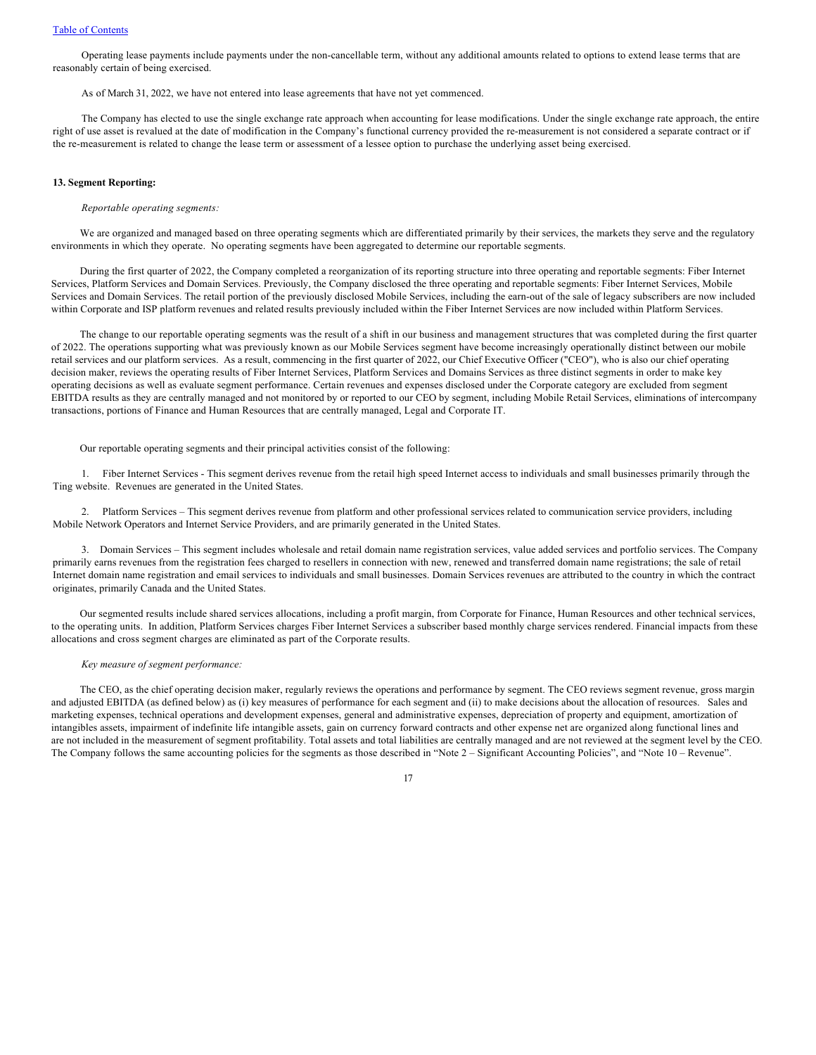Operating lease payments include payments under the non-cancellable term, without any additional amounts related to options to extend lease terms that are reasonably certain of being exercised.

As of March 31, 2022, we have not entered into lease agreements that have not yet commenced.

The Company has elected to use the single exchange rate approach when accounting for lease modifications. Under the single exchange rate approach, the entire right of use asset is revalued at the date of modification in the Company's functional currency provided the re-measurement is not considered a separate contract or if the re-measurement is related to change the lease term or assessment of a lessee option to purchase the underlying asset being exercised.

**13. Segment Reporting:**

*Reportable operating segments:*

We are organized and managed based on three operating segments which are differentiated primarily by their services, the markets they serve and the regulatory environments in which they operate. No operating segments have been aggregated to determine our reportable segments.

During the first quarter of 2022, the Company completed a reorganization of its reporting structure into three operating and reportable segments: Fiber Internet Services, Platform Services and Domain Services. Previously, the Company disclosed the three operating and reportable segments: Fiber Internet Services, Mobile Services and Domain Services. The retail portion of the previously disclosed Mobile Services, including the earn-out of the sale of legacy subscribers are now included within Corporate and ISP platform revenues and related results previously included within the Fiber Internet Services are now included within Platform Services.

The change to our reportable operating segments was the result of a shift in our business and management structures that was completed during the first quarter of 2022. The operations supporting what was previously known as our Mobile Services segment have become increasingly operationally distinct between our mobile retail services and our platform services. As a result, commencing in the first quarter of 2022, our Chief Executive Officer ("CEO"), who is also our chief operating decision maker, reviews the operating results of Fiber Internet Services, Platform Services and Domains Services as three distinct segments in order to make key operating decisions as well as evaluate segment performance. Certain revenues and expenses disclosed under the Corporate category are excluded from segment EBITDA results as they are centrally managed and not monitored by or reported to our CEO by segment, including Mobile Retail Services, eliminations of intercompany transactions, portions of Finance and Human Resources that are centrally managed, Legal and Corporate IT.

Our reportable operating segments and their principal activities consist of the following:

1. Fiber Internet Services - This segment derives revenue from the retail high speed Internet access to individuals and small businesses primarily through the Ting website. Revenues are generated in the United States.

2. Platform Services – This segment derives revenue from platform and other professional services related to communication service providers, including Mobile Network Operators and Internet Service Providers, and are primarily generated in the United States.

3. Domain Services – This segment includes wholesale and retail domain name registration services, value added services and portfolio services. The Company primarily earns revenues from the registration fees charged to resellers in connection with new, renewed and transferred domain name registrations; the sale of retail Internet domain name registration and email services to individuals and small businesses. Domain Services revenues are attributed to the country in which the contract originates, primarily Canada and the United States.

Our segmented results include shared services allocations, including a profit margin, from Corporate for Finance, Human Resources and other technical services, to the operating units. In addition, Platform Services charges Fiber Internet Services a subscriber based monthly charge services rendered. Financial impacts from these allocations and cross segment charges are eliminated as part of the Corporate results.

*Key measure of segment performance:*

The CEO, as the chief operating decision maker, regularly reviews the operations and performance by segment. The CEO reviews segment revenue, gross margin and adjusted EBITDA (as defined below) as (i) key measures of performance for each segment and (ii) to make decisions about the allocation of resources. Sales and marketing expenses, technical operations and development expenses, general and administrative expenses, depreciation of property and equipment, amortization of intangibles assets, impairment of indefinite life intangible assets, gain on currency forward contracts and other expense net are organized along functional lines and are not included in the measurement of segment profitability. Total assets and total liabilities are centrally managed and are not reviewed at the segment level by the CEO. The Company follows the same accounting policies for the segments as those described in "Note 2 – Significant Accounting Policies", and "Note 10 – Revenue".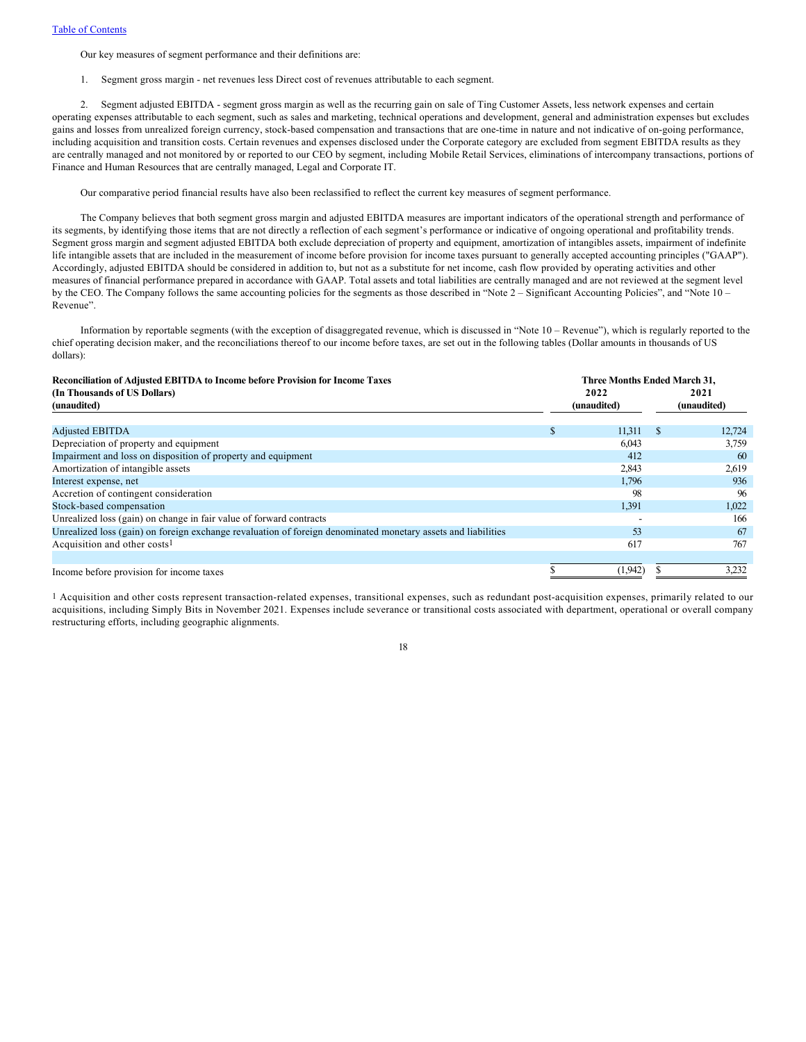[Table of Contents](#)

Our key measures of segment performance and their definitions are:

1. Segment gross margin - net revenues less Direct cost of revenues attributable to each segment.

2. Segment adjusted EBITDA - segment gross margin as well as the recurring gain on sale of Ting Customer Assets, less network expenses and certain operating expenses attributable to each segment, such as sales and marketing, technical operations and development, general and administration expenses but excludes gains and losses from unrealized foreign currency, stock-based compensation and transactions that are one-time in nature and not indicative of on-going performance, including acquisition and transition costs. Certain revenues and expenses disclosed under the Corporate category are excluded from segment EBITDA results as they are centrally managed and not monitored by or reported to our CEO by segment, including Mobile Retail Services, eliminations of intercompany transactions, portions of Finance and Human Resources that are centrally managed, Legal and Corporate IT.

Our comparative period financial results have also been reclassified to reflect the current key measures of segment performance.

The Company believes that both segment gross margin and adjusted EBITDA measures are important indicators of the operational strength and performance of its segments, by identifying those items that are not directly a reflection of each segment's performance or indicative of ongoing operational and profitability trends. Segment gross margin and segment adjusted EBITDA both exclude depreciation of property and equipment, amortization of intangibles assets, impairment of indefinite life intangible assets that are included in the measurement of income before provision for income taxes pursuant to generally accepted accounting principles ("GAAP"). Accordingly, adjusted EBITDA should be considered in addition to, but not as a substitute for net income, cash flow provided by operating activities and other measures of financial performance prepared in accordance with GAAP. Total assets and total liabilities are centrally managed and are not reviewed at the segment level by the CEO. The Company follows the same accounting policies for the segments as those described in "Note 2 – Significant Accounting Policies", and "Note 10 – Revenue".

Information by reportable segments (with the exception of disaggregated revenue, which is discussed in "Note 10 – Revenue"), which is regularly reported to the chief operating decision maker, and the reconciliations thereof to our income before taxes, are set out in the following tables (Dollar amounts in thousands of US dollars):

| **Reconciliation of Adjusted EBITDA to Income before Provision for Income Taxes (In Thousands of US Dollars) (unaudited)** | **Three Months Ended March 31, 2022 (unaudited)** | **2021 (unaudited)** |
|---|---|---|
| Adjusted EBITDA | $ 11,311 | $ 12,724 |
| Depreciation of property and equipment | 6,043 | 3,759 |
| Impairment and loss on disposition of property and equipment | 412 | 60 |
| Amortization of intangible assets | 2,843 | 2,619 |
| Interest expense, net | 1,796 | 936 |
| Accretion of contingent consideration | 98 | 96 |
| Stock-based compensation | 1,391 | 1,022 |
| Unrealized loss (gain) on change in fair value of forward contracts | - | 166 |
| Unrealized loss (gain) on foreign exchange revaluation of foreign denominated monetary assets and liabilities | 53 | 67 |
| Acquisition and other costs[1] | 617 | 767 |
| | | |
| Income before provision for income taxes | $ (1,942) | $ 3,232 |

[1] Acquisition and other costs represent transaction-related expenses, transitional expenses, such as redundant post-acquisition expenses, primarily related to our acquisitions, including Simply Bits in November 2021. Expenses include severance or transitional costs associated with department, operational or overall company restructuring efforts, including geographic alignments.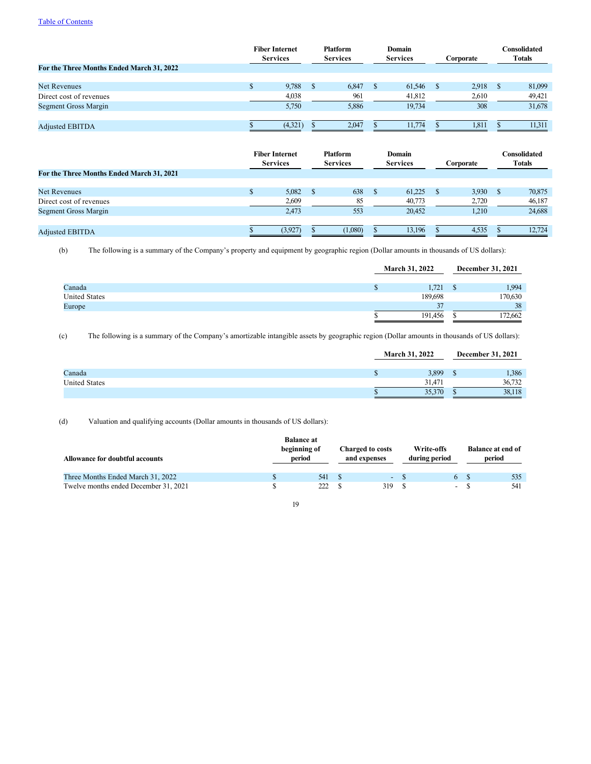| | Fiber Internet Services | Platform Services | Domain Services | Corporate | Consolidated Totals |
|---|---|---|---|---|---|
| **For the Three Months Ended March 31, 2022** | | | | | |
| Net Revenues | $ 9,788 | $ 6,847 | $ 61,546 | $ 2,918 | $ 81,099 |
| Direct cost of revenues | 4,038 | 961 | 41,812 | 2,610 | 49,421 |
| Segment Gross Margin | 5,750 | 5,886 | 19,734 | 308 | 31,678 |
| Adjusted EBITDA | $ (4,321) | $ 2,047 | $ 11,774 | $ 1,811 | $ 11,311 |

| | Fiber Internet Services | Platform Services | Domain Services | Corporate | Consolidated Totals |
|---|---|---|---|---|---|
| **For the Three Months Ended March 31, 2021** | | | | | |
| Net Revenues | $ 5,082 | $ 638 | $ 61,225 | $ 3,930 | $ 70,875 |
| Direct cost of revenues | 2,609 | 85 | 40,773 | 2,720 | 46,187 |
| Segment Gross Margin | 2,473 | 553 | 20,452 | 1,210 | 24,688 |
| Adjusted EBITDA | $ (3,927) | $ (1,080) | $ 13,196 | $ 4,535 | $ 12,724 |

(b) The following is a summary of the Company's property and equipment by geographic region (Dollar amounts in thousands of US dollars):

| | March 31, 2022 | December 31, 2021 |
|---|---|---|
| Canada | $ 1,721 | $ 1,994 |
| United States | 189,698 | 170,630 |
| Europe | 37 | 38 |
| | $ 191,456 | $ 172,662 |

(c) The following is a summary of the Company's amortizable intangible assets by geographic region (Dollar amounts in thousands of US dollars):

| | March 31, 2022 | December 31, 2021 |
|---|---|---|
| Canada | $ 3,899 | $ 1,386 |
| United States | 31,471 | 36,732 |
| | $ 35,370 | $ 38,118 |

(d) Valuation and qualifying accounts (Dollar amounts in thousands of US dollars):

| Allowance for doubtful accounts | Balance at beginning of period | Charged to costs and expenses | Write-offs during period | Balance at end of period |
|---|---|---|---|---|
| Three Months Ended March 31, 2022 | $ 541 | $ - | $ 6 | $ 535 |
| Twelve months ended December 31, 2021 | $ 222 | $ 319 | $ - | $ 541 |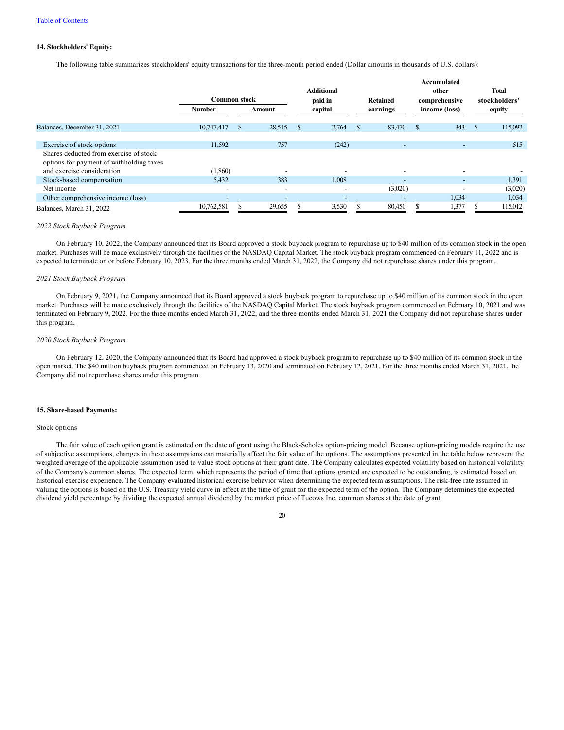### 14. Stockholders' Equity:

The following table summarizes stockholders' equity transactions for the three-month period ended (Dollar amounts in thousands of U.S. dollars):

| | Common stock | | Additional paid in capital | Retained earnings | Accumulated other comprehensive income (loss) | Total stockholders' equity |
|---|---|---|---|---|---|---|
| | Number | Amount | | | | |
| Balances, December 31, 2021 | 10,747,417 | $ 28,515 | $ 2,764 | $ 83,470 | $ 343 | $ 115,092 |
| Exercise of stock options | 11,592 | 757 | (242) | - | - | 515 |
| Shares deducted from exercise of stock options for payment of withholding taxes and exercise consideration | (1,860) | - | - | - | - | - |
| Stock-based compensation | 5,432 | 383 | 1,008 | - | - | 1,391 |
| Net income | - | - | - | (3,020) | - | (3,020) |
| Other comprehensive income (loss) | - | - | - | - | 1,034 | 1,034 |
| Balances, March 31, 2022 | 10,762,581 | $ 29,655 | $ 3,530 | $ 80,450 | $ 1,377 | $ 115,012 |

*2022 Stock Buyback Program*

On February 10, 2022, the Company announced that its Board approved a stock buyback program to repurchase up to $40 million of its common stock in the open market. Purchases will be made exclusively through the facilities of the NASDAQ Capital Market. The stock buyback program commenced on February 11, 2022 and is expected to terminate on or before February 10, 2023. For the three months ended March 31, 2022, the Company did not repurchase shares under this program.

*2021 Stock Buyback Program*

On February 9, 2021, the Company announced that its Board approved a stock buyback program to repurchase up to $40 million of its common stock in the open market. Purchases will be made exclusively through the facilities of the NASDAQ Capital Market. The stock buyback program commenced on February 10, 2021 and was terminated on February 9, 2022. For the three months ended March 31, 2022, and the three months ended March 31, 2021 the Company did not repurchase shares under this program.

*2020 Stock Buyback Program*

On February 12, 2020, the Company announced that its Board had approved a stock buyback program to repurchase up to $40 million of its common stock in the open market. The $40 million buyback program commenced on February 13, 2020 and terminated on February 12, 2021. For the three months ended March 31, 2021, the Company did not repurchase shares under this program.

### 15. Share-based Payments:

Stock options

The fair value of each option grant is estimated on the date of grant using the Black-Scholes option-pricing model. Because option-pricing models require the use of subjective assumptions, changes in these assumptions can materially affect the fair value of the options. The assumptions presented in the table below represent the weighted average of the applicable assumption used to value stock options at their grant date. The Company calculates expected volatility based on historical volatility of the Company's common shares. The expected term, which represents the period of time that options granted are expected to be outstanding, is estimated based on historical exercise experience. The Company evaluated historical exercise behavior when determining the expected term assumptions. The risk-free rate assumed in valuing the options is based on the U.S. Treasury yield curve in effect at the time of grant for the expected term of the option. The Company determines the expected dividend yield percentage by dividing the expected annual dividend by the market price of Tucows Inc. common shares at the date of grant.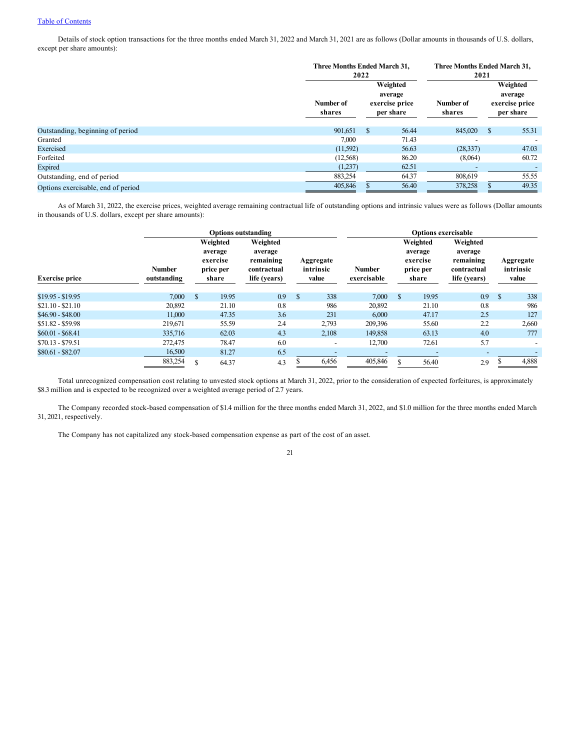Table of Contents

Details of stock option transactions for the three months ended March 31, 2022 and March 31, 2021 are as follows (Dollar amounts in thousands of U.S. dollars, except per share amounts):

| | Three Months Ended March 31, 2022 | | Three Months Ended March 31, 2021 | |
|---|---|---|---|---|
| | Number of shares | Weighted average exercise price per share | Number of shares | Weighted average exercise price per share |
| Outstanding, beginning of period | 901,651 | $ 56.44 | 845,020 | $ 55.31 |
| Granted | 7,000 | 71.43 | - | - |
| Exercised | (11,592) | 56.63 | (28,337) | 47.03 |
| Forfeited | (12,568) | 86.20 | (8,064) | 60.72 |
| Expired | (1,237) | 62.51 | - | - |
| Outstanding, end of period | 883,254 | 64.37 | 808,619 | 55.55 |
| Options exercisable, end of period | 405,846 | $ 56.40 | 378,258 | $ 49.35 |

As of March 31, 2022, the exercise prices, weighted average remaining contractual life of outstanding options and intrinsic values were as follows (Dollar amounts in thousands of U.S. dollars, except per share amounts):

| | Options outstanding | | | | Options exercisable | | | |
|---|---|---|---|---|---|---|---|---|
| Exercise price | Number outstanding | Weighted average exercise price per share | Weighted average remaining contractual life (years) | Aggregate intrinsic value | Number exercisable | Weighted average exercise price per share | Weighted average remaining contractual life (years) | Aggregate intrinsic value |
| $19.95 - $19.95 | 7,000 | $ 19.95 | 0.9 | $ 338 | 7,000 | $ 19.95 | 0.9 | $ 338 |
| $21.10 - $21.10 | 20,892 | 21.10 | 0.8 | 986 | 20,892 | 21.10 | 0.8 | 986 |
| $46.90 - $48.00 | 11,000 | 47.35 | 3.6 | 231 | 6,000 | 47.17 | 2.5 | 127 |
| $51.82 - $59.98 | 219,671 | 55.59 | 2.4 | 2,793 | 209,396 | 55.60 | 2.2 | 2,660 |
| $60.01 - $68.41 | 335,716 | 62.03 | 4.3 | 2,108 | 149,858 | 63.13 | 4.0 | 777 |
| $70.13 - $79.51 | 272,475 | 78.47 | 6.0 | - | 12,700 | 72.61 | 5.7 | - |
| $80.61 - $82.07 | 16,500 | 81.27 | 6.5 | - | - | - | - | - |
| | 883,254 | $ 64.37 | 4.3 | $ 6,456 | 405,846 | $ 56.40 | 2.9 | $ 4,888 |

Total unrecognized compensation cost relating to unvested stock options at March 31, 2022, prior to the consideration of expected forfeitures, is approximately $8.3 million and is expected to be recognized over a weighted average period of 2.7 years.

The Company recorded stock-based compensation of $1.4 million for the three months ended March 31, 2022, and $1.0 million for the three months ended March 31, 2021, respectively.

The Company has not capitalized any stock-based compensation expense as part of the cost of an asset.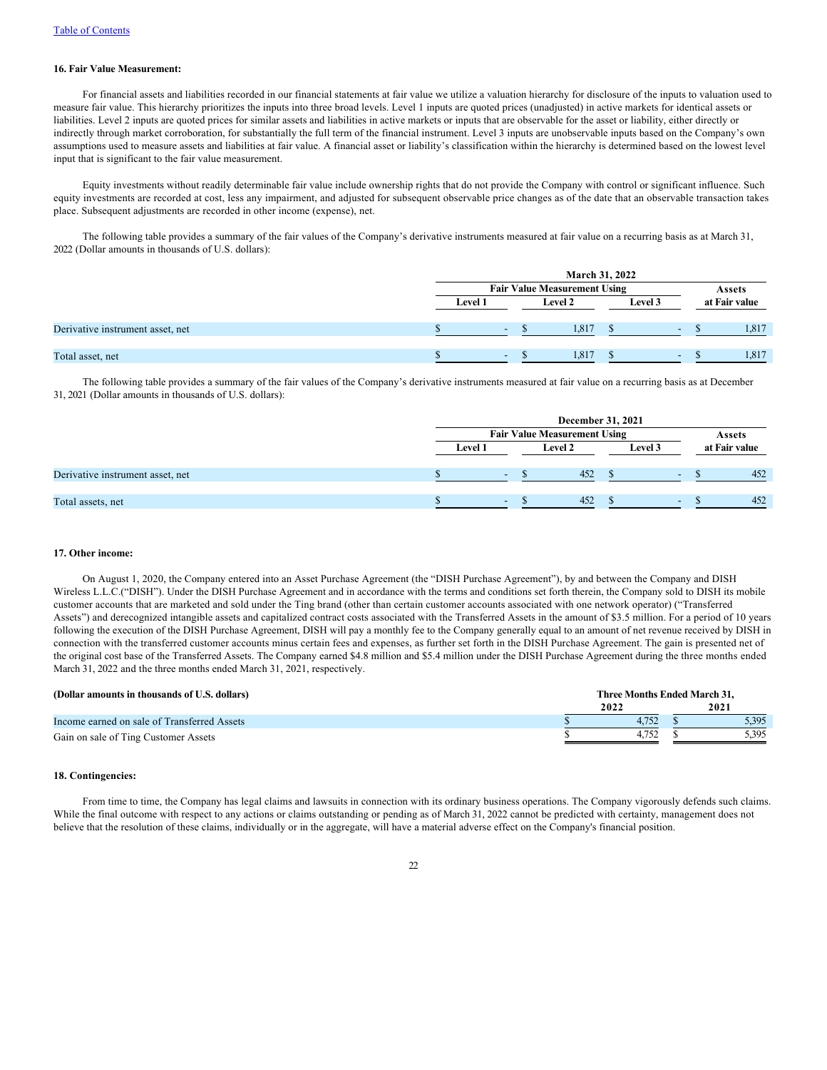[Table of Contents](#)

**16. Fair Value Measurement:**

For financial assets and liabilities recorded in our financial statements at fair value we utilize a valuation hierarchy for disclosure of the inputs to valuation used to measure fair value. This hierarchy prioritizes the inputs into three broad levels. Level 1 inputs are quoted prices (unadjusted) in active markets for identical assets or liabilities. Level 2 inputs are quoted prices for similar assets and liabilities in active markets or inputs that are observable for the asset or liability, either directly or indirectly through market corroboration, for substantially the full term of the financial instrument. Level 3 inputs are unobservable inputs based on the Company's own assumptions used to measure assets and liabilities at fair value. A financial asset or liability's classification within the hierarchy is determined based on the lowest level input that is significant to the fair value measurement.

Equity investments without readily determinable fair value include ownership rights that do not provide the Company with control or significant influence. Such equity investments are recorded at cost, less any impairment, and adjusted for subsequent observable price changes as of the date that an observable transaction takes place. Subsequent adjustments are recorded in other income (expense), net.

The following table provides a summary of the fair values of the Company's derivative instruments measured at fair value on a recurring basis as at March 31, 2022 (Dollar amounts in thousands of U.S. dollars):

| | March 31, 2022 | | | |
|---|---|---|---|---|
| | Fair Value Measurement Using | | | Assets |
| | Level 1 | Level 2 | Level 3 | at Fair value |
| Derivative instrument asset, net | $ - | $ 1,817 | $ - | $ 1,817 |
| Total asset, net | $ - | $ 1,817 | $ - | $ 1,817 |

The following table provides a summary of the fair values of the Company's derivative instruments measured at fair value on a recurring basis as at December 31, 2021 (Dollar amounts in thousands of U.S. dollars):

| | December 31, 2021 | | | |
|---|---|---|---|---|
| | Fair Value Measurement Using | | | Assets |
| | Level 1 | Level 2 | Level 3 | at Fair value |
| Derivative instrument asset, net | $ - | $ 452 | $ - | $ 452 |
| Total assets, net | $ - | $ 452 | $ - | $ 452 |

**17. Other income:**

On August 1, 2020, the Company entered into an Asset Purchase Agreement (the "DISH Purchase Agreement"), by and between the Company and DISH Wireless L.L.C.("DISH"). Under the DISH Purchase Agreement and in accordance with the terms and conditions set forth therein, the Company sold to DISH its mobile customer accounts that are marketed and sold under the Ting brand (other than certain customer accounts associated with one network operator) ("Transferred Assets") and derecognized intangible assets and capitalized contract costs associated with the Transferred Assets in the amount of $3.5 million. For a period of 10 years following the execution of the DISH Purchase Agreement, DISH will pay a monthly fee to the Company generally equal to an amount of net revenue received by DISH in connection with the transferred customer accounts minus certain fees and expenses, as further set forth in the DISH Purchase Agreement. The gain is presented net of the original cost base of the Transferred Assets. The Company earned $4.8 million and $5.4 million under the DISH Purchase Agreement during the three months ended March 31, 2022 and the three months ended March 31, 2021, respectively.

| (Dollar amounts in thousands of U.S. dollars) | Three Months Ended March 31, | |
|---|---|---|
| | 2022 | 2021 |
| Income earned on sale of Transferred Assets | $ 4,752 | $ 5,395 |
| Gain on sale of Ting Customer Assets | $ 4,752 | $ 5,395 |

**18. Contingencies:**

From time to time, the Company has legal claims and lawsuits in connection with its ordinary business operations. The Company vigorously defends such claims. While the final outcome with respect to any actions or claims outstanding or pending as of March 31, 2022 cannot be predicted with certainty, management does not believe that the resolution of these claims, individually or in the aggregate, will have a material adverse effect on the Company's financial position.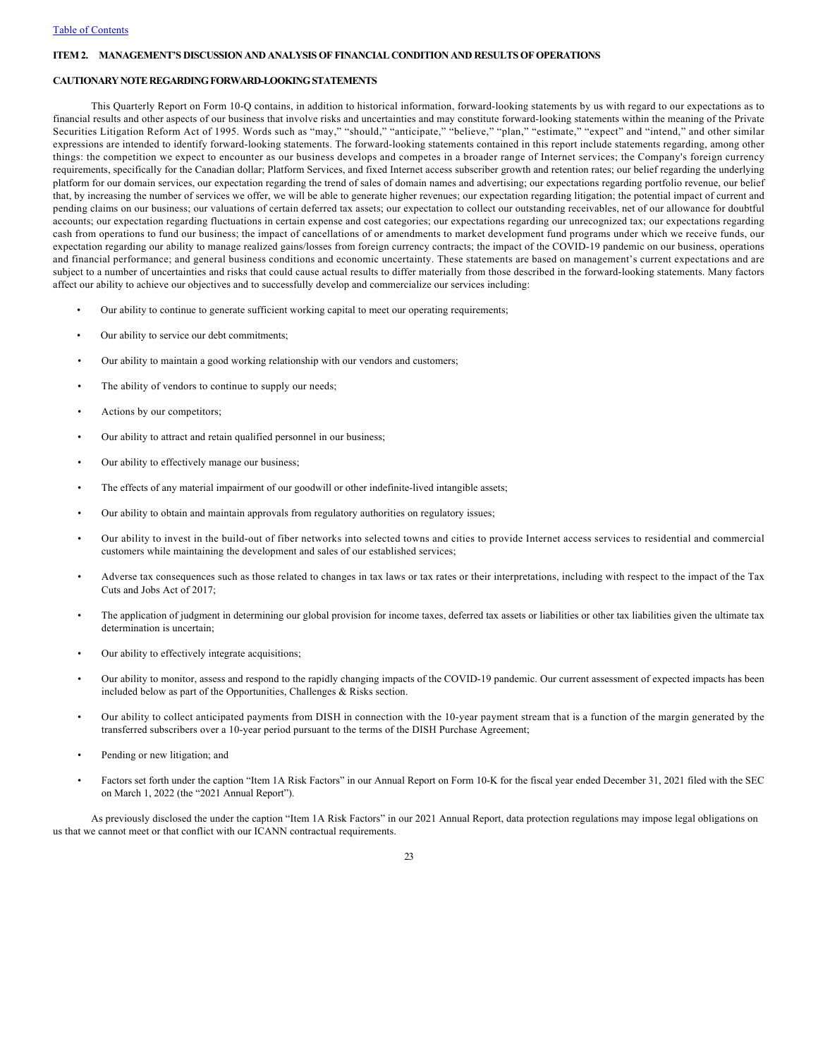[Table of Contents](#)

## ITEM 2. MANAGEMENT'S DISCUSSION AND ANALYSIS OF FINANCIAL CONDITION AND RESULTS OF OPERATIONS

### CAUTIONARY NOTE REGARDING FORWARD-LOOKING STATEMENTS

This Quarterly Report on Form 10-Q contains, in addition to historical information, forward-looking statements by us with regard to our expectations as to financial results and other aspects of our business that involve risks and uncertainties and may constitute forward-looking statements within the meaning of the Private Securities Litigation Reform Act of 1995. Words such as "may," "should," "anticipate," "believe," "plan," "estimate," "expect" and "intend," and other similar expressions are intended to identify forward-looking statements. The forward-looking statements contained in this report include statements regarding, among other things: the competition we expect to encounter as our business develops and competes in a broader range of Internet services; the Company's foreign currency requirements, specifically for the Canadian dollar; Platform Services, and fixed Internet access subscriber growth and retention rates; our belief regarding the underlying platform for our domain services, our expectation regarding the trend of sales of domain names and advertising; our expectations regarding portfolio revenue, our belief that, by increasing the number of services we offer, we will be able to generate higher revenues; our expectation regarding litigation; the potential impact of current and pending claims on our business; our valuations of certain deferred tax assets; our expectation to collect our outstanding receivables, net of our allowance for doubtful accounts; our expectation regarding fluctuations in certain expense and cost categories; our expectations regarding our unrecognized tax; our expectations regarding cash from operations to fund our business; the impact of cancellations of or amendments to market development fund programs under which we receive funds, our expectation regarding our ability to manage realized gains/losses from foreign currency contracts; the impact of the COVID-19 pandemic on our business, operations and financial performance; and general business conditions and economic uncertainty. These statements are based on management's current expectations and are subject to a number of uncertainties and risks that could cause actual results to differ materially from those described in the forward-looking statements. Many factors affect our ability to achieve our objectives and to successfully develop and commercialize our services including:

- Our ability to continue to generate sufficient working capital to meet our operating requirements;
- Our ability to service our debt commitments;
- Our ability to maintain a good working relationship with our vendors and customers;
- The ability of vendors to continue to supply our needs;
- Actions by our competitors;
- Our ability to attract and retain qualified personnel in our business;
- Our ability to effectively manage our business;
- The effects of any material impairment of our goodwill or other indefinite-lived intangible assets;
- Our ability to obtain and maintain approvals from regulatory authorities on regulatory issues;
- Our ability to invest in the build-out of fiber networks into selected towns and cities to provide Internet access services to residential and commercial customers while maintaining the development and sales of our established services;
- Adverse tax consequences such as those related to changes in tax laws or tax rates or their interpretations, including with respect to the impact of the Tax Cuts and Jobs Act of 2017;
- The application of judgment in determining our global provision for income taxes, deferred tax assets or liabilities or other tax liabilities given the ultimate tax determination is uncertain;
- Our ability to effectively integrate acquisitions;
- Our ability to monitor, assess and respond to the rapidly changing impacts of the COVID-19 pandemic. Our current assessment of expected impacts has been included below as part of the Opportunities, Challenges & Risks section.
- Our ability to collect anticipated payments from DISH in connection with the 10-year payment stream that is a function of the margin generated by the transferred subscribers over a 10-year period pursuant to the terms of the DISH Purchase Agreement;
- Pending or new litigation; and
- Factors set forth under the caption "Item 1A Risk Factors" in our Annual Report on Form 10-K for the fiscal year ended December 31, 2021 filed with the SEC on March 1, 2022 (the "2021 Annual Report").

As previously disclosed the under the caption "Item 1A Risk Factors" in our 2021 Annual Report, data protection regulations may impose legal obligations on us that we cannot meet or that conflict with our ICANN contractual requirements.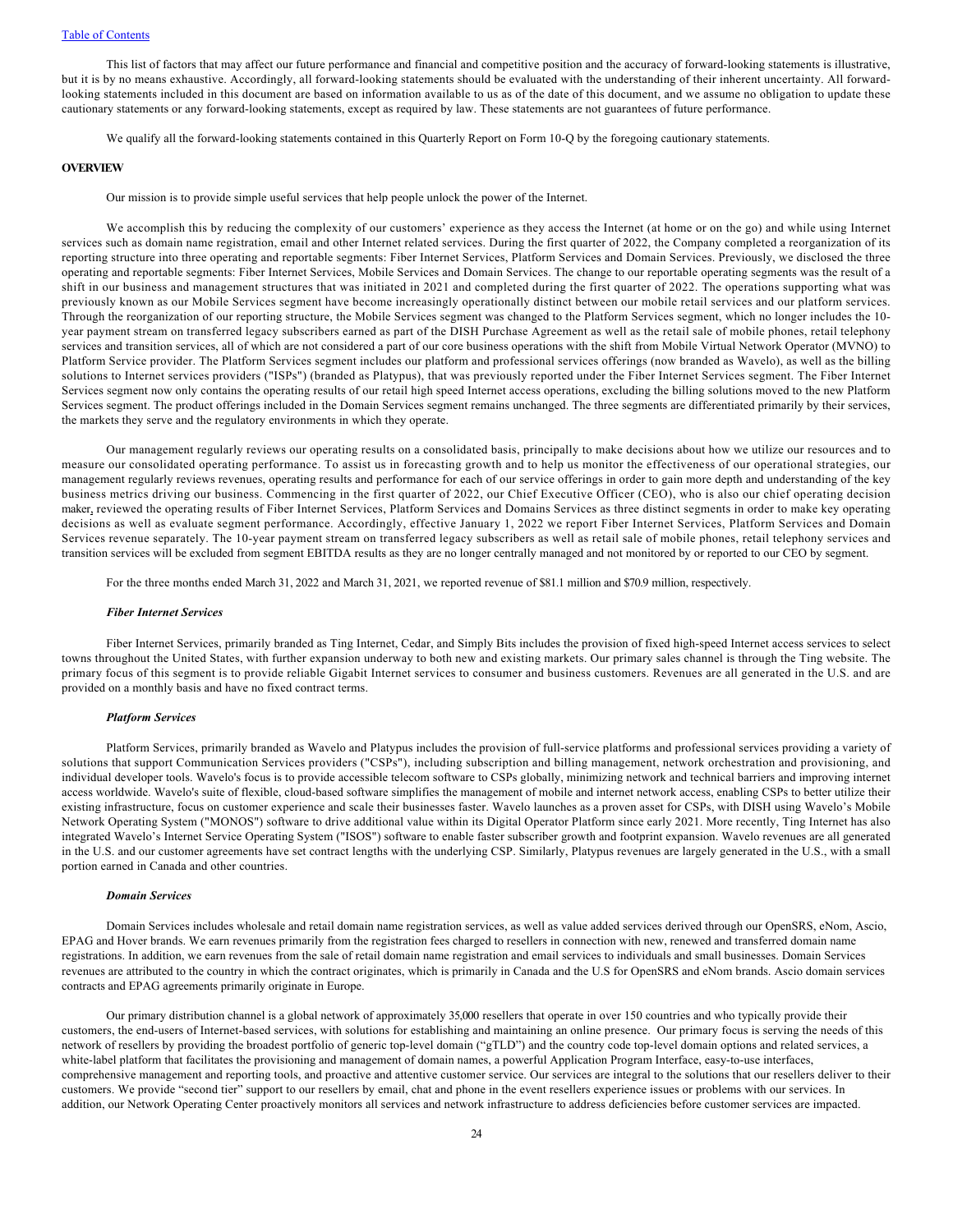This list of factors that may affect our future performance and financial and competitive position and the accuracy of forward-looking statements is illustrative, but it is by no means exhaustive. Accordingly, all forward-looking statements should be evaluated with the understanding of their inherent uncertainty. All forward-looking statements included in this document are based on information available to us as of the date of this document, and we assume no obligation to update these cautionary statements or any forward-looking statements, except as required by law. These statements are not guarantees of future performance.

We qualify all the forward-looking statements contained in this Quarterly Report on Form 10-Q by the foregoing cautionary statements.

## OVERVIEW

Our mission is to provide simple useful services that help people unlock the power of the Internet.

We accomplish this by reducing the complexity of our customers' experience as they access the Internet (at home or on the go) and while using Internet services such as domain name registration, email and other Internet related services. During the first quarter of 2022, the Company completed a reorganization of its reporting structure into three operating and reportable segments: Fiber Internet Services, Platform Services and Domain Services. Previously, we disclosed the three operating and reportable segments: Fiber Internet Services, Mobile Services and Domain Services. The change to our reportable operating segments was the result of a shift in our business and management structures that was initiated in 2021 and completed during the first quarter of 2022. The operations supporting what was previously known as our Mobile Services segment have become increasingly operationally distinct between our mobile retail services and our platform services. Through the reorganization of our reporting structure, the Mobile Services segment was changed to the Platform Services segment, which no longer includes the 10-year payment stream on transferred legacy subscribers earned as part of the DISH Purchase Agreement as well as the retail sale of mobile phones, retail telephony services and transition services, all of which are not considered a part of our core business operations with the shift from Mobile Virtual Network Operator (MVNO) to Platform Service provider. The Platform Services segment includes our platform and professional services offerings (now branded as Wavelo), as well as the billing solutions to Internet services providers ("ISPs") (branded as Platypus), that was previously reported under the Fiber Internet Services segment. The Fiber Internet Services segment now only contains the operating results of our retail high speed Internet access operations, excluding the billing solutions moved to the new Platform Services segment. The product offerings included in the Domain Services segment remains unchanged. The three segments are differentiated primarily by their services, the markets they serve and the regulatory environments in which they operate.

Our management regularly reviews our operating results on a consolidated basis, principally to make decisions about how we utilize our resources and to measure our consolidated operating performance. To assist us in forecasting growth and to help us monitor the effectiveness of our operational strategies, our management regularly reviews revenues, operating results and performance for each of our service offerings in order to gain more depth and understanding of the key business metrics driving our business. Commencing in the first quarter of 2022, our Chief Executive Officer (CEO), who is also our chief operating decision maker, reviewed the operating results of Fiber Internet Services, Platform Services and Domains Services as three distinct segments in order to make key operating decisions as well as evaluate segment performance. Accordingly, effective January 1, 2022 we report Fiber Internet Services, Platform Services and Domain Services revenue separately. The 10-year payment stream on transferred legacy subscribers as well as retail sale of mobile phones, retail telephony services and transition services will be excluded from segment EBITDA results as they are no longer centrally managed and not monitored by or reported to our CEO by segment.

For the three months ended March 31, 2022 and March 31, 2021, we reported revenue of $81.1 million and $70.9 million, respectively.

### *Fiber Internet Services*

Fiber Internet Services, primarily branded as Ting Internet, Cedar, and Simply Bits includes the provision of fixed high-speed Internet access services to select towns throughout the United States, with further expansion underway to both new and existing markets. Our primary sales channel is through the Ting website. The primary focus of this segment is to provide reliable Gigabit Internet services to consumer and business customers. Revenues are all generated in the U.S. and are provided on a monthly basis and have no fixed contract terms.

### *Platform Services*

Platform Services, primarily branded as Wavelo and Platypus includes the provision of full-service platforms and professional services providing a variety of solutions that support Communication Services providers ("CSPs"), including subscription and billing management, network orchestration and provisioning, and individual developer tools. Wavelo's focus is to provide accessible telecom software to CSPs globally, minimizing network and technical barriers and improving internet access worldwide. Wavelo's suite of flexible, cloud-based software simplifies the management of mobile and internet network access, enabling CSPs to better utilize their existing infrastructure, focus on customer experience and scale their businesses faster. Wavelo launches as a proven asset for CSPs, with DISH using Wavelo's Mobile Network Operating System ("MONOS") software to drive additional value within its Digital Operator Platform since early 2021. More recently, Ting Internet has also integrated Wavelo's Internet Service Operating System ("ISOS") software to enable faster subscriber growth and footprint expansion. Wavelo revenues are all generated in the U.S. and our customer agreements have set contract lengths with the underlying CSP. Similarly, Platypus revenues are largely generated in the U.S., with a small portion earned in Canada and other countries.

### *Domain Services*

Domain Services includes wholesale and retail domain name registration services, as well as value added services derived through our OpenSRS, eNom, Ascio, EPAG and Hover brands. We earn revenues primarily from the registration fees charged to resellers in connection with new, renewed and transferred domain name registrations. In addition, we earn revenues from the sale of retail domain name registration and email services to individuals and small businesses. Domain Services revenues are attributed to the country in which the contract originates, which is primarily in Canada and the U.S for OpenSRS and eNom brands. Ascio domain services contracts and EPAG agreements primarily originate in Europe.

Our primary distribution channel is a global network of approximately 35,000 resellers that operate in over 150 countries and who typically provide their customers, the end-users of Internet-based services, with solutions for establishing and maintaining an online presence. Our primary focus is serving the needs of this network of resellers by providing the broadest portfolio of generic top-level domain ("gTLD") and the country code top-level domain options and related services, a white-label platform that facilitates the provisioning and management of domain names, a powerful Application Program Interface, easy-to-use interfaces, comprehensive management and reporting tools, and proactive and attentive customer service. Our services are integral to the solutions that our resellers deliver to their customers. We provide "second tier" support to our resellers by email, chat and phone in the event resellers experience issues or problems with our services. In addition, our Network Operating Center proactively monitors all services and network infrastructure to address deficiencies before customer services are impacted.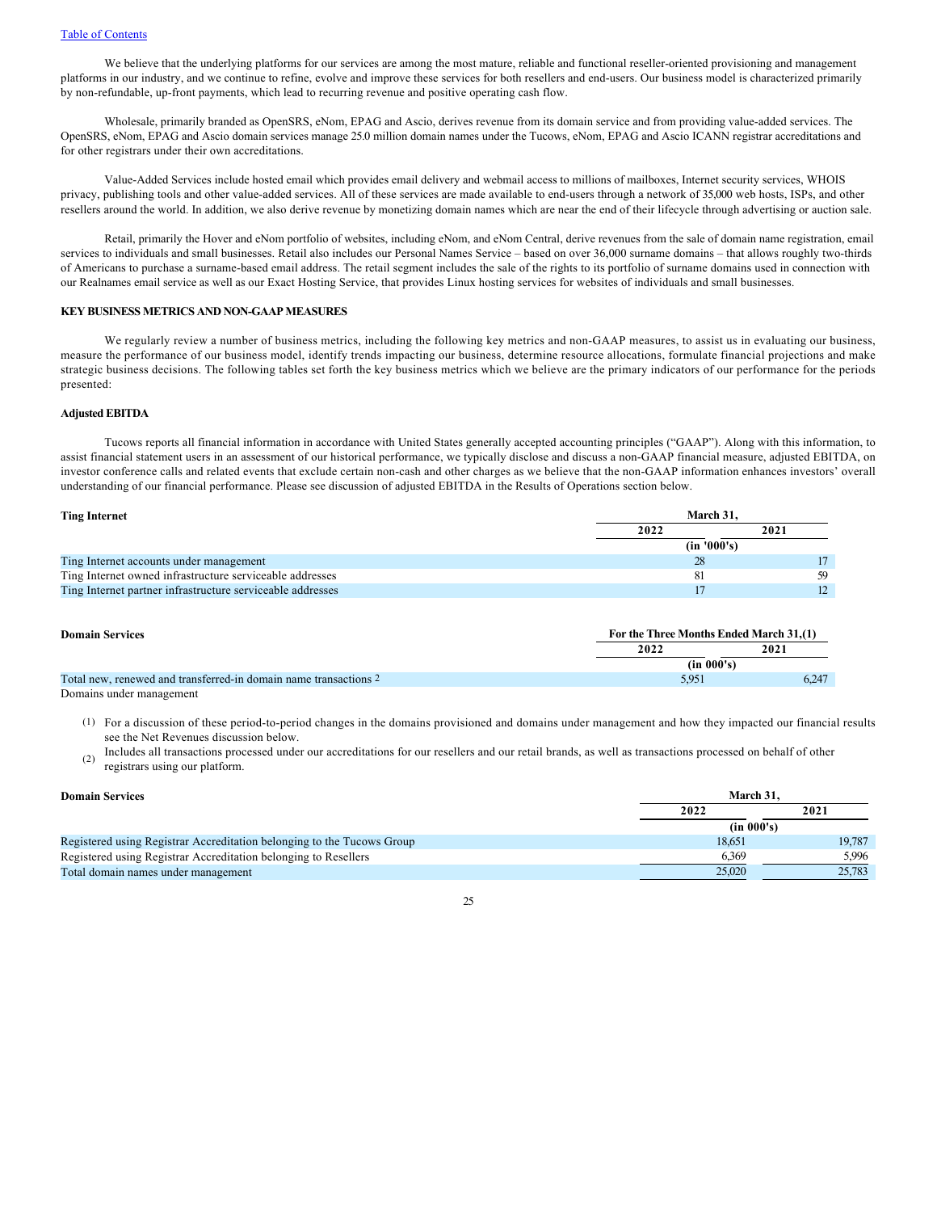We believe that the underlying platforms for our services are among the most mature, reliable and functional reseller-oriented provisioning and management platforms in our industry, and we continue to refine, evolve and improve these services for both resellers and end-users. Our business model is characterized primarily by non-refundable, up-front payments, which lead to recurring revenue and positive operating cash flow.

Wholesale, primarily branded as OpenSRS, eNom, EPAG and Ascio, derives revenue from its domain service and from providing value-added services. The OpenSRS, eNom, EPAG and Ascio domain services manage 25.0 million domain names under the Tucows, eNom, EPAG and Ascio ICANN registrar accreditations and for other registrars under their own accreditations.

Value-Added Services include hosted email which provides email delivery and webmail access to millions of mailboxes, Internet security services, WHOIS privacy, publishing tools and other value-added services. All of these services are made available to end-users through a network of 35,000 web hosts, ISPs, and other resellers around the world. In addition, we also derive revenue by monetizing domain names which are near the end of their lifecycle through advertising or auction sale.

Retail, primarily the Hover and eNom portfolio of websites, including eNom, and eNom Central, derive revenues from the sale of domain name registration, email services to individuals and small businesses. Retail also includes our Personal Names Service – based on over 36,000 surname domains – that allows roughly two-thirds of Americans to purchase a surname-based email address. The retail segment includes the sale of the rights to its portfolio of surname domains used in connection with our Realnames email service as well as our Exact Hosting Service, that provides Linux hosting services for websites of individuals and small businesses.

### KEY BUSINESS METRICS AND NON-GAAP MEASURES

We regularly review a number of business metrics, including the following key metrics and non-GAAP measures, to assist us in evaluating our business, measure the performance of our business model, identify trends impacting our business, determine resource allocations, formulate financial projections and make strategic business decisions. The following tables set forth the key business metrics which we believe are the primary indicators of our performance for the periods presented:

#### Adjusted EBITDA

Tucows reports all financial information in accordance with United States generally accepted accounting principles ("GAAP"). Along with this information, to assist financial statement users in an assessment of our historical performance, we typically disclose and discuss a non-GAAP financial measure, adjusted EBITDA, on investor conference calls and related events that exclude certain non-cash and other charges as we believe that the non-GAAP information enhances investors' overall understanding of our financial performance. Please see discussion of adjusted EBITDA in the Results of Operations section below.

| Ting Internet | March 31, | |
|---|---|---|
| | 2022 | 2021 |
| | (in '000's) | |
| Ting Internet accounts under management | 28 | 17 |
| Ting Internet owned infrastructure serviceable addresses | 81 | 59 |
| Ting Internet partner infrastructure serviceable addresses | 17 | 12 |

| Domain Services | For the Three Months Ended March 31,(1) | |
|---|---|---|
| | 2022 | 2021 |
| | (in 000's) | |
| Total new, renewed and transferred-in domain name transactions 2 | 5,951 | 6,247 |
| Domains under management | | |

(1) For a discussion of these period-to-period changes in the domains provisioned and domains under management and how they impacted our financial results see the Net Revenues discussion below.

(2) Includes all transactions processed under our accreditations for our resellers and our retail brands, as well as transactions processed on behalf of other registrars using our platform.

| Domain Services | March 31, | |
|---|---|---|
| | 2022 | 2021 |
| | (in 000's) | |
| Registered using Registrar Accreditation belonging to the Tucows Group | 18,651 | 19,787 |
| Registered using Registrar Accreditation belonging to Resellers | 6,369 | 5,996 |
| Total domain names under management | 25,020 | 25,783 |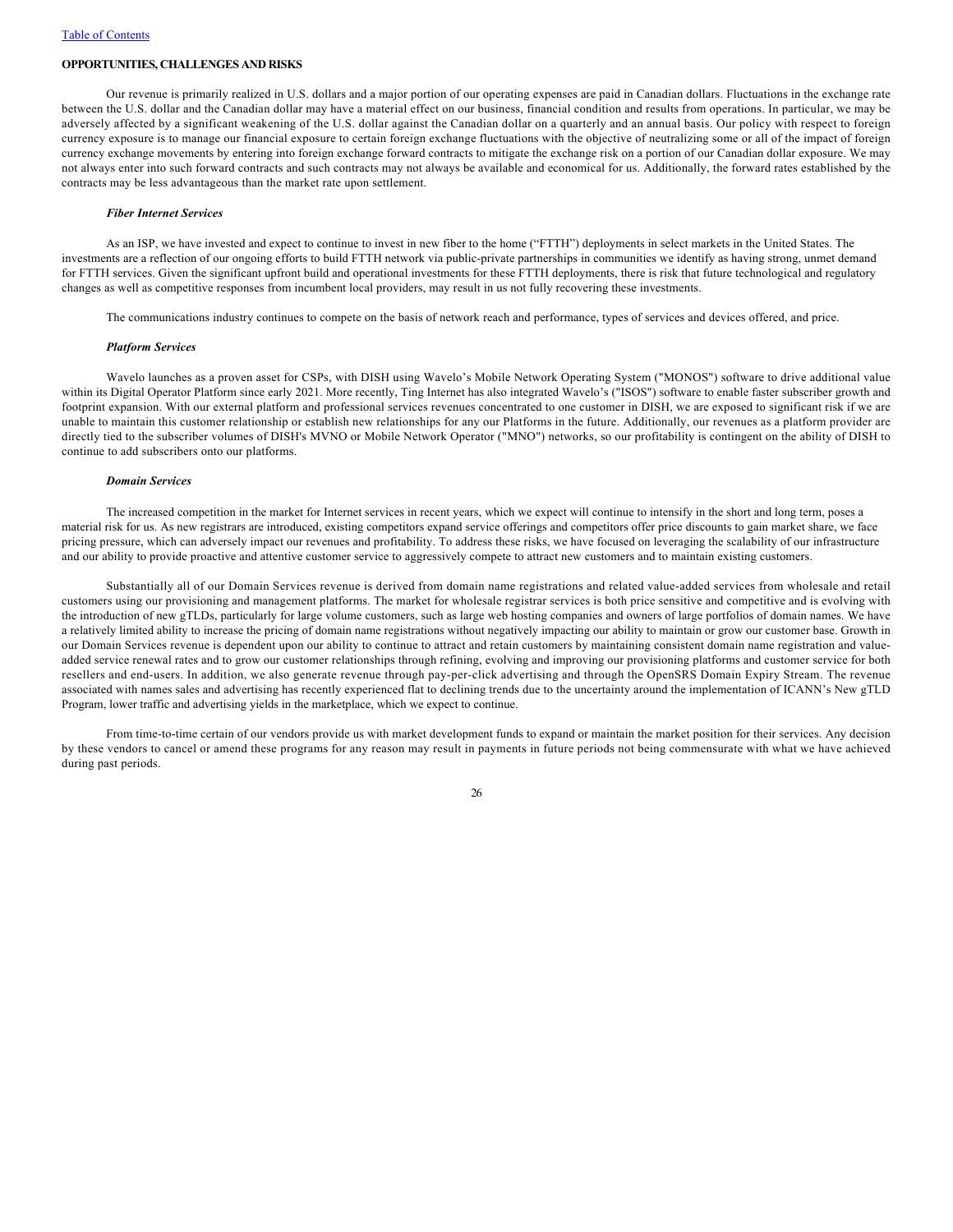## OPPORTUNITIES, CHALLENGES AND RISKS

Our revenue is primarily realized in U.S. dollars and a major portion of our operating expenses are paid in Canadian dollars. Fluctuations in the exchange rate between the U.S. dollar and the Canadian dollar may have a material effect on our business, financial condition and results from operations. In particular, we may be adversely affected by a significant weakening of the U.S. dollar against the Canadian dollar on a quarterly and an annual basis. Our policy with respect to foreign currency exposure is to manage our financial exposure to certain foreign exchange fluctuations with the objective of neutralizing some or all of the impact of foreign currency exchange movements by entering into foreign exchange forward contracts to mitigate the exchange risk on a portion of our Canadian dollar exposure. We may not always enter into such forward contracts and such contracts may not always be available and economical for us. Additionally, the forward rates established by the contracts may be less advantageous than the market rate upon settlement.

### *Fiber Internet Services*

As an ISP, we have invested and expect to continue to invest in new fiber to the home ("FTTH") deployments in select markets in the United States. The investments are a reflection of our ongoing efforts to build FTTH network via public-private partnerships in communities we identify as having strong, unmet demand for FTTH services. Given the significant upfront build and operational investments for these FTTH deployments, there is risk that future technological and regulatory changes as well as competitive responses from incumbent local providers, may result in us not fully recovering these investments.

The communications industry continues to compete on the basis of network reach and performance, types of services and devices offered, and price.

### *Platform Services*

Wavelo launches as a proven asset for CSPs, with DISH using Wavelo's Mobile Network Operating System ("MONOS") software to drive additional value within its Digital Operator Platform since early 2021. More recently, Ting Internet has also integrated Wavelo's ("ISOS") software to enable faster subscriber growth and footprint expansion. With our external platform and professional services revenues concentrated to one customer in DISH, we are exposed to significant risk if we are unable to maintain this customer relationship or establish new relationships for any our Platforms in the future. Additionally, our revenues as a platform provider are directly tied to the subscriber volumes of DISH's MVNO or Mobile Network Operator ("MNO") networks, so our profitability is contingent on the ability of DISH to continue to add subscribers onto our platforms.

### *Domain Services*

The increased competition in the market for Internet services in recent years, which we expect will continue to intensify in the short and long term, poses a material risk for us. As new registrars are introduced, existing competitors expand service offerings and competitors offer price discounts to gain market share, we face pricing pressure, which can adversely impact our revenues and profitability. To address these risks, we have focused on leveraging the scalability of our infrastructure and our ability to provide proactive and attentive customer service to aggressively compete to attract new customers and to maintain existing customers.

Substantially all of our Domain Services revenue is derived from domain name registrations and related value-added services from wholesale and retail customers using our provisioning and management platforms. The market for wholesale registrar services is both price sensitive and competitive and is evolving with the introduction of new gTLDs, particularly for large volume customers, such as large web hosting companies and owners of large portfolios of domain names. We have a relatively limited ability to increase the pricing of domain name registrations without negatively impacting our ability to maintain or grow our customer base. Growth in our Domain Services revenue is dependent upon our ability to continue to attract and retain customers by maintaining consistent domain name registration and value-added service renewal rates and to grow our customer relationships through refining, evolving and improving our provisioning platforms and customer service for both resellers and end-users. In addition, we also generate revenue through pay-per-click advertising and through the OpenSRS Domain Expiry Stream. The revenue associated with names sales and advertising has recently experienced flat to declining trends due to the uncertainty around the implementation of ICANN's New gTLD Program, lower traffic and advertising yields in the marketplace, which we expect to continue.

From time-to-time certain of our vendors provide us with market development funds to expand or maintain the market position for their services. Any decision by these vendors to cancel or amend these programs for any reason may result in payments in future periods not being commensurate with what we have achieved during past periods.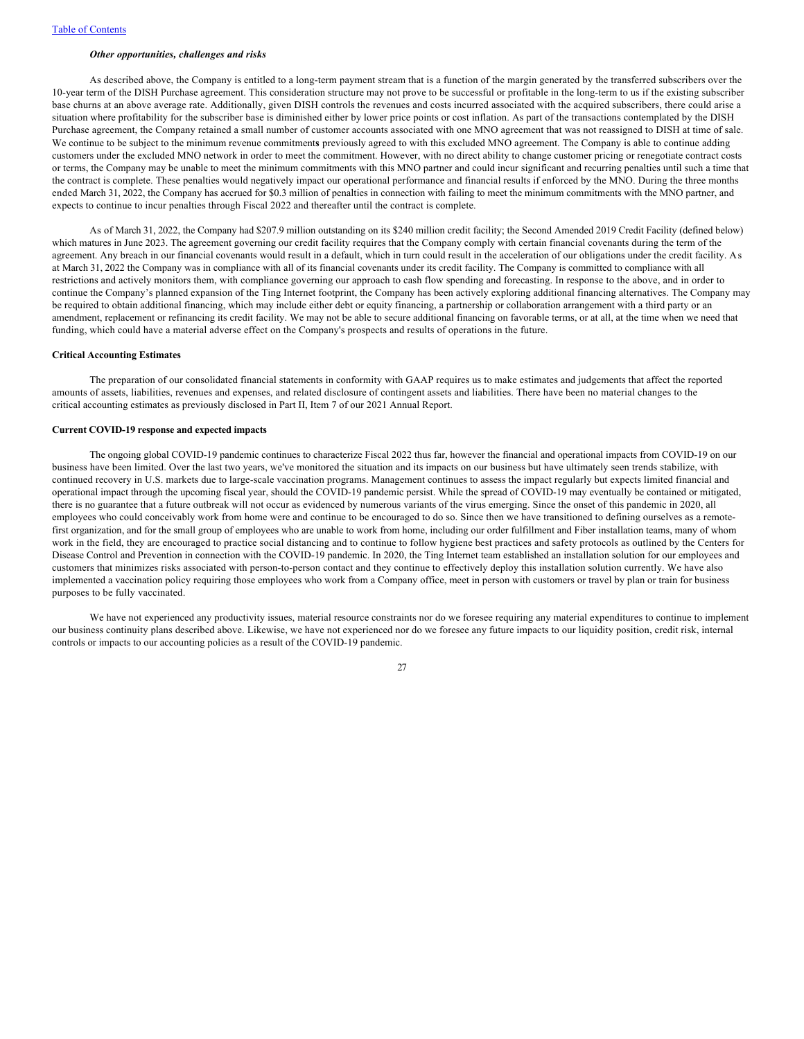***Other opportunities, challenges and risks***

As described above, the Company is entitled to a long-term payment stream that is a function of the margin generated by the transferred subscribers over the 10-year term of the DISH Purchase agreement. This consideration structure may not prove to be successful or profitable in the long-term to us if the existing subscriber base churns at an above average rate. Additionally, given DISH controls the revenues and costs incurred associated with the acquired subscribers, there could arise a situation where profitability for the subscriber base is diminished either by lower price points or cost inflation. As part of the transactions contemplated by the DISH Purchase agreement, the Company retained a small number of customer accounts associated with one MNO agreement that was not reassigned to DISH at time of sale. We continue to be subject to the minimum revenue commitments previously agreed to with this excluded MNO agreement. The Company is able to continue adding customers under the excluded MNO network in order to meet the commitment. However, with no direct ability to change customer pricing or renegotiate contract costs or terms, the Company may be unable to meet the minimum commitments with this MNO partner and could incur significant and recurring penalties until such a time that the contract is complete. These penalties would negatively impact our operational performance and financial results if enforced by the MNO. During the three months ended March 31, 2022, the Company has accrued for $0.3 million of penalties in connection with failing to meet the minimum commitments with the MNO partner, and expects to continue to incur penalties through Fiscal 2022 and thereafter until the contract is complete.

As of March 31, 2022, the Company had $207.9 million outstanding on its $240 million credit facility; the Second Amended 2019 Credit Facility (defined below) which matures in June 2023. The agreement governing our credit facility requires that the Company comply with certain financial covenants during the term of the agreement. Any breach in our financial covenants would result in a default, which in turn could result in the acceleration of our obligations under the credit facility. As at March 31, 2022 the Company was in compliance with all of its financial covenants under its credit facility. The Company is committed to compliance with all restrictions and actively monitors them, with compliance governing our approach to cash flow spending and forecasting. In response to the above, and in order to continue the Company's planned expansion of the Ting Internet footprint, the Company has been actively exploring additional financing alternatives. The Company may be required to obtain additional financing, which may include either debt or equity financing, a partnership or collaboration arrangement with a third party or an amendment, replacement or refinancing its credit facility. We may not be able to secure additional financing on favorable terms, or at all, at the time when we need that funding, which could have a material adverse effect on the Company's prospects and results of operations in the future.

**Critical Accounting Estimates**

The preparation of our consolidated financial statements in conformity with GAAP requires us to make estimates and judgements that affect the reported amounts of assets, liabilities, revenues and expenses, and related disclosure of contingent assets and liabilities. There have been no material changes to the critical accounting estimates as previously disclosed in Part II, Item 7 of our 2021 Annual Report.

**Current COVID-19 response and expected impacts**

The ongoing global COVID-19 pandemic continues to characterize Fiscal 2022 thus far, however the financial and operational impacts from COVID-19 on our business have been limited. Over the last two years, we've monitored the situation and its impacts on our business but have ultimately seen trends stabilize, with continued recovery in U.S. markets due to large-scale vaccination programs. Management continues to assess the impact regularly but expects limited financial and operational impact through the upcoming fiscal year, should the COVID-19 pandemic persist. While the spread of COVID-19 may eventually be contained or mitigated, there is no guarantee that a future outbreak will not occur as evidenced by numerous variants of the virus emerging. Since the onset of this pandemic in 2020, all employees who could conceivably work from home were and continue to be encouraged to do so. Since then we have transitioned to defining ourselves as a remote-first organization, and for the small group of employees who are unable to work from home, including our order fulfillment and Fiber installation teams, many of whom work in the field, they are encouraged to practice social distancing and to continue to follow hygiene best practices and safety protocols as outlined by the Centers for Disease Control and Prevention in connection with the COVID-19 pandemic. In 2020, the Ting Internet team established an installation solution for our employees and customers that minimizes risks associated with person-to-person contact and they continue to effectively deploy this installation solution currently. We have also implemented a vaccination policy requiring those employees who work from a Company office, meet in person with customers or travel by plan or train for business purposes to be fully vaccinated.

We have not experienced any productivity issues, material resource constraints nor do we foresee requiring any material expenditures to continue to implement our business continuity plans described above. Likewise, we have not experienced nor do we foresee any future impacts to our liquidity position, credit risk, internal controls or impacts to our accounting policies as a result of the COVID-19 pandemic.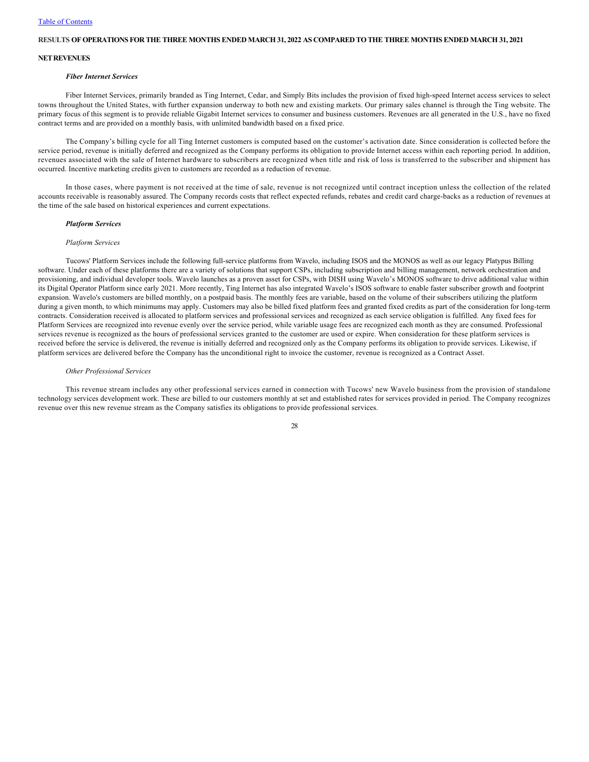## RESULTS OF OPERATIONS FOR THE THREE MONTHS ENDED MARCH 31, 2022 AS COMPARED TO THE THREE MONTHS ENDED MARCH 31, 2021

### NET REVENUES

***Fiber Internet Services***

Fiber Internet Services, primarily branded as Ting Internet, Cedar, and Simply Bits includes the provision of fixed high-speed Internet access services to select towns throughout the United States, with further expansion underway to both new and existing markets. Our primary sales channel is through the Ting website. The primary focus of this segment is to provide reliable Gigabit Internet services to consumer and business customers. Revenues are all generated in the U.S., have no fixed contract terms and are provided on a monthly basis, with unlimited bandwidth based on a fixed price.

The Company's billing cycle for all Ting Internet customers is computed based on the customer's activation date. Since consideration is collected before the service period, revenue is initially deferred and recognized as the Company performs its obligation to provide Internet access within each reporting period. In addition, revenues associated with the sale of Internet hardware to subscribers are recognized when title and risk of loss is transferred to the subscriber and shipment has occurred. Incentive marketing credits given to customers are recorded as a reduction of revenue.

In those cases, where payment is not received at the time of sale, revenue is not recognized until contract inception unless the collection of the related accounts receivable is reasonably assured. The Company records costs that reflect expected refunds, rebates and credit card charge-backs as a reduction of revenues at the time of the sale based on historical experiences and current expectations.

***Platform Services***

*Platform Services*

Tucows' Platform Services include the following full-service platforms from Wavelo, including ISOS and the MONOS as well as our legacy Platypus Billing software. Under each of these platforms there are a variety of solutions that support CSPs, including subscription and billing management, network orchestration and provisioning, and individual developer tools. Wavelo launches as a proven asset for CSPs, with DISH using Wavelo's MONOS software to drive additional value within its Digital Operator Platform since early 2021. More recently, Ting Internet has also integrated Wavelo's ISOS software to enable faster subscriber growth and footprint expansion. Wavelo's customers are billed monthly, on a postpaid basis. The monthly fees are variable, based on the volume of their subscribers utilizing the platform during a given month, to which minimums may apply. Customers may also be billed fixed platform fees and granted fixed credits as part of the consideration for long-term contracts. Consideration received is allocated to platform services and professional services and recognized as each service obligation is fulfilled. Any fixed fees for Platform Services are recognized into revenue evenly over the service period, while variable usage fees are recognized each month as they are consumed. Professional services revenue is recognized as the hours of professional services granted to the customer are used or expire. When consideration for these platform services is received before the service is delivered, the revenue is initially deferred and recognized only as the Company performs its obligation to provide services. Likewise, if platform services are delivered before the Company has the unconditional right to invoice the customer, revenue is recognized as a Contract Asset.

*Other Professional Services*

This revenue stream includes any other professional services earned in connection with Tucows' new Wavelo business from the provision of standalone technology services development work. These are billed to our customers monthly at set and established rates for services provided in period. The Company recognizes revenue over this new revenue stream as the Company satisfies its obligations to provide professional services.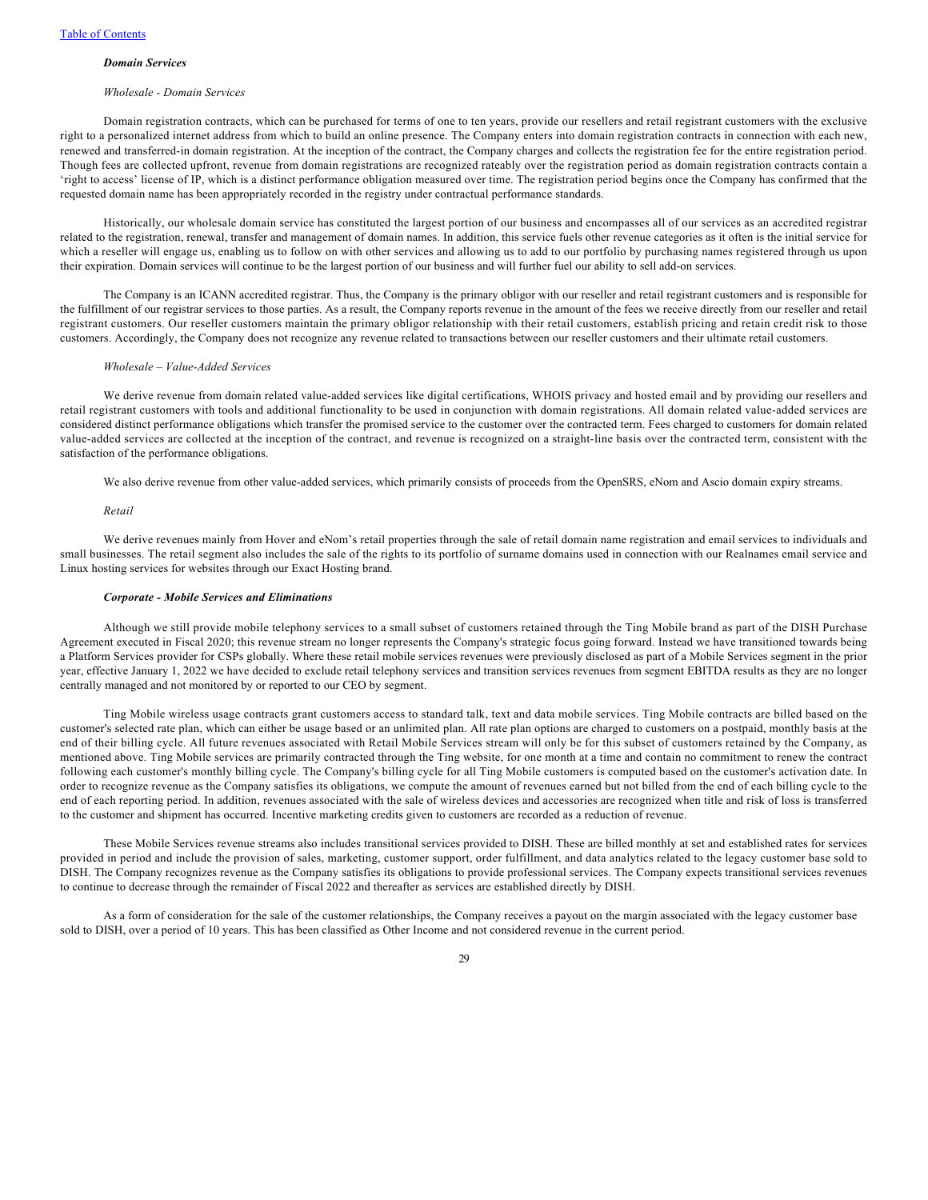***Domain Services***

*Wholesale - Domain Services*

Domain registration contracts, which can be purchased for terms of one to ten years, provide our resellers and retail registrant customers with the exclusive right to a personalized internet address from which to build an online presence. The Company enters into domain registration contracts in connection with each new, renewed and transferred-in domain registration. At the inception of the contract, the Company charges and collects the registration fee for the entire registration period. Though fees are collected upfront, revenue from domain registrations are recognized rateably over the registration period as domain registration contracts contain a 'right to access' license of IP, which is a distinct performance obligation measured over time. The registration period begins once the Company has confirmed that the requested domain name has been appropriately recorded in the registry under contractual performance standards.

Historically, our wholesale domain service has constituted the largest portion of our business and encompasses all of our services as an accredited registrar related to the registration, renewal, transfer and management of domain names. In addition, this service fuels other revenue categories as it often is the initial service for which a reseller will engage us, enabling us to follow on with other services and allowing us to add to our portfolio by purchasing names registered through us upon their expiration. Domain services will continue to be the largest portion of our business and will further fuel our ability to sell add-on services.

The Company is an ICANN accredited registrar. Thus, the Company is the primary obligor with our reseller and retail registrant customers and is responsible for the fulfillment of our registrar services to those parties. As a result, the Company reports revenue in the amount of the fees we receive directly from our reseller and retail registrant customers. Our reseller customers maintain the primary obligor relationship with their retail customers, establish pricing and retain credit risk to those customers. Accordingly, the Company does not recognize any revenue related to transactions between our reseller customers and their ultimate retail customers.

*Wholesale – Value-Added Services*

We derive revenue from domain related value-added services like digital certifications, WHOIS privacy and hosted email and by providing our resellers and retail registrant customers with tools and additional functionality to be used in conjunction with domain registrations. All domain related value-added services are considered distinct performance obligations which transfer the promised service to the customer over the contracted term. Fees charged to customers for domain related value-added services are collected at the inception of the contract, and revenue is recognized on a straight-line basis over the contracted term, consistent with the satisfaction of the performance obligations.

We also derive revenue from other value-added services, which primarily consists of proceeds from the OpenSRS, eNom and Ascio domain expiry streams.

*Retail*

We derive revenues mainly from Hover and eNom's retail properties through the sale of retail domain name registration and email services to individuals and small businesses. The retail segment also includes the sale of the rights to its portfolio of surname domains used in connection with our Realnames email service and Linux hosting services for websites through our Exact Hosting brand.

***Corporate - Mobile Services and Eliminations***

Although we still provide mobile telephony services to a small subset of customers retained through the Ting Mobile brand as part of the DISH Purchase Agreement executed in Fiscal 2020; this revenue stream no longer represents the Company's strategic focus going forward. Instead we have transitioned towards being a Platform Services provider for CSPs globally. Where these retail mobile services revenues were previously disclosed as part of a Mobile Services segment in the prior year, effective January 1, 2022 we have decided to exclude retail telephony services and transition services revenues from segment EBITDA results as they are no longer centrally managed and not monitored by or reported to our CEO by segment.

Ting Mobile wireless usage contracts grant customers access to standard talk, text and data mobile services. Ting Mobile contracts are billed based on the customer's selected rate plan, which can either be usage based or an unlimited plan. All rate plan options are charged to customers on a postpaid, monthly basis at the end of their billing cycle. All future revenues associated with Retail Mobile Services stream will only be for this subset of customers retained by the Company, as mentioned above. Ting Mobile services are primarily contracted through the Ting website, for one month at a time and contain no commitment to renew the contract following each customer's monthly billing cycle. The Company's billing cycle for all Ting Mobile customers is computed based on the customer's activation date. In order to recognize revenue as the Company satisfies its obligations, we compute the amount of revenues earned but not billed from the end of each billing cycle to the end of each reporting period. In addition, revenues associated with the sale of wireless devices and accessories are recognized when title and risk of loss is transferred to the customer and shipment has occurred. Incentive marketing credits given to customers are recorded as a reduction of revenue.

These Mobile Services revenue streams also includes transitional services provided to DISH. These are billed monthly at set and established rates for services provided in period and include the provision of sales, marketing, customer support, order fulfillment, and data analytics related to the legacy customer base sold to DISH. The Company recognizes revenue as the Company satisfies its obligations to provide professional services. The Company expects transitional services revenues to continue to decrease through the remainder of Fiscal 2022 and thereafter as services are established directly by DISH.

As a form of consideration for the sale of the customer relationships, the Company receives a payout on the margin associated with the legacy customer base sold to DISH, over a period of 10 years. This has been classified as Other Income and not considered revenue in the current period.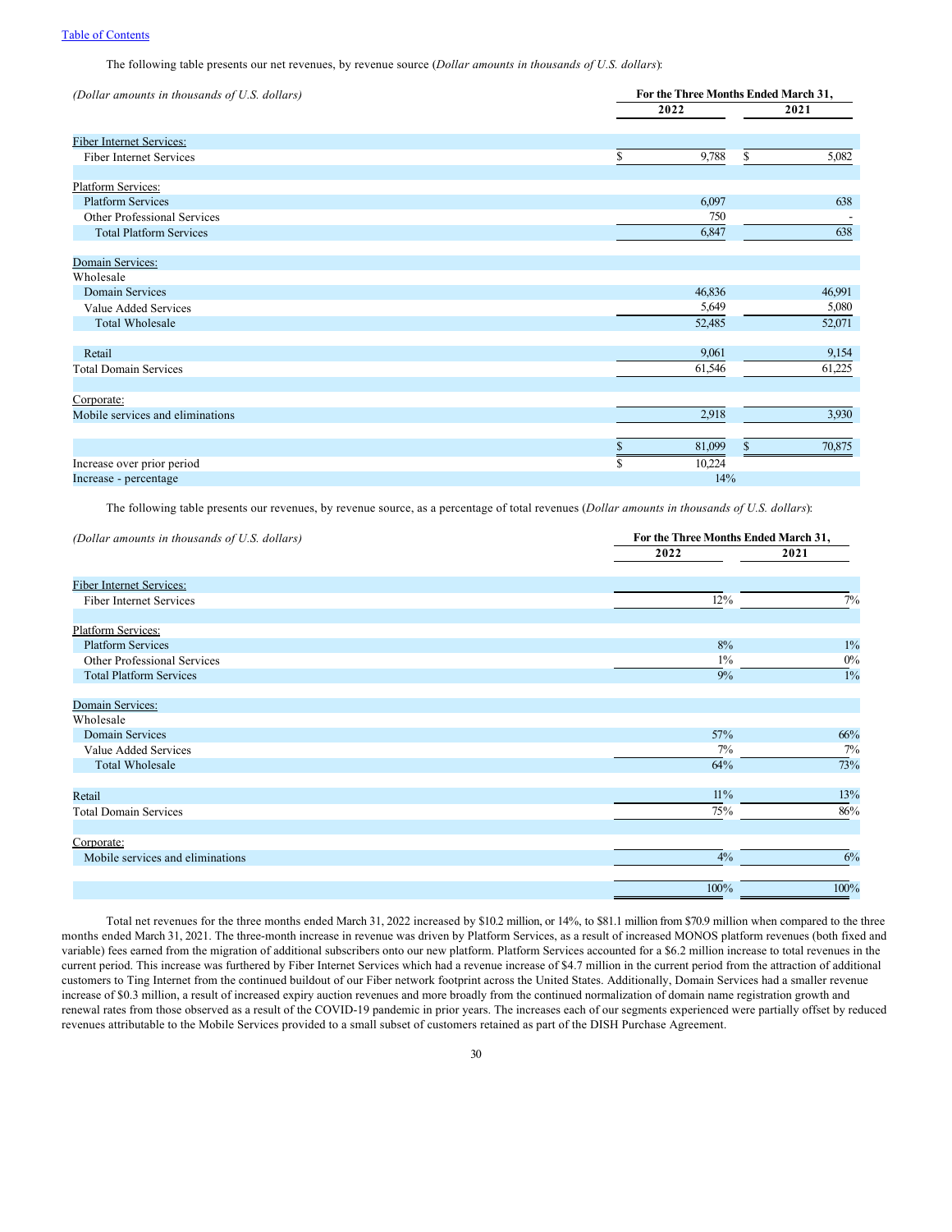[Table of Contents](#)

The following table presents our net revenues, by revenue source (*Dollar amounts in thousands of U.S. dollars*):

| *(Dollar amounts in thousands of U.S. dollars)* | For the Three Months Ended March 31, | |
|---|---|---|
| | 2022 | 2021 |
| Fiber Internet Services: | | |
| Fiber Internet Services | $ 9,788 | $ 5,082 |
| Platform Services: | | |
| Platform Services | 6,097 | 638 |
| Other Professional Services | 750 | - |
| Total Platform Services | 6,847 | 638 |
| Domain Services: | | |
| Wholesale | | |
| Domain Services | 46,836 | 46,991 |
| Value Added Services | 5,649 | 5,080 |
| Total Wholesale | 52,485 | 52,071 |
| Retail | 9,061 | 9,154 |
| Total Domain Services | 61,546 | 61,225 |
| Corporate: | | |
| Mobile services and eliminations | 2,918 | 3,930 |
| | $ 81,099 | $ 70,875 |
| Increase over prior period | $ 10,224 | |
| Increase - percentage | 14% | |

The following table presents our revenues, by revenue source, as a percentage of total revenues (*Dollar amounts in thousands of U.S. dollars*):

| *(Dollar amounts in thousands of U.S. dollars)* | For the Three Months Ended March 31, | |
|---|---|---|
| | 2022 | 2021 |
| Fiber Internet Services: | | |
| Fiber Internet Services | 12% | 7% |
| Platform Services: | | |
| Platform Services | 8% | 1% |
| Other Professional Services | 1% | 0% |
| Total Platform Services | 9% | 1% |
| Domain Services: | | |
| Wholesale | | |
| Domain Services | 57% | 66% |
| Value Added Services | 7% | 7% |
| Total Wholesale | 64% | 73% |
| Retail | 11% | 13% |
| Total Domain Services | 75% | 86% |
| Corporate: | | |
| Mobile services and eliminations | 4% | 6% |
| | 100% | 100% |

Total net revenues for the three months ended March 31, 2022 increased by $10.2 million, or 14%, to $81.1 million from $70.9 million when compared to the three months ended March 31, 2021. The three-month increase in revenue was driven by Platform Services, as a result of increased MONOS platform revenues (both fixed and variable) fees earned from the migration of additional subscribers onto our new platform. Platform Services accounted for a $6.2 million increase to total revenues in the current period. This increase was furthered by Fiber Internet Services which had a revenue increase of $4.7 million in the current period from the attraction of additional customers to Ting Internet from the continued buildout of our Fiber network footprint across the United States. Additionally, Domain Services had a smaller revenue increase of $0.3 million, a result of increased expiry auction revenues and more broadly from the continued normalization of domain name registration growth and renewal rates from those observed as a result of the COVID-19 pandemic in prior years. The increases each of our segments experienced were partially offset by reduced revenues attributable to the Mobile Services provided to a small subset of customers retained as part of the DISH Purchase Agreement.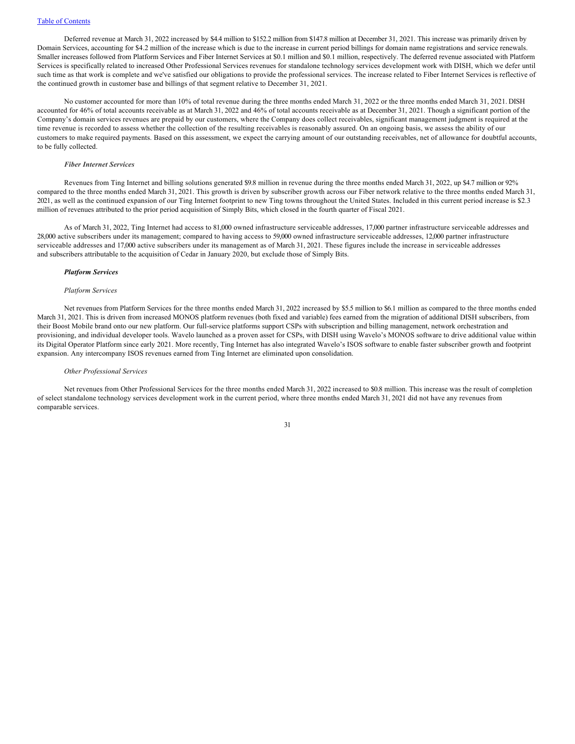Deferred revenue at March 31, 2022 increased by $4.4 million to $152.2 million from $147.8 million at December 31, 2021. This increase was primarily driven by Domain Services, accounting for $4.2 million of the increase which is due to the increase in current period billings for domain name registrations and service renewals. Smaller increases followed from Platform Services and Fiber Internet Services at $0.1 million and $0.1 million, respectively. The deferred revenue associated with Platform Services is specifically related to increased Other Professional Services revenues for standalone technology services development work with DISH, which we defer until such time as that work is complete and we've satisfied our obligations to provide the professional services. The increase related to Fiber Internet Services is reflective of the continued growth in customer base and billings of that segment relative to December 31, 2021.

No customer accounted for more than 10% of total revenue during the three months ended March 31, 2022 or the three months ended March 31, 2021. DISH accounted for 46% of total accounts receivable as at March 31, 2022 and 46% of total accounts receivable as at December 31, 2021. Though a significant portion of the Company's domain services revenues are prepaid by our customers, where the Company does collect receivables, significant management judgment is required at the time revenue is recorded to assess whether the collection of the resulting receivables is reasonably assured. On an ongoing basis, we assess the ability of our customers to make required payments. Based on this assessment, we expect the carrying amount of our outstanding receivables, net of allowance for doubtful accounts, to be fully collected.

***Fiber Internet Services***

Revenues from Ting Internet and billing solutions generated $9.8 million in revenue during the three months ended March 31, 2022, up $4.7 million or 92% compared to the three months ended March 31, 2021. This growth is driven by subscriber growth across our Fiber network relative to the three months ended March 31, 2021, as well as the continued expansion of our Ting Internet footprint to new Ting towns throughout the United States. Included in this current period increase is $2.3 million of revenues attributed to the prior period acquisition of Simply Bits, which closed in the fourth quarter of Fiscal 2021.

As of March 31, 2022, Ting Internet had access to 81,000 owned infrastructure serviceable addresses, 17,000 partner infrastructure serviceable addresses and 28,000 active subscribers under its management; compared to having access to 59,000 owned infrastructure serviceable addresses, 12,000 partner infrastructure serviceable addresses and 17,000 active subscribers under its management as of March 31, 2021. These figures include the increase in serviceable addresses and subscribers attributable to the acquisition of Cedar in January 2020, but exclude those of Simply Bits.

***Platform Services***

*Platform Services*

Net revenues from Platform Services for the three months ended March 31, 2022 increased by $5.5 million to $6.1 million as compared to the three months ended March 31, 2021. This is driven from increased MONOS platform revenues (both fixed and variable) fees earned from the migration of additional DISH subscribers, from their Boost Mobile brand onto our new platform. Our full-service platforms support CSPs with subscription and billing management, network orchestration and provisioning, and individual developer tools. Wavelo launched as a proven asset for CSPs, with DISH using Wavelo's MONOS software to drive additional value within its Digital Operator Platform since early 2021. More recently, Ting Internet has also integrated Wavelo's ISOS software to enable faster subscriber growth and footprint expansion. Any intercompany ISOS revenues earned from Ting Internet are eliminated upon consolidation.

*Other Professional Services*

Net revenues from Other Professional Services for the three months ended March 31, 2022 increased to $0.8 million. This increase was the result of completion of select standalone technology services development work in the current period, where three months ended March 31, 2021 did not have any revenues from comparable services.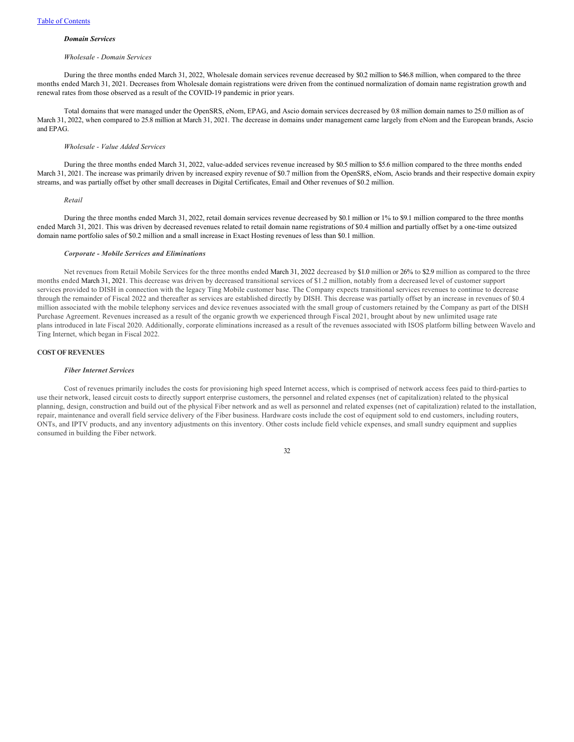***Domain Services***

*Wholesale - Domain Services*

During the three months ended March 31, 2022, Wholesale domain services revenue decreased by $0.2 million to $46.8 million, when compared to the three months ended March 31, 2021. Decreases from Wholesale domain registrations were driven from the continued normalization of domain name registration growth and renewal rates from those observed as a result of the COVID-19 pandemic in prior years.

Total domains that were managed under the OpenSRS, eNom, EPAG, and Ascio domain services decreased by 0.8 million domain names to 25.0 million as of March 31, 2022, when compared to 25.8 million at March 31, 2021. The decrease in domains under management came largely from eNom and the European brands, Ascio and EPAG.

*Wholesale - Value Added Services*

During the three months ended March 31, 2022, value-added services revenue increased by $0.5 million to $5.6 million compared to the three months ended March 31, 2021. The increase was primarily driven by increased expiry revenue of $0.7 million from the OpenSRS, eNom, Ascio brands and their respective domain expiry streams, and was partially offset by other small decreases in Digital Certificates, Email and Other revenues of $0.2 million.

*Retail*

During the three months ended March 31, 2022, retail domain services revenue decreased by $0.1 million or 1% to $9.1 million compared to the three months ended March 31, 2021. This was driven by decreased revenues related to retail domain name registrations of $0.4 million and partially offset by a one-time outsized domain name portfolio sales of $0.2 million and a small increase in Exact Hosting revenues of less than $0.1 million.

***Corporate - Mobile Services and Eliminations***

Net revenues from Retail Mobile Services for the three months ended March 31, 2022 decreased by $1.0 million or 26% to $2.9 million as compared to the three months ended March 31, 2021. This decrease was driven by decreased transitional services of $1.2 million, notably from a decreased level of customer support services provided to DISH in connection with the legacy Ting Mobile customer base. The Company expects transitional services revenues to continue to decrease through the remainder of Fiscal 2022 and thereafter as services are established directly by DISH. This decrease was partially offset by an increase in revenues of $0.4 million associated with the mobile telephony services and device revenues associated with the small group of customers retained by the Company as part of the DISH Purchase Agreement. Revenues increased as a result of the organic growth we experienced through Fiscal 2021, brought about by new unlimited usage rate plans introduced in late Fiscal 2020. Additionally, corporate eliminations increased as a result of the revenues associated with ISOS platform billing between Wavelo and Ting Internet, which began in Fiscal 2022.

**COST OF REVENUES**

***Fiber Internet Services***

Cost of revenues primarily includes the costs for provisioning high speed Internet access, which is comprised of network access fees paid to third-parties to use their network, leased circuit costs to directly support enterprise customers, the personnel and related expenses (net of capitalization) related to the physical planning, design, construction and build out of the physical Fiber network and as well as personnel and related expenses (net of capitalization) related to the installation, repair, maintenance and overall field service delivery of the Fiber business. Hardware costs include the cost of equipment sold to end customers, including routers, ONTs, and IPTV products, and any inventory adjustments on this inventory. Other costs include field vehicle expenses, and small sundry equipment and supplies consumed in building the Fiber network.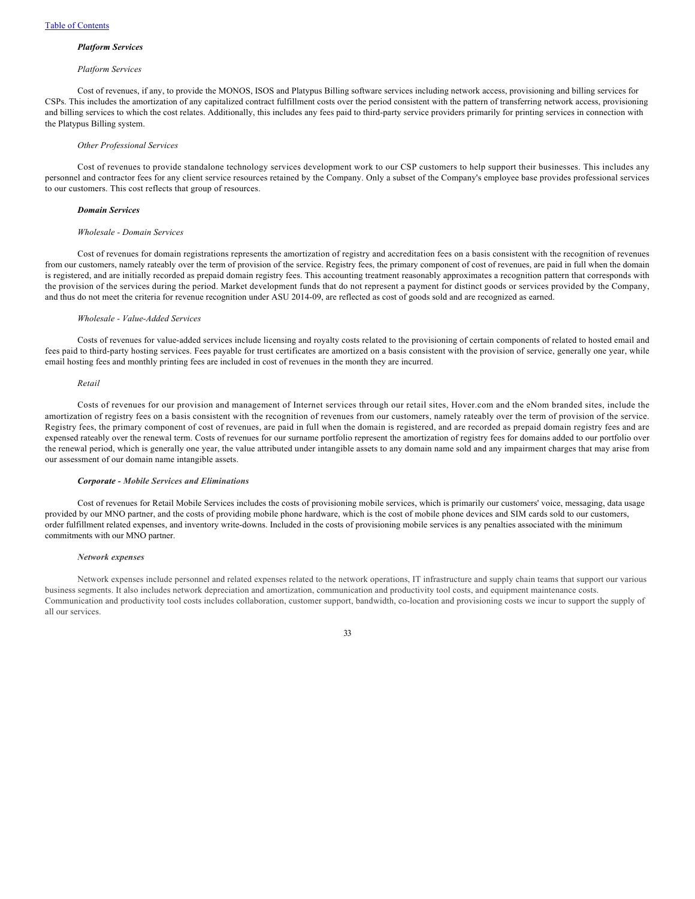**_Platform Services_**

_Platform Services_

Cost of revenues, if any, to provide the MONOS, ISOS and Platypus Billing software services including network access, provisioning and billing services for CSPs. This includes the amortization of any capitalized contract fulfillment costs over the period consistent with the pattern of transferring network access, provisioning and billing services to which the cost relates. Additionally, this includes any fees paid to third-party service providers primarily for printing services in connection with the Platypus Billing system.

_Other Professional Services_

Cost of revenues to provide standalone technology services development work to our CSP customers to help support their businesses. This includes any personnel and contractor fees for any client service resources retained by the Company. Only a subset of the Company's employee base provides professional services to our customers. This cost reflects that group of resources.

**_Domain Services_**

_Wholesale - Domain Services_

Cost of revenues for domain registrations represents the amortization of registry and accreditation fees on a basis consistent with the recognition of revenues from our customers, namely rateably over the term of provision of the service. Registry fees, the primary component of cost of revenues, are paid in full when the domain is registered, and are initially recorded as prepaid domain registry fees. This accounting treatment reasonably approximates a recognition pattern that corresponds with the provision of the services during the period. Market development funds that do not represent a payment for distinct goods or services provided by the Company, and thus do not meet the criteria for revenue recognition under ASU 2014-09, are reflected as cost of goods sold and are recognized as earned.

_Wholesale - Value-Added Services_

Costs of revenues for value-added services include licensing and royalty costs related to the provisioning of certain components of related to hosted email and fees paid to third-party hosting services. Fees payable for trust certificates are amortized on a basis consistent with the provision of service, generally one year, while email hosting fees and monthly printing fees are included in cost of revenues in the month they are incurred.

_Retail_

Costs of revenues for our provision and management of Internet services through our retail sites, Hover.com and the eNom branded sites, include the amortization of registry fees on a basis consistent with the recognition of revenues from our customers, namely rateably over the term of provision of the service. Registry fees, the primary component of cost of revenues, are paid in full when the domain is registered, and are recorded as prepaid domain registry fees and are expensed rateably over the renewal term. Costs of revenues for our surname portfolio represent the amortization of registry fees for domains added to our portfolio over the renewal period, which is generally one year, the value attributed under intangible assets to any domain name sold and any impairment charges that may arise from our assessment of our domain name intangible assets.

**_Corporate - Mobile Services and Eliminations_**

Cost of revenues for Retail Mobile Services includes the costs of provisioning mobile services, which is primarily our customers' voice, messaging, data usage provided by our MNO partner, and the costs of providing mobile phone hardware, which is the cost of mobile phone devices and SIM cards sold to our customers, order fulfillment related expenses, and inventory write-downs. Included in the costs of provisioning mobile services is any penalties associated with the minimum commitments with our MNO partner.

**_Network expenses_**

Network expenses include personnel and related expenses related to the network operations, IT infrastructure and supply chain teams that support our various business segments. It also includes network depreciation and amortization, communication and productivity tool costs, and equipment maintenance costs. Communication and productivity tool costs includes collaboration, customer support, bandwidth, co-location and provisioning costs we incur to support the supply of all our services.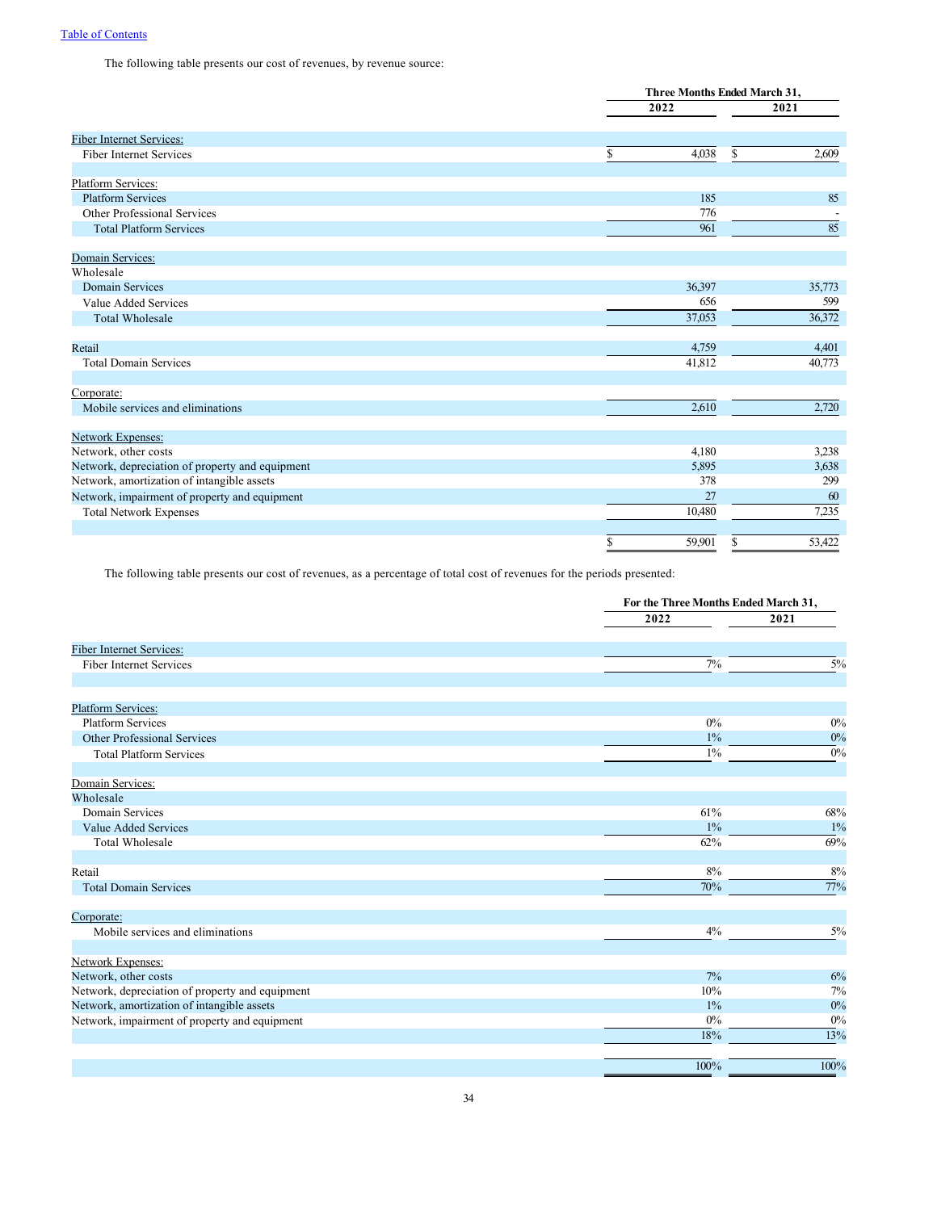The following table presents our cost of revenues, by revenue source:

| | Three Months Ended March 31, | |
|---|---|---|
| | 2022 | 2021 |
| Fiber Internet Services: | | |
| Fiber Internet Services | $ 4,038 | $ 2,609 |
| Platform Services: | | |
| Platform Services | 185 | 85 |
| Other Professional Services | 776 | - |
| Total Platform Services | 961 | 85 |
| Domain Services: | | |
| Wholesale | | |
| Domain Services | 36,397 | 35,773 |
| Value Added Services | 656 | 599 |
| Total Wholesale | 37,053 | 36,372 |
| Retail | 4,759 | 4,401 |
| Total Domain Services | 41,812 | 40,773 |
| Corporate: | | |
| Mobile services and eliminations | 2,610 | 2,720 |
| Network Expenses: | | |
| Network, other costs | 4,180 | 3,238 |
| Network, depreciation of property and equipment | 5,895 | 3,638 |
| Network, amortization of intangible assets | 378 | 299 |
| Network, impairment of property and equipment | 27 | 60 |
| Total Network Expenses | 10,480 | 7,235 |
| | $ 59,901 | $ 53,422 |

The following table presents our cost of revenues, as a percentage of total cost of revenues for the periods presented:

| | For the Three Months Ended March 31, | |
|---|---|---|
| | 2022 | 2021 |
| Fiber Internet Services: | | |
| Fiber Internet Services | 7% | 5% |
| Platform Services: | | |
| Platform Services | 0% | 0% |
| Other Professional Services | 1% | 0% |
| Total Platform Services | 1% | 0% |
| Domain Services: | | |
| Wholesale | | |
| Domain Services | 61% | 68% |
| Value Added Services | 1% | 1% |
| Total Wholesale | 62% | 69% |
| Retail | 8% | 8% |
| Total Domain Services | 70% | 77% |
| Corporate: | | |
| Mobile services and eliminations | 4% | 5% |
| Network Expenses: | | |
| Network, other costs | 7% | 6% |
| Network, depreciation of property and equipment | 10% | 7% |
| Network, amortization of intangible assets | 1% | 0% |
| Network, impairment of property and equipment | 0% | 0% |
| | 18% | 13% |
| | 100% | 100% |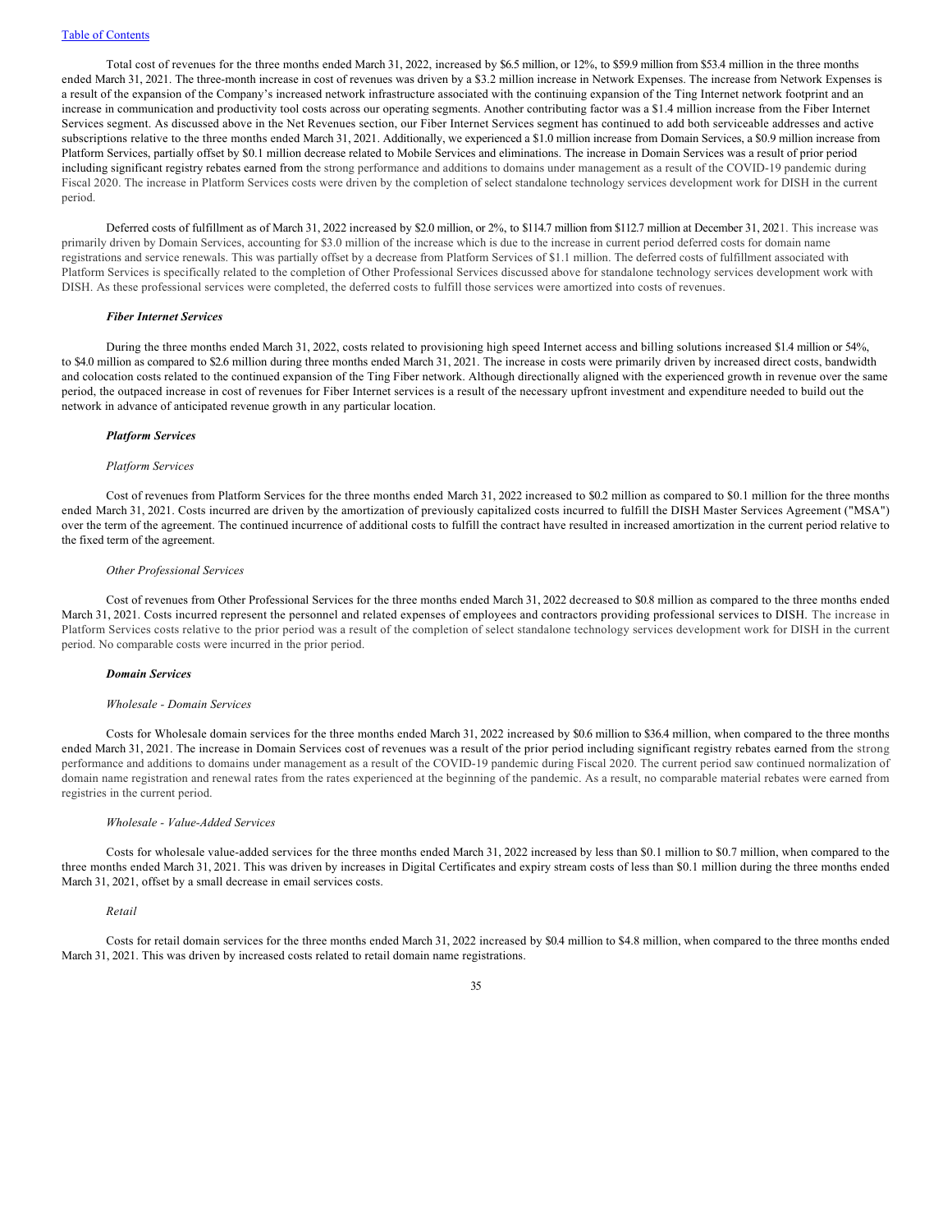Total cost of revenues for the three months ended March 31, 2022, increased by $6.5 million, or 12%, to $59.9 million from $53.4 million in the three months ended March 31, 2021. The three-month increase in cost of revenues was driven by a $3.2 million increase in Network Expenses. The increase from Network Expenses is a result of the expansion of the Company's increased network infrastructure associated with the continuing expansion of the Ting Internet network footprint and an increase in communication and productivity tool costs across our operating segments. Another contributing factor was a $1.4 million increase from the Fiber Internet Services segment. As discussed above in the Net Revenues section, our Fiber Internet Services segment has continued to add both serviceable addresses and active subscriptions relative to the three months ended March 31, 2021. Additionally, we experienced a $1.0 million increase from Domain Services, a $0.9 million increase from Platform Services, partially offset by $0.1 million decrease related to Mobile Services and eliminations. The increase in Domain Services was a result of prior period including significant registry rebates earned from the strong performance and additions to domains under management as a result of the COVID-19 pandemic during Fiscal 2020. The increase in Platform Services costs were driven by the completion of select standalone technology services development work for DISH in the current period.

Deferred costs of fulfillment as of March 31, 2022 increased by $2.0 million, or 2%, to $114.7 million from $112.7 million at December 31, 2021. This increase was primarily driven by Domain Services, accounting for $3.0 million of the increase which is due to the increase in current period deferred costs for domain name registrations and service renewals. This was partially offset by a decrease from Platform Services of $1.1 million. The deferred costs of fulfillment associated with Platform Services is specifically related to the completion of Other Professional Services discussed above for standalone technology services development work with DISH. As these professional services were completed, the deferred costs to fulfill those services were amortized into costs of revenues.

***Fiber Internet Services***

During the three months ended March 31, 2022, costs related to provisioning high speed Internet access and billing solutions increased $1.4 million or 54%, to $4.0 million as compared to $2.6 million during three months ended March 31, 2021. The increase in costs were primarily driven by increased direct costs, bandwidth and colocation costs related to the continued expansion of the Ting Fiber network. Although directionally aligned with the experienced growth in revenue over the same period, the outpaced increase in cost of revenues for Fiber Internet services is a result of the necessary upfront investment and expenditure needed to build out the network in advance of anticipated revenue growth in any particular location.

***Platform Services***

*Platform Services*

Cost of revenues from Platform Services for the three months ended March 31, 2022 increased to $0.2 million as compared to $0.1 million for the three months ended March 31, 2021. Costs incurred are driven by the amortization of previously capitalized costs incurred to fulfill the DISH Master Services Agreement ("MSA") over the term of the agreement. The continued incurrence of additional costs to fulfill the contract have resulted in increased amortization in the current period relative to the fixed term of the agreement.

*Other Professional Services*

Cost of revenues from Other Professional Services for the three months ended March 31, 2022 decreased to $0.8 million as compared to the three months ended March 31, 2021. Costs incurred represent the personnel and related expenses of employees and contractors providing professional services to DISH. The increase in Platform Services costs relative to the prior period was a result of the completion of select standalone technology services development work for DISH in the current period. No comparable costs were incurred in the prior period.

***Domain Services***

*Wholesale - Domain Services*

Costs for Wholesale domain services for the three months ended March 31, 2022 increased by $0.6 million to $36.4 million, when compared to the three months ended March 31, 2021. The increase in Domain Services cost of revenues was a result of the prior period including significant registry rebates earned from the strong performance and additions to domains under management as a result of the COVID-19 pandemic during Fiscal 2020. The current period saw continued normalization of domain name registration and renewal rates from the rates experienced at the beginning of the pandemic. As a result, no comparable material rebates were earned from registries in the current period.

*Wholesale - Value-Added Services*

Costs for wholesale value-added services for the three months ended March 31, 2022 increased by less than $0.1 million to $0.7 million, when compared to the three months ended March 31, 2021. This was driven by increases in Digital Certificates and expiry stream costs of less than $0.1 million during the three months ended March 31, 2021, offset by a small decrease in email services costs.

*Retail*

Costs for retail domain services for the three months ended March 31, 2022 increased by $0.4 million to $4.8 million, when compared to the three months ended March 31, 2021. This was driven by increased costs related to retail domain name registrations.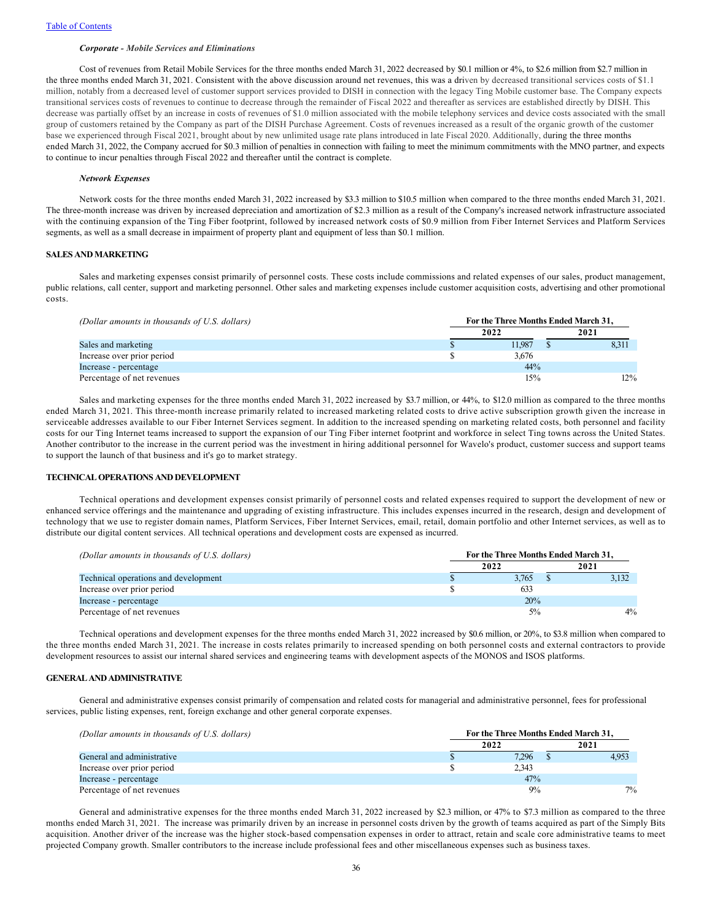*Corporate - Mobile Services and Eliminations*

Cost of revenues from Retail Mobile Services for the three months ended March 31, 2022 decreased by $0.1 million or 4%, to $2.6 million from $2.7 million in the three months ended March 31, 2021. Consistent with the above discussion around net revenues, this was a driven by decreased transitional services costs of $1.1 million, notably from a decreased level of customer support services provided to DISH in connection with the legacy Ting Mobile customer base. The Company expects transitional services costs of revenues to continue to decrease through the remainder of Fiscal 2022 and thereafter as services are established directly by DISH. This decrease was partially offset by an increase in costs of revenues of $1.0 million associated with the mobile telephony services and device costs associated with the small group of customers retained by the Company as part of the DISH Purchase Agreement. Costs of revenues increased as a result of the organic growth of the customer base we experienced through Fiscal 2021, brought about by new unlimited usage rate plans introduced in late Fiscal 2020. Additionally, during the three months ended March 31, 2022, the Company accrued for $0.3 million of penalties in connection with failing to meet the minimum commitments with the MNO partner, and expects to continue to incur penalties through Fiscal 2022 and thereafter until the contract is complete.

*Network Expenses*

Network costs for the three months ended March 31, 2022 increased by $3.3 million to $10.5 million when compared to the three months ended March 31, 2021. The three-month increase was driven by increased depreciation and amortization of $2.3 million as a result of the Company's increased network infrastructure associated with the continuing expansion of the Ting Fiber footprint, followed by increased network costs of $0.9 million from Fiber Internet Services and Platform Services segments, as well as a small decrease in impairment of property plant and equipment of less than $0.1 million.

**SALES AND MARKETING**

Sales and marketing expenses consist primarily of personnel costs. These costs include commissions and related expenses of our sales, product management, public relations, call center, support and marketing personnel. Other sales and marketing expenses include customer acquisition costs, advertising and other promotional costs.

| *(Dollar amounts in thousands of U.S. dollars)* | For the Three Months Ended March 31, | |
|---|---|---|
| | 2022 | 2021 |
| Sales and marketing | $ 11,987 | $ 8,311 |
| Increase over prior period | $ 3,676 | |
| Increase - percentage | 44% | |
| Percentage of net revenues | 15% | 12% |

Sales and marketing expenses for the three months ended March 31, 2022 increased by $3.7 million, or 44%, to $12.0 million as compared to the three months ended March 31, 2021. This three-month increase primarily related to increased marketing related costs to drive active subscription growth given the increase in serviceable addresses available to our Fiber Internet Services segment. In addition to the increased spending on marketing related costs, both personnel and facility costs for our Ting Internet teams increased to support the expansion of our Ting Fiber internet footprint and workforce in select Ting towns across the United States. Another contributor to the increase in the current period was the investment in hiring additional personnel for Wavelo's product, customer success and support teams to support the launch of that business and it's go to market strategy.

**TECHNICAL OPERATIONS AND DEVELOPMENT**

Technical operations and development expenses consist primarily of personnel costs and related expenses required to support the development of new or enhanced service offerings and the maintenance and upgrading of existing infrastructure. This includes expenses incurred in the research, design and development of technology that we use to register domain names, Platform Services, Fiber Internet Services, email, retail, domain portfolio and other Internet services, as well as to distribute our digital content services. All technical operations and development costs are expensed as incurred.

| *(Dollar amounts in thousands of U.S. dollars)* | For the Three Months Ended March 31, | |
|---|---|---|
| | 2022 | 2021 |
| Technical operations and development | $ 3,765 | $ 3,132 |
| Increase over prior period | $ 633 | |
| Increase - percentage | 20% | |
| Percentage of net revenues | 5% | 4% |

Technical operations and development expenses for the three months ended March 31, 2022 increased by $0.6 million, or 20%, to $3.8 million when compared to the three months ended March 31, 2021. The increase in costs relates primarily to increased spending on both personnel costs and external contractors to provide development resources to assist our internal shared services and engineering teams with development aspects of the MONOS and ISOS platforms.

**GENERAL AND ADMINISTRATIVE**

General and administrative expenses consist primarily of compensation and related costs for managerial and administrative personnel, fees for professional services, public listing expenses, rent, foreign exchange and other general corporate expenses.

| *(Dollar amounts in thousands of U.S. dollars)* | For the Three Months Ended March 31, | |
|---|---|---|
| | 2022 | 2021 |
| General and administrative | $ 7,296 | $ 4,953 |
| Increase over prior period | $ 2,343 | |
| Increase - percentage | 47% | |
| Percentage of net revenues | 9% | 7% |

General and administrative expenses for the three months ended March 31, 2022 increased by $2.3 million, or 47% to $7.3 million as compared to the three months ended March 31, 2021. The increase was primarily driven by an increase in personnel costs driven by the growth of teams acquired as part of the Simply Bits acquisition. Another driver of the increase was the higher stock-based compensation expenses in order to attract, retain and scale core administrative teams to meet projected Company growth. Smaller contributors to the increase include professional fees and other miscellaneous expenses such as business taxes.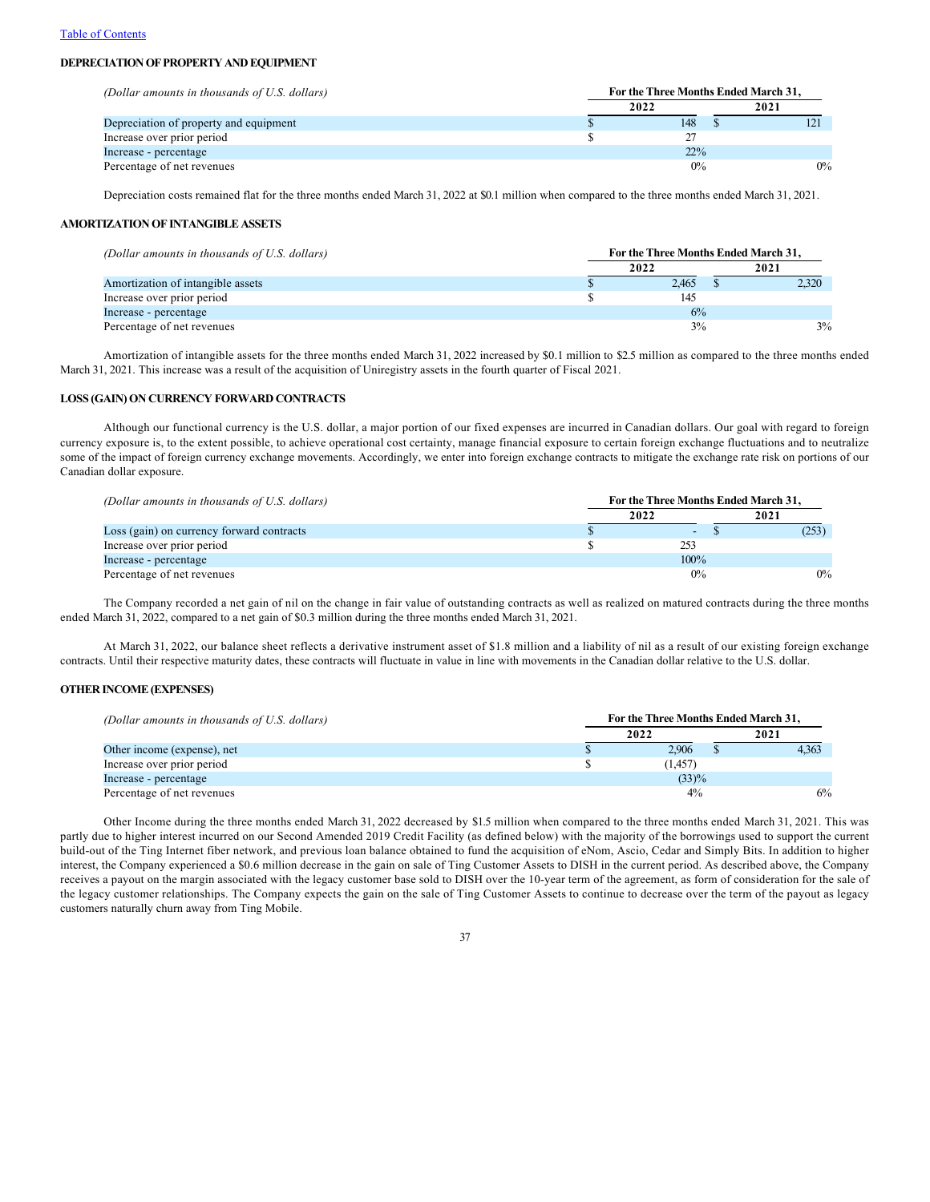[Table of Contents](#)

### DEPRECIATION OF PROPERTY AND EQUIPMENT

| *(Dollar amounts in thousands of U.S. dollars)* | For the Three Months Ended March 31, | |
|---|---|---|
| | 2022 | 2021 |
| Depreciation of property and equipment | $ 148 | $ 121 |
| Increase over prior period | $ 27 | |
| Increase - percentage | 22% | |
| Percentage of net revenues | 0% | 0% |

Depreciation costs remained flat for the three months ended March 31, 2022 at $0.1 million when compared to the three months ended March 31, 2021.

### AMORTIZATION OF INTANGIBLE ASSETS

| *(Dollar amounts in thousands of U.S. dollars)* | For the Three Months Ended March 31, | |
|---|---|---|
| | 2022 | 2021 |
| Amortization of intangible assets | $ 2,465 | $ 2,320 |
| Increase over prior period | $ 145 | |
| Increase - percentage | 6% | |
| Percentage of net revenues | 3% | 3% |

Amortization of intangible assets for the three months ended March 31, 2022 increased by $0.1 million to $2.5 million as compared to the three months ended March 31, 2021. This increase was a result of the acquisition of Uniregistry assets in the fourth quarter of Fiscal 2021.

### LOSS (GAIN) ON CURRENCY FORWARD CONTRACTS

Although our functional currency is the U.S. dollar, a major portion of our fixed expenses are incurred in Canadian dollars. Our goal with regard to foreign currency exposure is, to the extent possible, to achieve operational cost certainty, manage financial exposure to certain foreign exchange fluctuations and to neutralize some of the impact of foreign currency exchange movements. Accordingly, we enter into foreign exchange contracts to mitigate the exchange rate risk on portions of our Canadian dollar exposure.

| *(Dollar amounts in thousands of U.S. dollars)* | For the Three Months Ended March 31, | |
|---|---|---|
| | 2022 | 2021 |
| Loss (gain) on currency forward contracts | $ - | $ (253) |
| Increase over prior period | $ 253 | |
| Increase - percentage | 100% | |
| Percentage of net revenues | 0% | 0% |

The Company recorded a net gain of nil on the change in fair value of outstanding contracts as well as realized on matured contracts during the three months ended March 31, 2022, compared to a net gain of $0.3 million during the three months ended March 31, 2021.

At March 31, 2022, our balance sheet reflects a derivative instrument asset of $1.8 million and a liability of nil as a result of our existing foreign exchange contracts. Until their respective maturity dates, these contracts will fluctuate in value in line with movements in the Canadian dollar relative to the U.S. dollar.

### OTHER INCOME (EXPENSES)

| *(Dollar amounts in thousands of U.S. dollars)* | For the Three Months Ended March 31, | |
|---|---|---|
| | 2022 | 2021 |
| Other income (expense), net | $ 2,906 | $ 4,363 |
| Increase over prior period | $ (1,457) | |
| Increase - percentage | (33)% | |
| Percentage of net revenues | 4% | 6% |

Other Income during the three months ended March 31, 2022 decreased by $1.5 million when compared to the three months ended March 31, 2021. This was partly due to higher interest incurred on our Second Amended 2019 Credit Facility (as defined below) with the majority of the borrowings used to support the current build-out of the Ting Internet fiber network, and previous loan balance obtained to fund the acquisition of eNom, Ascio, Cedar and Simply Bits. In addition to higher interest, the Company experienced a $0.6 million decrease in the gain on sale of Ting Customer Assets to DISH in the current period. As described above, the Company receives a payout on the margin associated with the legacy customer base sold to DISH over the 10-year term of the agreement, as form of consideration for the sale of the legacy customer relationships. The Company expects the gain on the sale of Ting Customer Assets to continue to decrease over the term of the payout as legacy customers naturally churn away from Ting Mobile.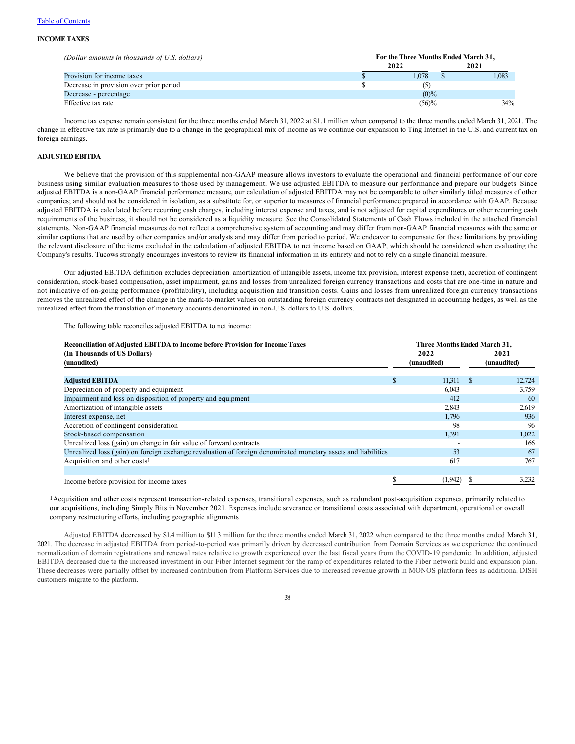[Table of Contents](#)

## INCOME TAXES

| *(Dollar amounts in thousands of U.S. dollars)* | For the Three Months Ended March 31, | |
|---|---|---|
| | 2022 | 2021 |
| Provision for income taxes | $ 1,078 | $ 1,083 |
| Decrease in provision over prior period | $ (5) | |
| Decrease - percentage | (0)% | |
| Effective tax rate | (56)% | 34% |

Income tax expense remain consistent for the three months ended March 31, 2022 at $1.1 million when compared to the three months ended March 31, 2021. The change in effective tax rate is primarily due to a change in the geographical mix of income as we continue our expansion to Ting Internet in the U.S. and current tax on foreign earnings.

## ADJUSTED EBITDA

We believe that the provision of this supplemental non-GAAP measure allows investors to evaluate the operational and financial performance of our core business using similar evaluation measures to those used by management. We use adjusted EBITDA to measure our performance and prepare our budgets. Since adjusted EBITDA is a non-GAAP financial performance measure, our calculation of adjusted EBITDA may not be comparable to other similarly titled measures of other companies; and should not be considered in isolation, as a substitute for, or superior to measures of financial performance prepared in accordance with GAAP. Because adjusted EBITDA is calculated before recurring cash charges, including interest expense and taxes, and is not adjusted for capital expenditures or other recurring cash requirements of the business, it should not be considered as a liquidity measure. See the Consolidated Statements of Cash Flows included in the attached financial statements. Non-GAAP financial measures do not reflect a comprehensive system of accounting and may differ from non-GAAP financial measures with the same or similar captions that are used by other companies and/or analysts and may differ from period to period. We endeavor to compensate for these limitations by providing the relevant disclosure of the items excluded in the calculation of adjusted EBITDA to net income based on GAAP, which should be considered when evaluating the Company's results. Tucows strongly encourages investors to review its financial information in its entirety and not to rely on a single financial measure.

Our adjusted EBITDA definition excludes depreciation, amortization of intangible assets, income tax provision, interest expense (net), accretion of contingent consideration, stock-based compensation, asset impairment, gains and losses from unrealized foreign currency transactions and costs that are one-time in nature and not indicative of on-going performance (profitability), including acquisition and transition costs. Gains and losses from unrealized foreign currency transactions removes the unrealized effect of the change in the mark-to-market values on outstanding foreign currency contracts not designated in accounting hedges, as well as the unrealized effect from the translation of monetary accounts denominated in non-U.S. dollars to U.S. dollars.

The following table reconciles adjusted EBITDA to net income:

| **Reconciliation of Adjusted EBITDA to Income before Provision for Income Taxes (In Thousands of US Dollars) (unaudited)** | **Three Months Ended March 31,** | |
|---|---|---|
| | **2022 (unaudited)** | **2021 (unaudited)** |
| **Adjusted EBITDA** | $ 11,311 | $ 12,724 |
| Depreciation of property and equipment | 6,043 | 3,759 |
| Impairment and loss on disposition of property and equipment | 412 | 60 |
| Amortization of intangible assets | 2,843 | 2,619 |
| Interest expense, net | 1,796 | 936 |
| Accretion of contingent consideration | 98 | 96 |
| Stock-based compensation | 1,391 | 1,022 |
| Unrealized loss (gain) on change in fair value of forward contracts | - | 166 |
| Unrealized loss (gain) on foreign exchange revaluation of foreign denominated monetary assets and liabilities | 53 | 67 |
| Acquisition and other costs[1] | 617 | 767 |
| | | |
| Income before provision for income taxes | $ (1,942) | $ 3,232 |

[1]Acquisition and other costs represent transaction-related expenses, transitional expenses, such as redundant post-acquisition expenses, primarily related to our acquisitions, including Simply Bits in November 2021. Expenses include severance or transitional costs associated with department, operational or overall company restructuring efforts, including geographic alignments

Adjusted EBITDA decreased by $1.4 million to $11.3 million for the three months ended March 31, 2022 when compared to the three months ended March 31, 2021. The decrease in adjusted EBITDA from period-to-period was primarily driven by decreased contribution from Domain Services as we experience the continued normalization of domain registrations and renewal rates relative to growth experienced over the last fiscal years from the COVID-19 pandemic. In addition, adjusted EBITDA decreased due to the increased investment in our Fiber Internet segment for the ramp of expenditures related to the Fiber network build and expansion plan. These decreases were partially offset by increased contribution from Platform Services due to increased revenue growth in MONOS platform fees as additional DISH customers migrate to the platform.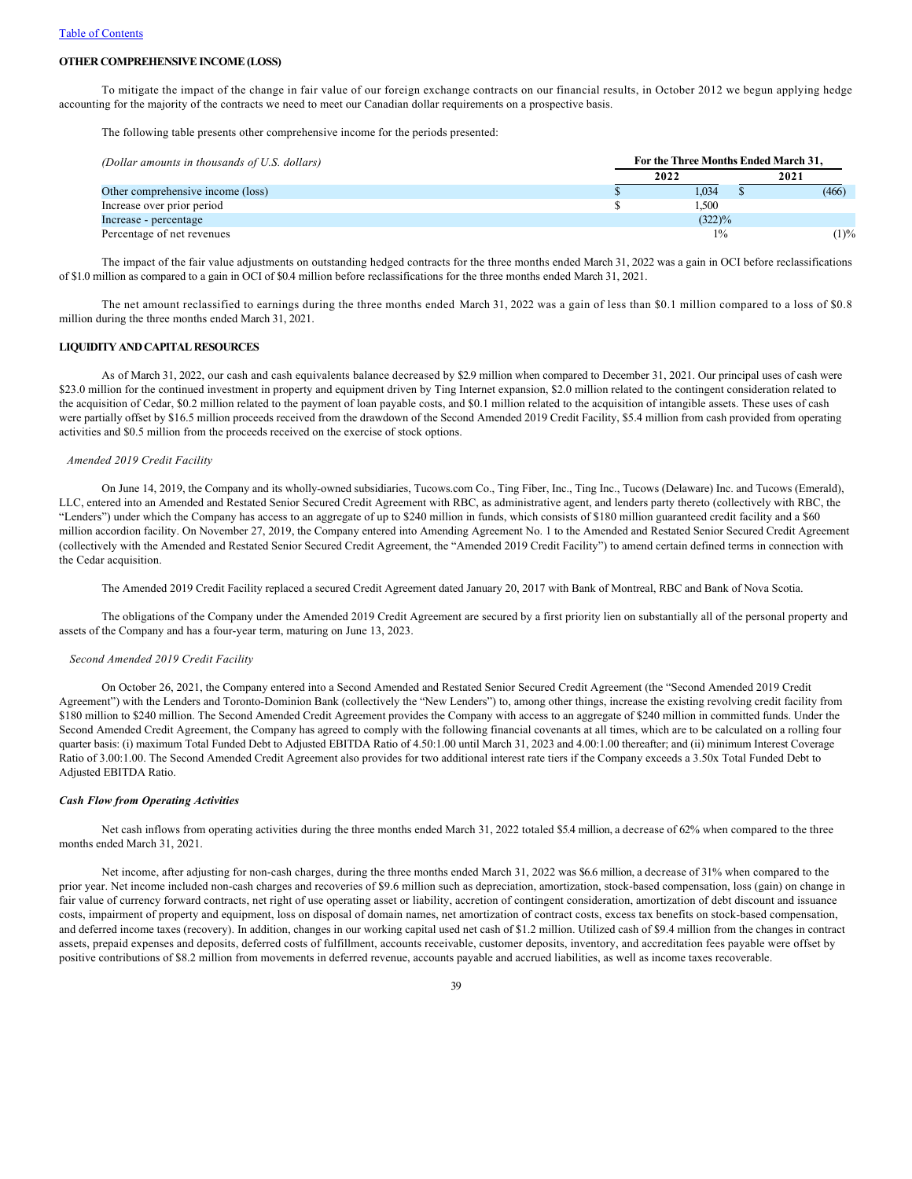[Table of Contents]

**OTHER COMPREHENSIVE INCOME (LOSS)**

To mitigate the impact of the change in fair value of our foreign exchange contracts on our financial results, in October 2012 we begun applying hedge accounting for the majority of the contracts we need to meet our Canadian dollar requirements on a prospective basis.

The following table presents other comprehensive income for the periods presented:

| *(Dollar amounts in thousands of U.S. dollars)* | For the Three Months Ended March 31, | |
|---|---|---|
| | **2022** | **2021** |
| Other comprehensive income (loss) | $ 1,034 | $ (466) |
| Increase over prior period | $ 1,500 | |
| Increase - percentage | (322)% | |
| Percentage of net revenues | 1% | (1)% |

The impact of the fair value adjustments on outstanding hedged contracts for the three months ended March 31, 2022 was a gain in OCI before reclassifications of $1.0 million as compared to a gain in OCI of $0.4 million before reclassifications for the three months ended March 31, 2021.

The net amount reclassified to earnings during the three months ended March 31, 2022 was a gain of less than $0.1 million compared to a loss of $0.8 million during the three months ended March 31, 2021.

**LIQUIDITY AND CAPITAL RESOURCES**

As of March 31, 2022, our cash and cash equivalents balance decreased by $2.9 million when compared to December 31, 2021. Our principal uses of cash were $23.0 million for the continued investment in property and equipment driven by Ting Internet expansion, $2.0 million related to the contingent consideration related to the acquisition of Cedar, $0.2 million related to the payment of loan payable costs, and $0.1 million related to the acquisition of intangible assets. These uses of cash were partially offset by $16.5 million proceeds received from the drawdown of the Second Amended 2019 Credit Facility, $5.4 million from cash provided from operating activities and $0.5 million from the proceeds received on the exercise of stock options.

*Amended 2019 Credit Facility*

On June 14, 2019, the Company and its wholly-owned subsidiaries, Tucows.com Co., Ting Fiber, Inc., Ting Inc., Tucows (Delaware) Inc. and Tucows (Emerald), LLC, entered into an Amended and Restated Senior Secured Credit Agreement with RBC, as administrative agent, and lenders party thereto (collectively with RBC, the "Lenders") under which the Company has access to an aggregate of up to $240 million in funds, which consists of $180 million guaranteed credit facility and a $60 million accordion facility. On November 27, 2019, the Company entered into Amending Agreement No. 1 to the Amended and Restated Senior Secured Credit Agreement (collectively with the Amended and Restated Senior Secured Credit Agreement, the "Amended 2019 Credit Facility") to amend certain defined terms in connection with the Cedar acquisition.

The Amended 2019 Credit Facility replaced a secured Credit Agreement dated January 20, 2017 with Bank of Montreal, RBC and Bank of Nova Scotia.

The obligations of the Company under the Amended 2019 Credit Agreement are secured by a first priority lien on substantially all of the personal property and assets of the Company and has a four-year term, maturing on June 13, 2023.

*Second Amended 2019 Credit Facility*

On October 26, 2021, the Company entered into a Second Amended and Restated Senior Secured Credit Agreement (the "Second Amended 2019 Credit Agreement") with the Lenders and Toronto-Dominion Bank (collectively the "New Lenders") to, among other things, increase the existing revolving credit facility from $180 million to $240 million. The Second Amended Credit Agreement provides the Company with access to an aggregate of $240 million in committed funds. Under the Second Amended Credit Agreement, the Company has agreed to comply with the following financial covenants at all times, which are to be calculated on a rolling four quarter basis: (i) maximum Total Funded Debt to Adjusted EBITDA Ratio of 4.50:1.00 until March 31, 2023 and 4.00:1.00 thereafter; and (ii) minimum Interest Coverage Ratio of 3.00:1.00. The Second Amended Credit Agreement also provides for two additional interest rate tiers if the Company exceeds a 3.50x Total Funded Debt to Adjusted EBITDA Ratio.

***Cash Flow from Operating Activities***

Net cash inflows from operating activities during the three months ended March 31, 2022 totaled $5.4 million, a decrease of 62% when compared to the three months ended March 31, 2021.

Net income, after adjusting for non-cash charges, during the three months ended March 31, 2022 was $6.6 million, a decrease of 31% when compared to the prior year. Net income included non-cash charges and recoveries of $9.6 million such as depreciation, amortization, stock-based compensation, loss (gain) on change in fair value of currency forward contracts, net right of use operating asset or liability, accretion of contingent consideration, amortization of debt discount and issuance costs, impairment of property and equipment, loss on disposal of domain names, net amortization of contract costs, excess tax benefits on stock-based compensation, and deferred income taxes (recovery). In addition, changes in our working capital used net cash of $1.2 million. Utilized cash of $9.4 million from the changes in contract assets, prepaid expenses and deposits, deferred costs of fulfillment, accounts receivable, customer deposits, inventory, and accreditation fees payable were offset by positive contributions of $8.2 million from movements in deferred revenue, accounts payable and accrued liabilities, as well as income taxes recoverable.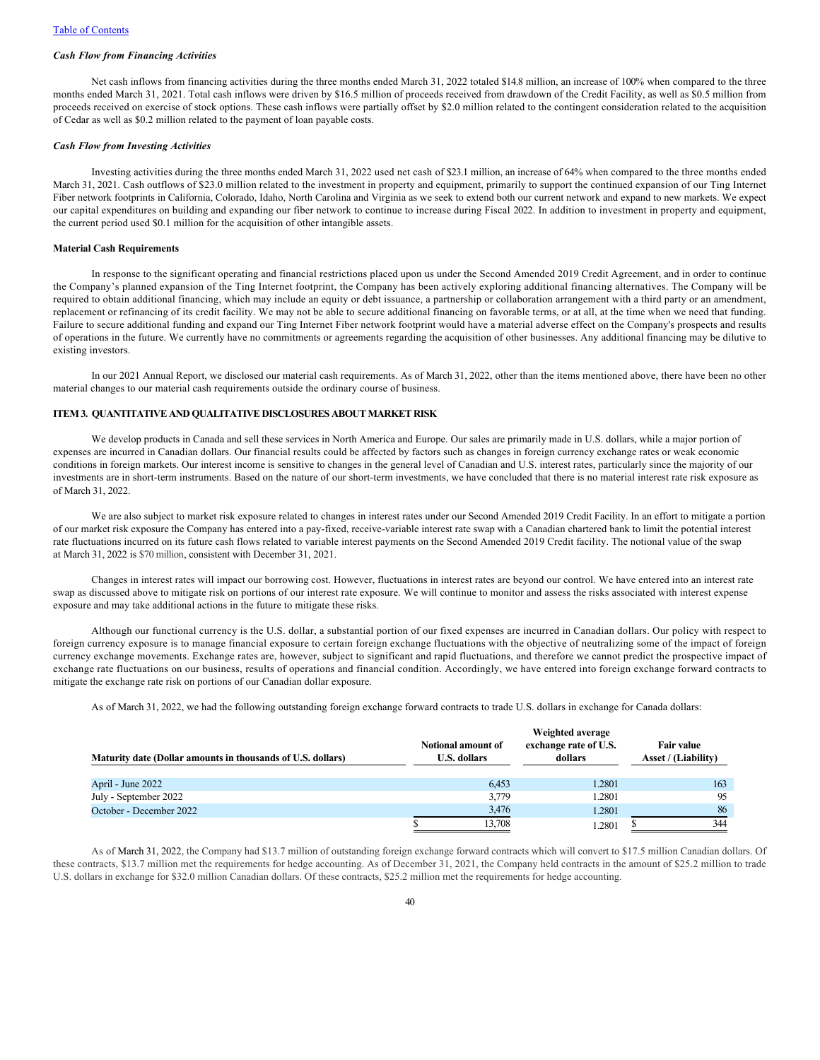*Cash Flow from Financing Activities*

Net cash inflows from financing activities during the three months ended March 31, 2022 totaled $14.8 million, an increase of 100% when compared to the three months ended March 31, 2021. Total cash inflows were driven by $16.5 million of proceeds received from drawdown of the Credit Facility, as well as $0.5 million from proceeds received on exercise of stock options. These cash inflows were partially offset by $2.0 million related to the contingent consideration related to the acquisition of Cedar as well as $0.2 million related to the payment of loan payable costs.

*Cash Flow from Investing Activities*

Investing activities during the three months ended March 31, 2022 used net cash of $23.1 million, an increase of 64% when compared to the three months ended March 31, 2021. Cash outflows of $23.0 million related to the investment in property and equipment, primarily to support the continued expansion of our Ting Internet Fiber network footprints in California, Colorado, Idaho, North Carolina and Virginia as we seek to extend both our current network and expand to new markets. We expect our capital expenditures on building and expanding our fiber network to continue to increase during Fiscal 2022. In addition to investment in property and equipment, the current period used $0.1 million for the acquisition of other intangible assets.

**Material Cash Requirements**

In response to the significant operating and financial restrictions placed upon us under the Second Amended 2019 Credit Agreement, and in order to continue the Company's planned expansion of the Ting Internet footprint, the Company has been actively exploring additional financing alternatives. The Company will be required to obtain additional financing, which may include an equity or debt issuance, a partnership or collaboration arrangement with a third party or an amendment, replacement or refinancing of its credit facility. We may not be able to secure additional financing on favorable terms, or at all, at the time when we need that funding. Failure to secure additional funding and expand our Ting Internet Fiber network footprint would have a material adverse effect on the Company's prospects and results of operations in the future. We currently have no commitments or agreements regarding the acquisition of other businesses. Any additional financing may be dilutive to existing investors.

In our 2021 Annual Report, we disclosed our material cash requirements. As of March 31, 2022, other than the items mentioned above, there have been no other material changes to our material cash requirements outside the ordinary course of business.

## ITEM 3. QUANTITATIVE AND QUALITATIVE DISCLOSURES ABOUT MARKET RISK

We develop products in Canada and sell these services in North America and Europe. Our sales are primarily made in U.S. dollars, while a major portion of expenses are incurred in Canadian dollars. Our financial results could be affected by factors such as changes in foreign currency exchange rates or weak economic conditions in foreign markets. Our interest income is sensitive to changes in the general level of Canadian and U.S. interest rates, particularly since the majority of our investments are in short-term instruments. Based on the nature of our short-term investments, we have concluded that there is no material interest rate risk exposure as of March 31, 2022.

We are also subject to market risk exposure related to changes in interest rates under our Second Amended 2019 Credit Facility. In an effort to mitigate a portion of our market risk exposure the Company has entered into a pay-fixed, receive-variable interest rate swap with a Canadian chartered bank to limit the potential interest rate fluctuations incurred on its future cash flows related to variable interest payments on the Second Amended 2019 Credit facility. The notional value of the swap at March 31, 2022 is $70 million, consistent with December 31, 2021.

Changes in interest rates will impact our borrowing cost. However, fluctuations in interest rates are beyond our control. We have entered into an interest rate swap as discussed above to mitigate risk on portions of our interest rate exposure. We will continue to monitor and assess the risks associated with interest expense exposure and may take additional actions in the future to mitigate these risks.

Although our functional currency is the U.S. dollar, a substantial portion of our fixed expenses are incurred in Canadian dollars. Our policy with respect to foreign currency exposure is to manage financial exposure to certain foreign exchange fluctuations with the objective of neutralizing some of the impact of foreign currency exchange movements. Exchange rates are, however, subject to significant and rapid fluctuations, and therefore we cannot predict the prospective impact of exchange rate fluctuations on our business, results of operations and financial condition. Accordingly, we have entered into foreign exchange forward contracts to mitigate the exchange rate risk on portions of our Canadian dollar exposure.

As of March 31, 2022, we had the following outstanding foreign exchange forward contracts to trade U.S. dollars in exchange for Canada dollars:

| Maturity date (Dollar amounts in thousands of U.S. dollars) | Notional amount of U.S. dollars | Weighted average exchange rate of U.S. dollars | Fair value Asset / (Liability) |
|---|---|---|---|
| April - June 2022 | 6,453 | 1.2801 | 163 |
| July - September 2022 | 3,779 | 1.2801 | 95 |
| October - December 2022 | 3,476 | 1.2801 | 86 |
| | $ 13,708 | 1.2801 | $ 344 |

As of March 31, 2022, the Company had $13.7 million of outstanding foreign exchange forward contracts which will convert to $17.5 million Canadian dollars. Of these contracts, $13.7 million met the requirements for hedge accounting. As of December 31, 2021, the Company held contracts in the amount of $25.2 million to trade U.S. dollars in exchange for $32.0 million Canadian dollars. Of these contracts, $25.2 million met the requirements for hedge accounting.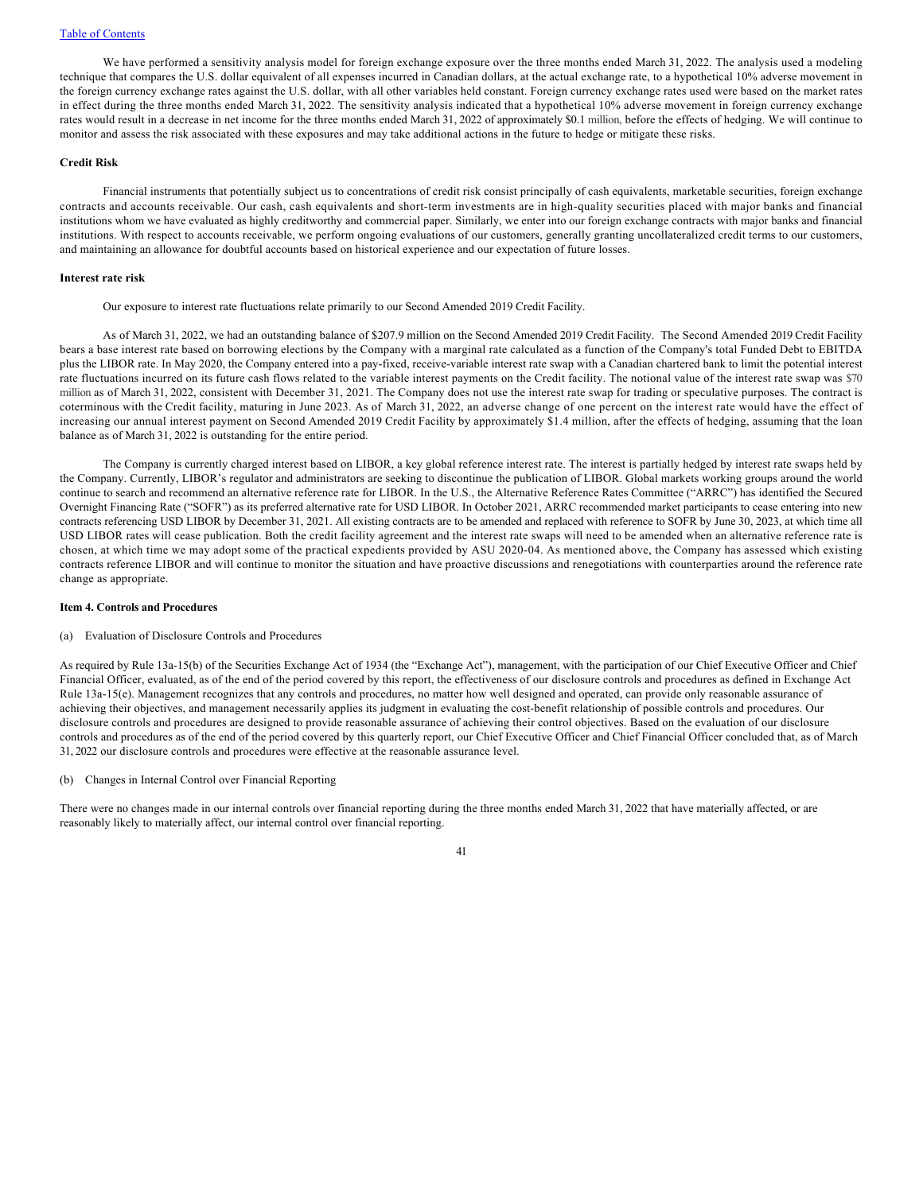We have performed a sensitivity analysis model for foreign exchange exposure over the three months ended March 31, 2022. The analysis used a modeling technique that compares the U.S. dollar equivalent of all expenses incurred in Canadian dollars, at the actual exchange rate, to a hypothetical 10% adverse movement in the foreign currency exchange rates against the U.S. dollar, with all other variables held constant. Foreign currency exchange rates used were based on the market rates in effect during the three months ended March 31, 2022. The sensitivity analysis indicated that a hypothetical 10% adverse movement in foreign currency exchange rates would result in a decrease in net income for the three months ended March 31, 2022 of approximately $0.1 million, before the effects of hedging. We will continue to monitor and assess the risk associated with these exposures and may take additional actions in the future to hedge or mitigate these risks.

**Credit Risk**

Financial instruments that potentially subject us to concentrations of credit risk consist principally of cash equivalents, marketable securities, foreign exchange contracts and accounts receivable. Our cash, cash equivalents and short-term investments are in high-quality securities placed with major banks and financial institutions whom we have evaluated as highly creditworthy and commercial paper. Similarly, we enter into our foreign exchange contracts with major banks and financial institutions. With respect to accounts receivable, we perform ongoing evaluations of our customers, generally granting uncollateralized credit terms to our customers, and maintaining an allowance for doubtful accounts based on historical experience and our expectation of future losses.

**Interest rate risk**

Our exposure to interest rate fluctuations relate primarily to our Second Amended 2019 Credit Facility.

As of March 31, 2022, we had an outstanding balance of $207.9 million on the Second Amended 2019 Credit Facility. The Second Amended 2019 Credit Facility bears a base interest rate based on borrowing elections by the Company with a marginal rate calculated as a function of the Company's total Funded Debt to EBITDA plus the LIBOR rate. In May 2020, the Company entered into a pay-fixed, receive-variable interest rate swap with a Canadian chartered bank to limit the potential interest rate fluctuations incurred on its future cash flows related to the variable interest payments on the Credit facility. The notional value of the interest rate swap was $70 million as of March 31, 2022, consistent with December 31, 2021. The Company does not use the interest rate swap for trading or speculative purposes. The contract is coterminous with the Credit facility, maturing in June 2023. As of March 31, 2022, an adverse change of one percent on the interest rate would have the effect of increasing our annual interest payment on Second Amended 2019 Credit Facility by approximately $1.4 million, after the effects of hedging, assuming that the loan balance as of March 31, 2022 is outstanding for the entire period.

The Company is currently charged interest based on LIBOR, a key global reference interest rate. The interest is partially hedged by interest rate swaps held by the Company. Currently, LIBOR's regulator and administrators are seeking to discontinue the publication of LIBOR. Global markets working groups around the world continue to search and recommend an alternative reference rate for LIBOR. In the U.S., the Alternative Reference Rates Committee ("ARRC") has identified the Secured Overnight Financing Rate ("SOFR") as its preferred alternative rate for USD LIBOR. In October 2021, ARRC recommended market participants to cease entering into new contracts referencing USD LIBOR by December 31, 2021. All existing contracts are to be amended and replaced with reference to SOFR by June 30, 2023, at which time all USD LIBOR rates will cease publication. Both the credit facility agreement and the interest rate swaps will need to be amended when an alternative reference rate is chosen, at which time we may adopt some of the practical expedients provided by ASU 2020-04. As mentioned above, the Company has assessed which existing contracts reference LIBOR and will continue to monitor the situation and have proactive discussions and renegotiations with counterparties around the reference rate change as appropriate.

**Item 4. Controls and Procedures**

(a) Evaluation of Disclosure Controls and Procedures

As required by Rule 13a-15(b) of the Securities Exchange Act of 1934 (the "Exchange Act"), management, with the participation of our Chief Executive Officer and Chief Financial Officer, evaluated, as of the end of the period covered by this report, the effectiveness of our disclosure controls and procedures as defined in Exchange Act Rule 13a-15(e). Management recognizes that any controls and procedures, no matter how well designed and operated, can provide only reasonable assurance of achieving their objectives, and management necessarily applies its judgment in evaluating the cost-benefit relationship of possible controls and procedures. Our disclosure controls and procedures are designed to provide reasonable assurance of achieving their control objectives. Based on the evaluation of our disclosure controls and procedures as of the end of the period covered by this quarterly report, our Chief Executive Officer and Chief Financial Officer concluded that, as of March 31, 2022 our disclosure controls and procedures were effective at the reasonable assurance level.

(b) Changes in Internal Control over Financial Reporting

There were no changes made in our internal controls over financial reporting during the three months ended March 31, 2022 that have materially affected, or are reasonably likely to materially affect, our internal control over financial reporting.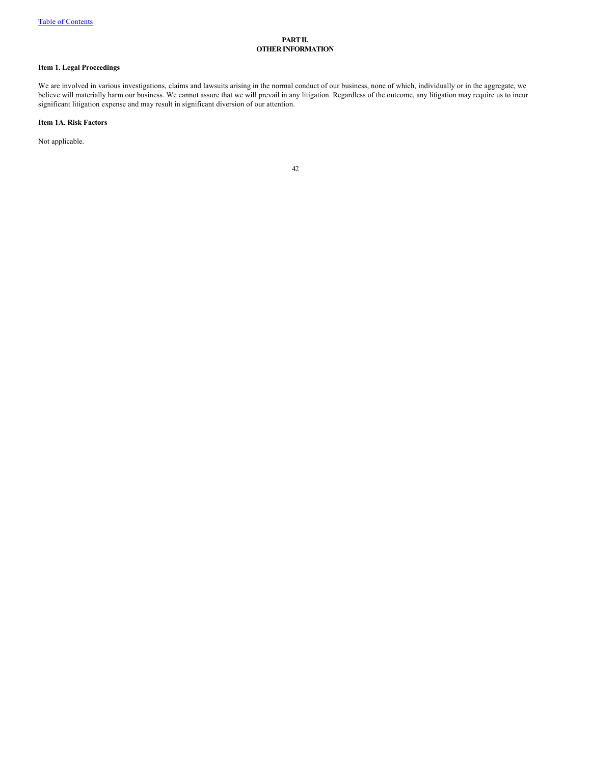# PART II.
# OTHER INFORMATION

### Item 1. Legal Proceedings

We are involved in various investigations, claims and lawsuits arising in the normal conduct of our business, none of which, individually or in the aggregate, we believe will materially harm our business. We cannot assure that we will prevail in any litigation. Regardless of the outcome, any litigation may require us to incur significant litigation expense and may result in significant diversion of our attention.

### Item 1A. Risk Factors

Not applicable.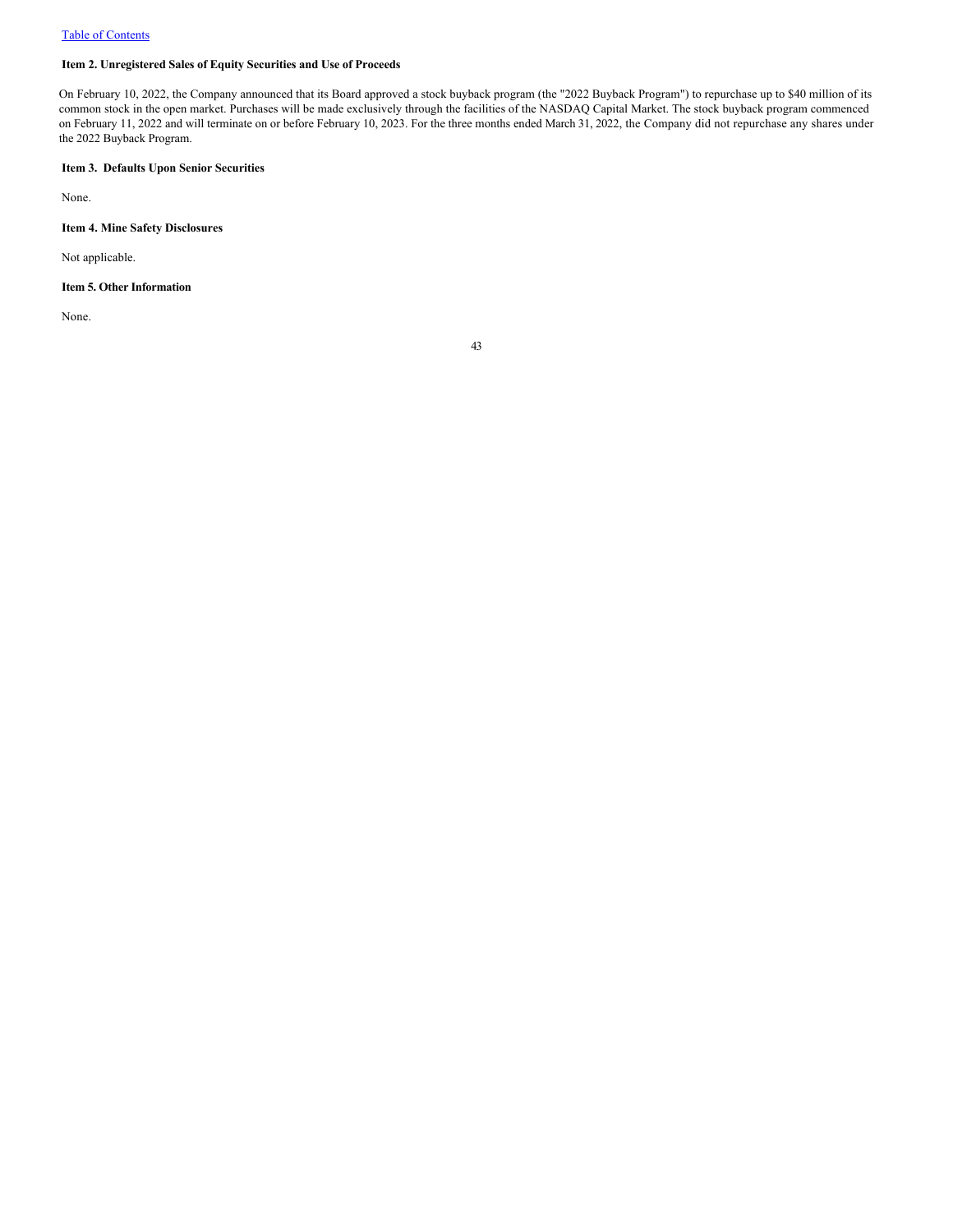### Item 2. Unregistered Sales of Equity Securities and Use of Proceeds

On February 10, 2022, the Company announced that its Board approved a stock buyback program (the "2022 Buyback Program") to repurchase up to $40 million of its common stock in the open market. Purchases will be made exclusively through the facilities of the NASDAQ Capital Market. The stock buyback program commenced on February 11, 2022 and will terminate on or before February 10, 2023. For the three months ended March 31, 2022, the Company did not repurchase any shares under the 2022 Buyback Program.

### Item 3. Defaults Upon Senior Securities

None.

### Item 4. Mine Safety Disclosures

Not applicable.

### Item 5. Other Information

None.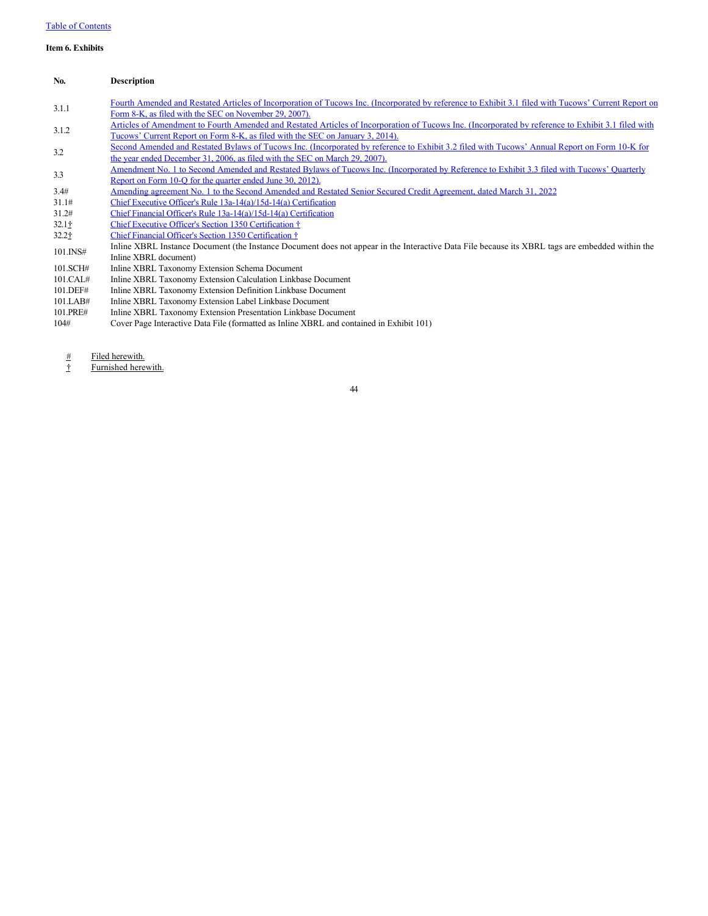Table of Contents

**Item 6. Exhibits**

| No. | Description |
| --- | --- |
| 3.1.1 | Fourth Amended and Restated Articles of Incorporation of Tucows Inc. (Incorporated by reference to Exhibit 3.1 filed with Tucows' Current Report on Form 8-K, as filed with the SEC on November 29, 2007). |
| 3.1.2 | Articles of Amendment to Fourth Amended and Restated Articles of Incorporation of Tucows Inc. (Incorporated by reference to Exhibit 3.1 filed with Tucows' Current Report on Form 8-K, as filed with the SEC on January 3, 2014). |
| 3.2 | Second Amended and Restated Bylaws of Tucows Inc. (Incorporated by reference to Exhibit 3.2 filed with Tucows' Annual Report on Form 10-K for the year ended December 31, 2006, as filed with the SEC on March 29, 2007). |
| 3.3 | Amendment No. 1 to Second Amended and Restated Bylaws of Tucows Inc. (Incorporated by Reference to Exhibit 3.3 filed with Tucows' Quarterly Report on Form 10-Q for the quarter ended June 30, 2012). |
| 3.4# | Amending agreement No. 1 to the Second Amended and Restated Senior Secured Credit Agreement, dated March 31, 2022 |
| 31.1# | Chief Executive Officer's Rule 13a-14(a)/15d-14(a) Certification |
| 31.2# | Chief Financial Officer's Rule 13a-14(a)/15d-14(a) Certification |
| 32.1† | Chief Executive Officer's Section 1350 Certification † |
| 32.2† | Chief Financial Officer's Section 1350 Certification † |
| 101.INS# | Inline XBRL Instance Document (the Instance Document does not appear in the Interactive Data File because its XBRL tags are embedded within the Inline XBRL document) |
| 101.SCH# | Inline XBRL Taxonomy Extension Schema Document |
| 101.CAL# | Inline XBRL Taxonomy Extension Calculation Linkbase Document |
| 101.DEF# | Inline XBRL Taxonomy Extension Definition Linkbase Document |
| 101.LAB# | Inline XBRL Taxonomy Extension Label Linkbase Document |
| 101.PRE# | Inline XBRL Taxonomy Extension Presentation Linkbase Document |
| 104# | Cover Page Interactive Data File (formatted as Inline XBRL and contained in Exhibit 101) |

# Filed herewith.
† Furnished herewith.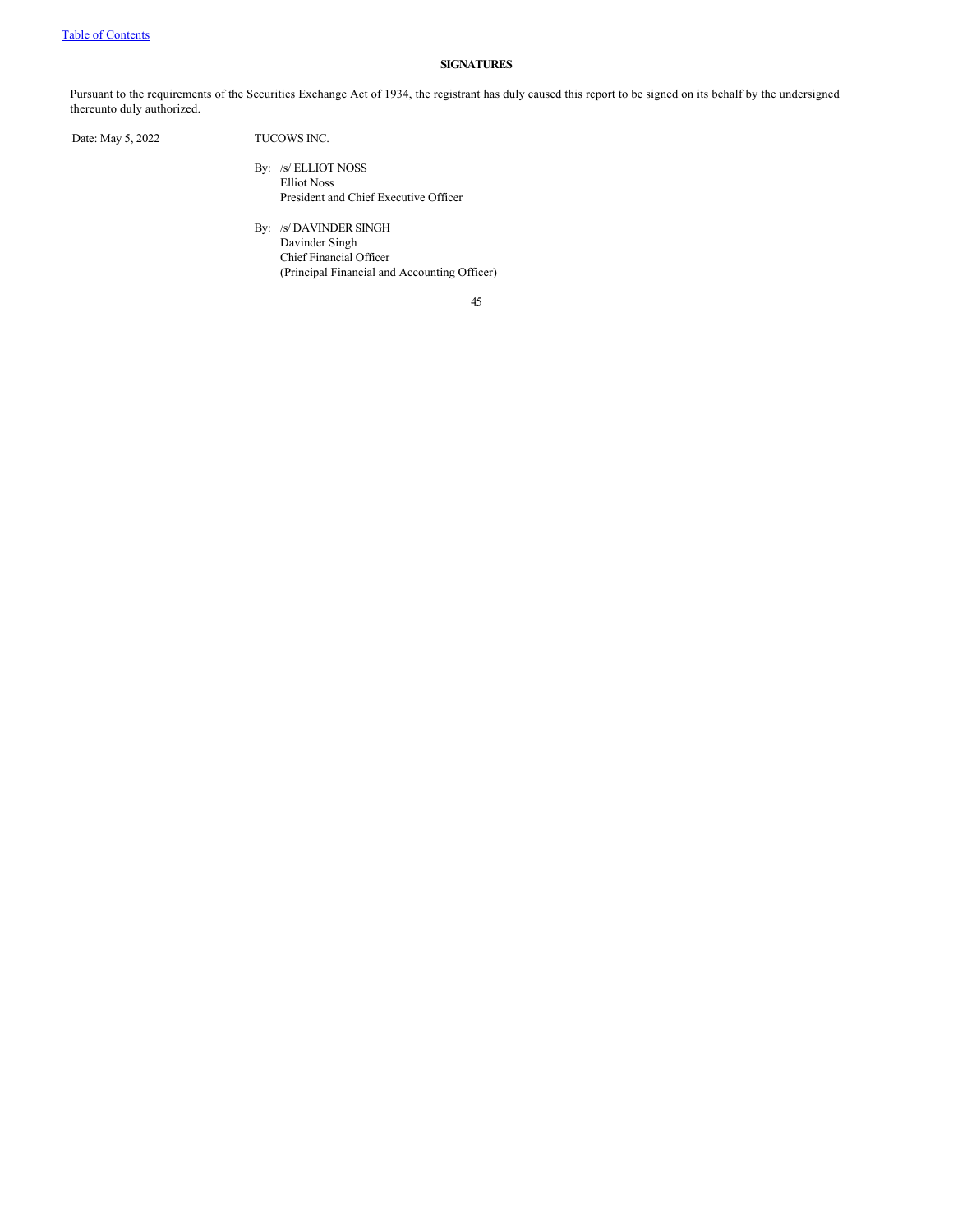## SIGNATURES

Pursuant to the requirements of the Securities Exchange Act of 1934, the registrant has duly caused this report to be signed on its behalf by the undersigned thereunto duly authorized.

Date: May 5, 2022

TUCOWS INC.

By: /s/ ELLIOT NOSS
Elliot Noss
President and Chief Executive Officer

By: /s/ DAVINDER SINGH
Davinder Singh
Chief Financial Officer
(Principal Financial and Accounting Officer)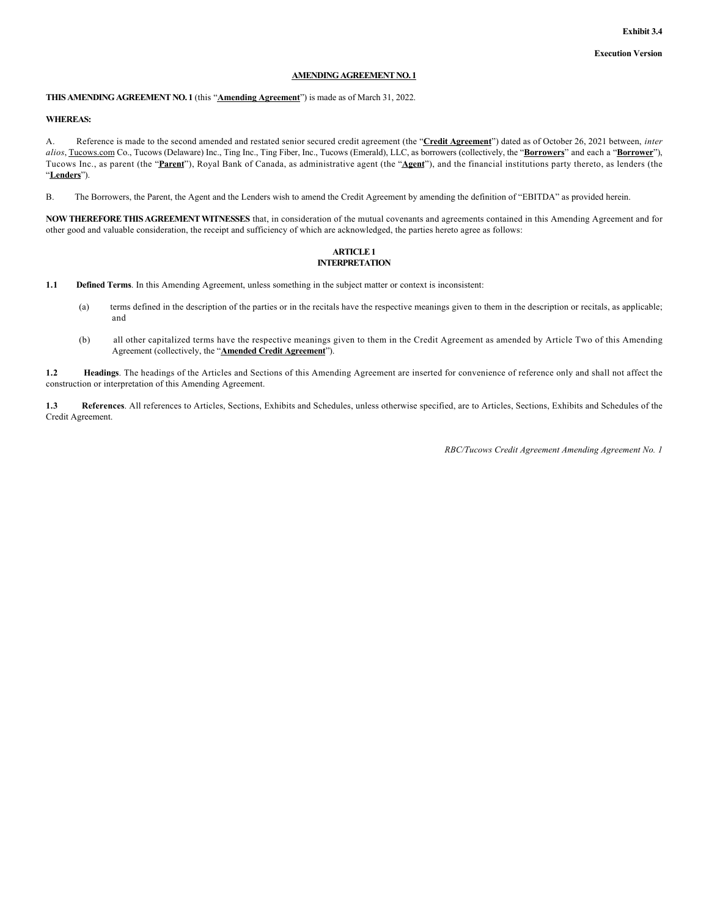**Exhibit 3.4**

**Execution Version**

**AMENDING AGREEMENT NO. 1**

**THIS AMENDING AGREEMENT NO. 1** (this "**Amending Agreement**") is made as of March 31, 2022.

**WHEREAS:**

A. Reference is made to the second amended and restated senior secured credit agreement (the "**Credit Agreement**") dated as of October 26, 2021 between, *inter alios*, Tucows.com Co., Tucows (Delaware) Inc., Ting Inc., Ting Fiber, Inc., Tucows (Emerald), LLC, as borrowers (collectively, the "**Borrowers**" and each a "**Borrower**"), Tucows Inc., as parent (the "**Parent**"), Royal Bank of Canada, as administrative agent (the "**Agent**"), and the financial institutions party thereto, as lenders (the "**Lenders**").

B. The Borrowers, the Parent, the Agent and the Lenders wish to amend the Credit Agreement by amending the definition of "EBITDA" as provided herein.

**NOW THEREFORE THIS AGREEMENT WITNESSES** that, in consideration of the mutual covenants and agreements contained in this Amending Agreement and for other good and valuable consideration, the receipt and sufficiency of which are acknowledged, the parties hereto agree as follows:

## ARTICLE 1
## INTERPRETATION

**1.1 Defined Terms**. In this Amending Agreement, unless something in the subject matter or context is inconsistent:

(a) terms defined in the description of the parties or in the recitals have the respective meanings given to them in the description or recitals, as applicable; and

(b) all other capitalized terms have the respective meanings given to them in the Credit Agreement as amended by Article Two of this Amending Agreement (collectively, the "**Amended Credit Agreement**").

**1.2 Headings**. The headings of the Articles and Sections of this Amending Agreement are inserted for convenience of reference only and shall not affect the construction or interpretation of this Amending Agreement.

**1.3 References**. All references to Articles, Sections, Exhibits and Schedules, unless otherwise specified, are to Articles, Sections, Exhibits and Schedules of the Credit Agreement.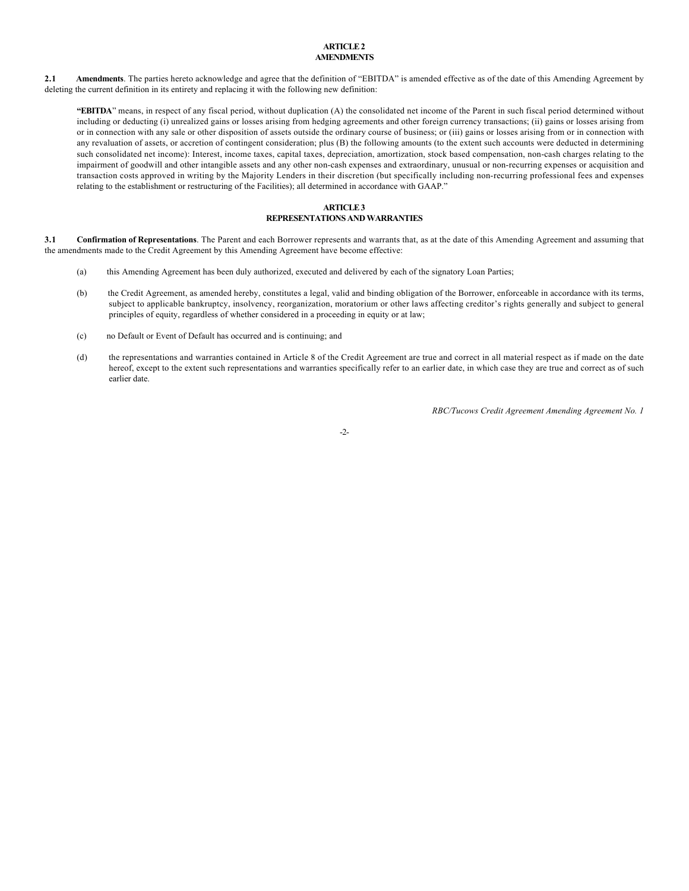## ARTICLE 2
## AMENDMENTS

**2.1 Amendments**. The parties hereto acknowledge and agree that the definition of "EBITDA" is amended effective as of the date of this Amending Agreement by deleting the current definition in its entirety and replacing it with the following new definition:

> **"EBITDA"** means, in respect of any fiscal period, without duplication (A) the consolidated net income of the Parent in such fiscal period determined without including or deducting (i) unrealized gains or losses arising from hedging agreements and other foreign currency transactions; (ii) gains or losses arising from or in connection with any sale or other disposition of assets outside the ordinary course of business; or (iii) gains or losses arising from or in connection with any revaluation of assets, or accretion of contingent consideration; plus (B) the following amounts (to the extent such accounts were deducted in determining such consolidated net income): Interest, income taxes, capital taxes, depreciation, amortization, stock based compensation, non-cash charges relating to the impairment of goodwill and other intangible assets and any other non-cash expenses and extraordinary, unusual or non-recurring expenses or acquisition and transaction costs approved in writing by the Majority Lenders in their discretion (but specifically including non-recurring professional fees and expenses relating to the establishment or restructuring of the Facilities); all determined in accordance with GAAP."

## ARTICLE 3
## REPRESENTATIONS AND WARRANTIES

**3.1 Confirmation of Representations**. The Parent and each Borrower represents and warrants that, as at the date of this Amending Agreement and assuming that the amendments made to the Credit Agreement by this Amending Agreement have become effective:

(a) this Amending Agreement has been duly authorized, executed and delivered by each of the signatory Loan Parties;

(b) the Credit Agreement, as amended hereby, constitutes a legal, valid and binding obligation of the Borrower, enforceable in accordance with its terms, subject to applicable bankruptcy, insolvency, reorganization, moratorium or other laws affecting creditor's rights generally and subject to general principles of equity, regardless of whether considered in a proceeding in equity or at law;

(c) no Default or Event of Default has occurred and is continuing; and

(d) the representations and warranties contained in Article 8 of the Credit Agreement are true and correct in all material respect as if made on the date hereof, except to the extent such representations and warranties specifically refer to an earlier date, in which case they are true and correct as of such earlier date.

*RBC/Tucows Credit Agreement Amending Agreement No. 1*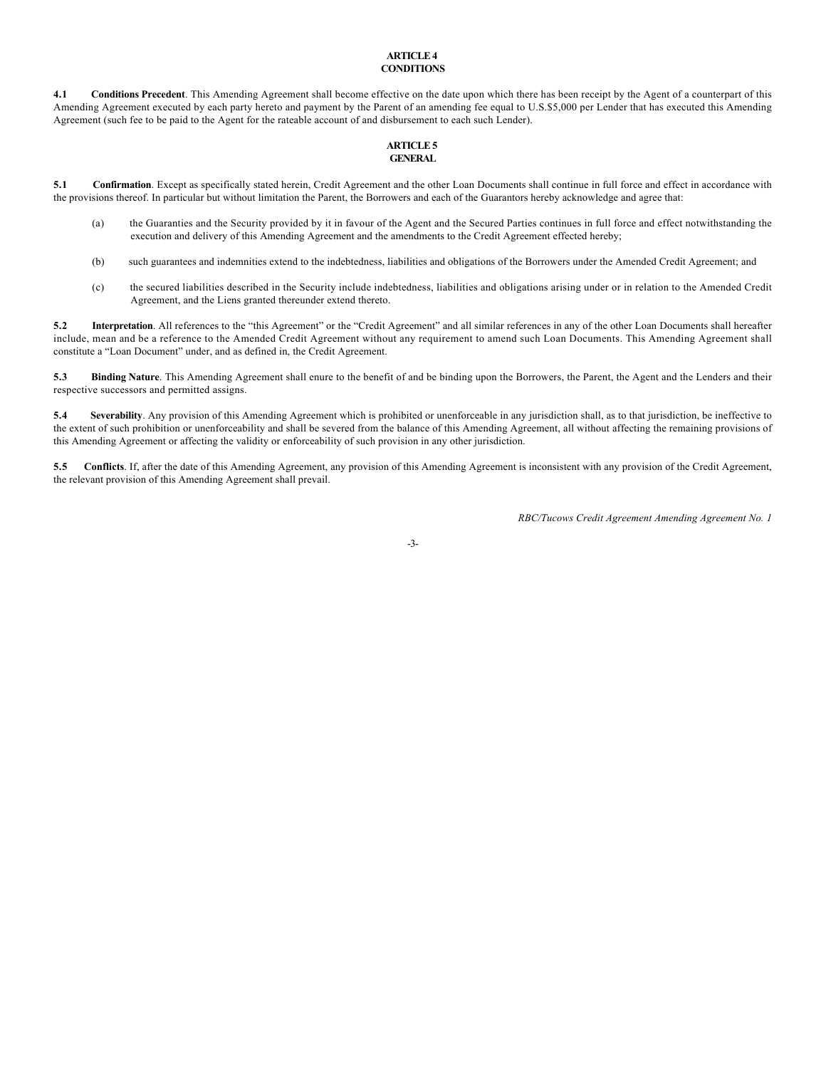## ARTICLE 4
## CONDITIONS

**4.1 Conditions Precedent**. This Amending Agreement shall become effective on the date upon which there has been receipt by the Agent of a counterpart of this Amending Agreement executed by each party hereto and payment by the Parent of an amending fee equal to U.S.$5,000 per Lender that has executed this Amending Agreement (such fee to be paid to the Agent for the rateable account of and disbursement to each such Lender).

## ARTICLE 5
## GENERAL

**5.1 Confirmation**. Except as specifically stated herein, Credit Agreement and the other Loan Documents shall continue in full force and effect in accordance with the provisions thereof. In particular but without limitation the Parent, the Borrowers and each of the Guarantors hereby acknowledge and agree that:

(a) the Guaranties and the Security provided by it in favour of the Agent and the Secured Parties continues in full force and effect notwithstanding the execution and delivery of this Amending Agreement and the amendments to the Credit Agreement effected hereby;

(b) such guarantees and indemnities extend to the indebtedness, liabilities and obligations of the Borrowers under the Amended Credit Agreement; and

(c) the secured liabilities described in the Security include indebtedness, liabilities and obligations arising under or in relation to the Amended Credit Agreement, and the Liens granted thereunder extend thereto.

**5.2 Interpretation**. All references to the "this Agreement" or the "Credit Agreement" and all similar references in any of the other Loan Documents shall hereafter include, mean and be a reference to the Amended Credit Agreement without any requirement to amend such Loan Documents. This Amending Agreement shall constitute a "Loan Document" under, and as defined in, the Credit Agreement.

**5.3 Binding Nature**. This Amending Agreement shall enure to the benefit of and be binding upon the Borrowers, the Parent, the Agent and the Lenders and their respective successors and permitted assigns.

**5.4 Severability**. Any provision of this Amending Agreement which is prohibited or unenforceable in any jurisdiction shall, as to that jurisdiction, be ineffective to the extent of such prohibition or unenforceability and shall be severed from the balance of this Amending Agreement, all without affecting the remaining provisions of this Amending Agreement or affecting the validity or enforceability of such provision in any other jurisdiction.

**5.5 Conflicts**. If, after the date of this Amending Agreement, any provision of this Amending Agreement is inconsistent with any provision of the Credit Agreement, the relevant provision of this Amending Agreement shall prevail.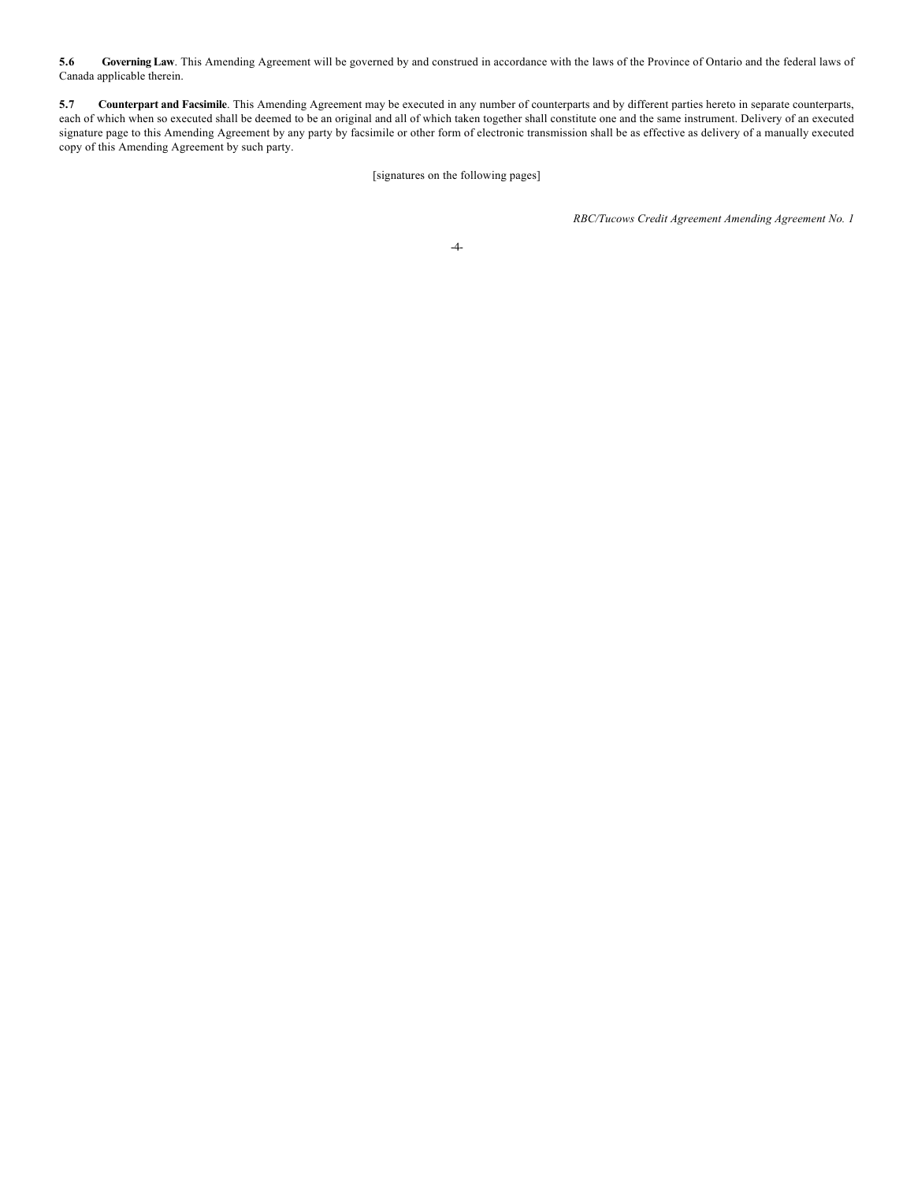**5.6 Governing Law**. This Amending Agreement will be governed by and construed in accordance with the laws of the Province of Ontario and the federal laws of Canada applicable therein.

**5.7 Counterpart and Facsimile**. This Amending Agreement may be executed in any number of counterparts and by different parties hereto in separate counterparts, each of which when so executed shall be deemed to be an original and all of which taken together shall constitute one and the same instrument. Delivery of an executed signature page to this Amending Agreement by any party by facsimile or other form of electronic transmission shall be as effective as delivery of a manually executed copy of this Amending Agreement by such party.

[signatures on the following pages]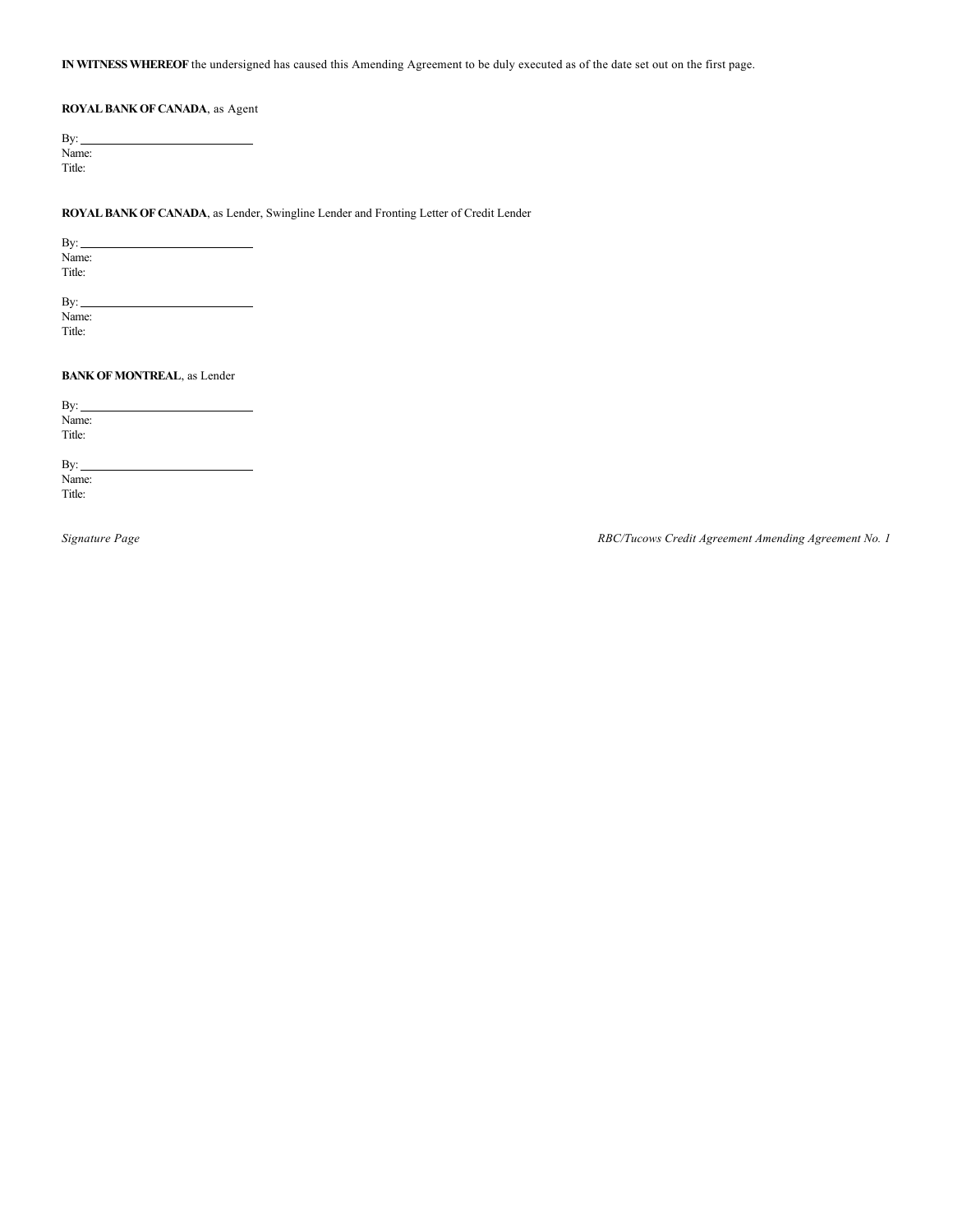**IN WITNESS WHEREOF** the undersigned has caused this Amending Agreement to be duly executed as of the date set out on the first page.

**ROYAL BANK OF CANADA**, as Agent

By: ____________________________
Name:
Title:

**ROYAL BANK OF CANADA**, as Lender, Swingline Lender and Fronting Letter of Credit Lender

By: ____________________________
Name:
Title:

By: ____________________________
Name:
Title:

**BANK OF MONTREAL**, as Lender

By: ____________________________
Name:
Title:

By: ____________________________
Name:
Title:

*Signature Page* *RBC/Tucows Credit Agreement Amending Agreement No. 1*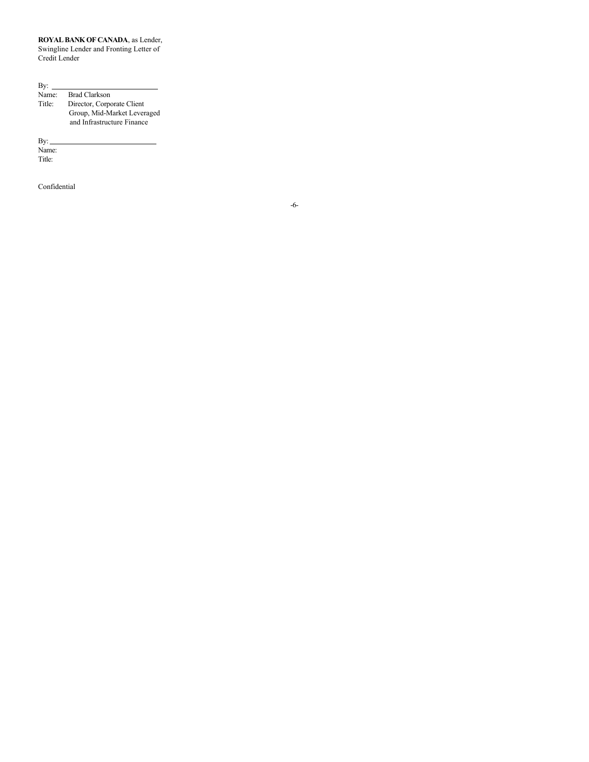**ROYAL BANK OF CANADA**, as Lender, Swingline Lender and Fronting Letter of Credit Lender

By: \_\_\_\_\_\_\_\_\_\_\_\_\_\_\_\_\_\_\_\_\_\_\_\_\_\_\_\_
Name: Brad Clarkson
Title: Director, Corporate Client Group, Mid-Market Leveraged and Infrastructure Finance

By: \_\_\_\_\_\_\_\_\_\_\_\_\_\_\_\_\_\_\_\_\_\_\_\_\_\_\_\_
Name:
Title:

Confidential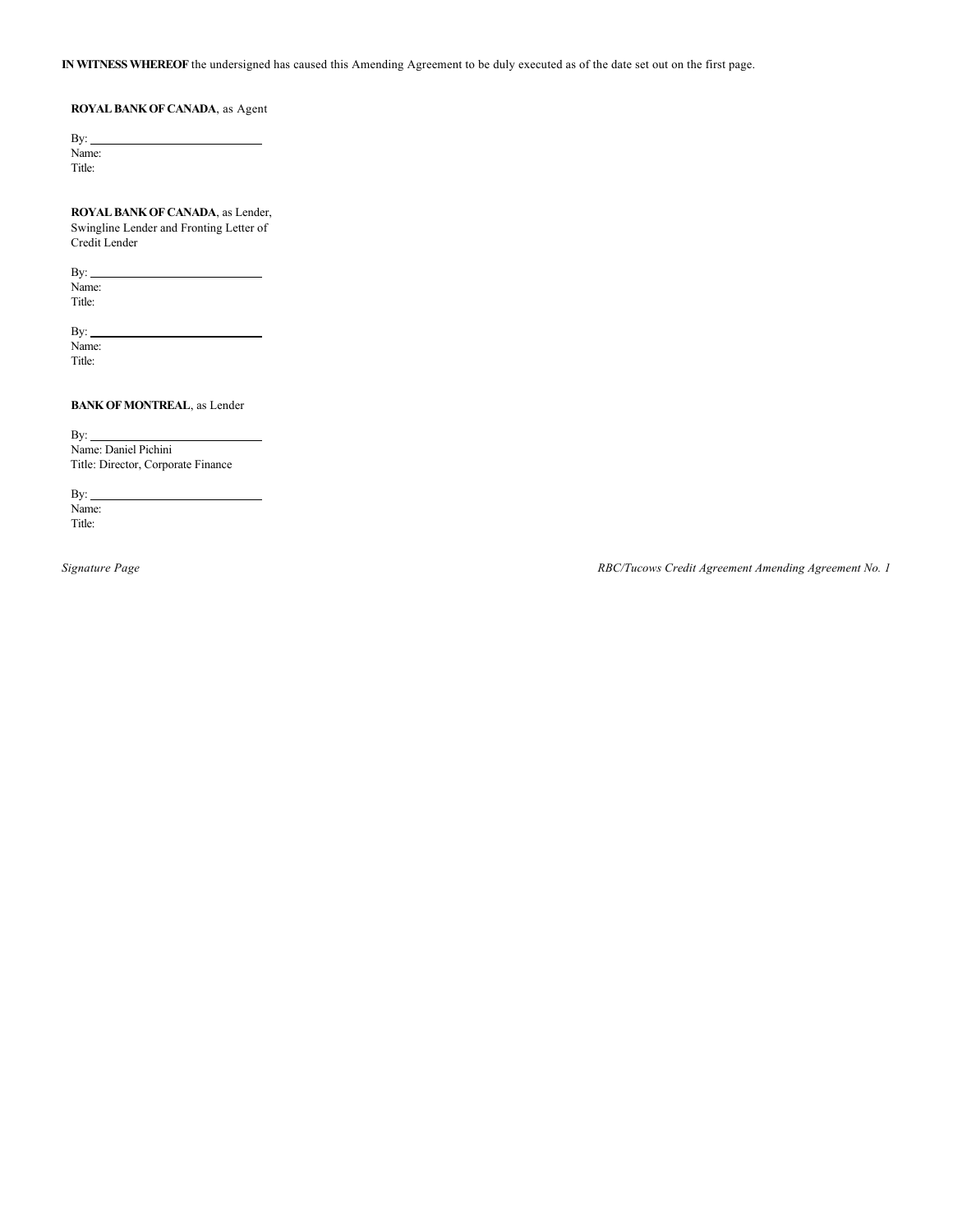**IN WITNESS WHEREOF** the undersigned has caused this Amending Agreement to be duly executed as of the date set out on the first page.

**ROYAL BANK OF CANADA**, as Agent

By: \_\_\_\_\_\_\_\_\_\_\_\_\_\_\_\_\_\_\_\_\_\_\_\_\_\_\_\_
Name:
Title:

**ROYAL BANK OF CANADA**, as Lender, Swingline Lender and Fronting Letter of Credit Lender

By: \_\_\_\_\_\_\_\_\_\_\_\_\_\_\_\_\_\_\_\_\_\_\_\_\_\_\_\_
Name:
Title:

By: \_\_\_\_\_\_\_\_\_\_\_\_\_\_\_\_\_\_\_\_\_\_\_\_\_\_\_\_
Name:
Title:

**BANK OF MONTREAL**, as Lender

By: \_\_\_\_\_\_\_\_\_\_\_\_\_\_\_\_\_\_\_\_\_\_\_\_\_\_\_\_
Name: Daniel Pichini
Title: Director, Corporate Finance

By: \_\_\_\_\_\_\_\_\_\_\_\_\_\_\_\_\_\_\_\_\_\_\_\_\_\_\_\_
Name:
Title: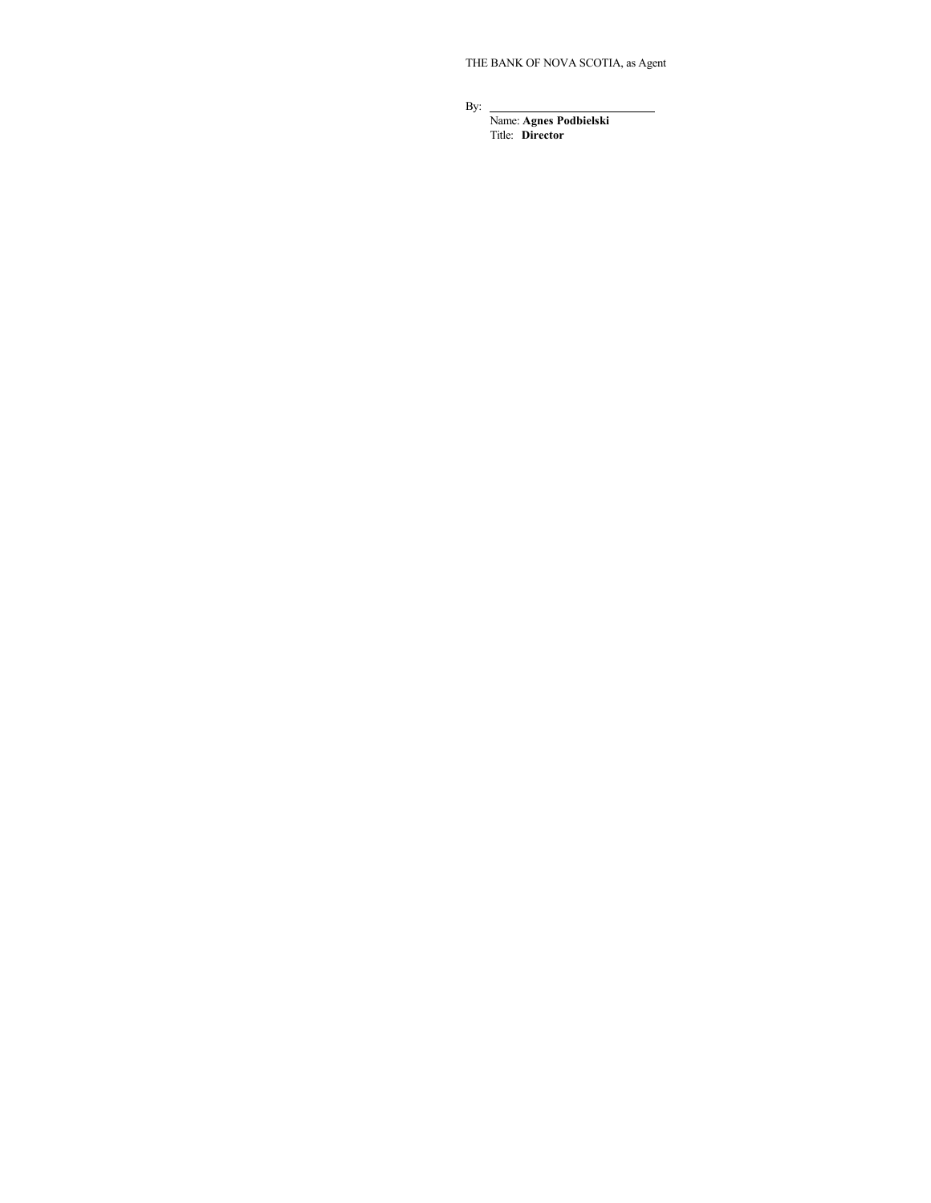THE BANK OF NOVA SCOTIA, as Agent

By: \_\_\_\_\_\_\_\_\_\_\_\_\_\_\_\_\_\_\_\_\_\_\_\_\_\_\_\_

Name: **Agnes Podbielski**

Title: **Director**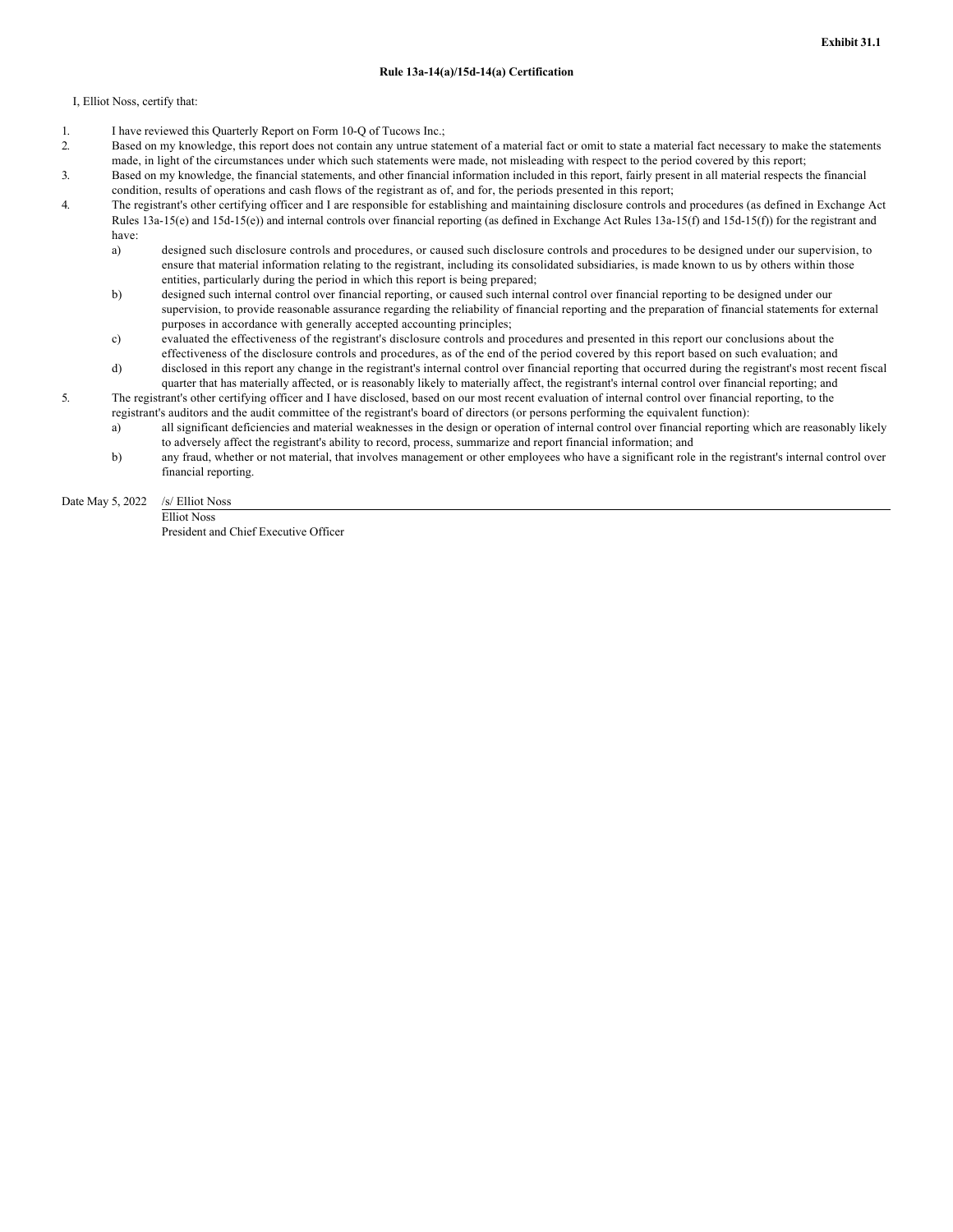**Exhibit 31.1**

**Rule 13a-14(a)/15d-14(a) Certification**

I, Elliot Noss, certify that:

1. I have reviewed this Quarterly Report on Form 10-Q of Tucows Inc.;
2. Based on my knowledge, this report does not contain any untrue statement of a material fact or omit to state a material fact necessary to make the statements made, in light of the circumstances under which such statements were made, not misleading with respect to the period covered by this report;
3. Based on my knowledge, the financial statements, and other financial information included in this report, fairly present in all material respects the financial condition, results of operations and cash flows of the registrant as of, and for, the periods presented in this report;
4. The registrant's other certifying officer and I are responsible for establishing and maintaining disclosure controls and procedures (as defined in Exchange Act Rules 13a-15(e) and 15d-15(e)) and internal controls over financial reporting (as defined in Exchange Act Rules 13a-15(f) and 15d-15(f)) for the registrant and have:
   a) designed such disclosure controls and procedures, or caused such disclosure controls and procedures to be designed under our supervision, to ensure that material information relating to the registrant, including its consolidated subsidiaries, is made known to us by others within those entities, particularly during the period in which this report is being prepared;
   b) designed such internal control over financial reporting, or caused such internal control over financial reporting to be designed under our supervision, to provide reasonable assurance regarding the reliability of financial reporting and the preparation of financial statements for external purposes in accordance with generally accepted accounting principles;
   c) evaluated the effectiveness of the registrant's disclosure controls and procedures and presented in this report our conclusions about the effectiveness of the disclosure controls and procedures, as of the end of the period covered by this report based on such evaluation; and
   d) disclosed in this report any change in the registrant's internal control over financial reporting that occurred during the registrant's most recent fiscal quarter that has materially affected, or is reasonably likely to materially affect, the registrant's internal control over financial reporting; and
5. The registrant's other certifying officer and I have disclosed, based on our most recent evaluation of internal control over financial reporting, to the registrant's auditors and the audit committee of the registrant's board of directors (or persons performing the equivalent function):
   a) all significant deficiencies and material weaknesses in the design or operation of internal control over financial reporting which are reasonably likely to adversely affect the registrant's ability to record, process, summarize and report financial information; and
   b) any fraud, whether or not material, that involves management or other employees who have a significant role in the registrant's internal control over financial reporting.

Date May 5, 2022 /s/ Elliot Noss

Elliot Noss
President and Chief Executive Officer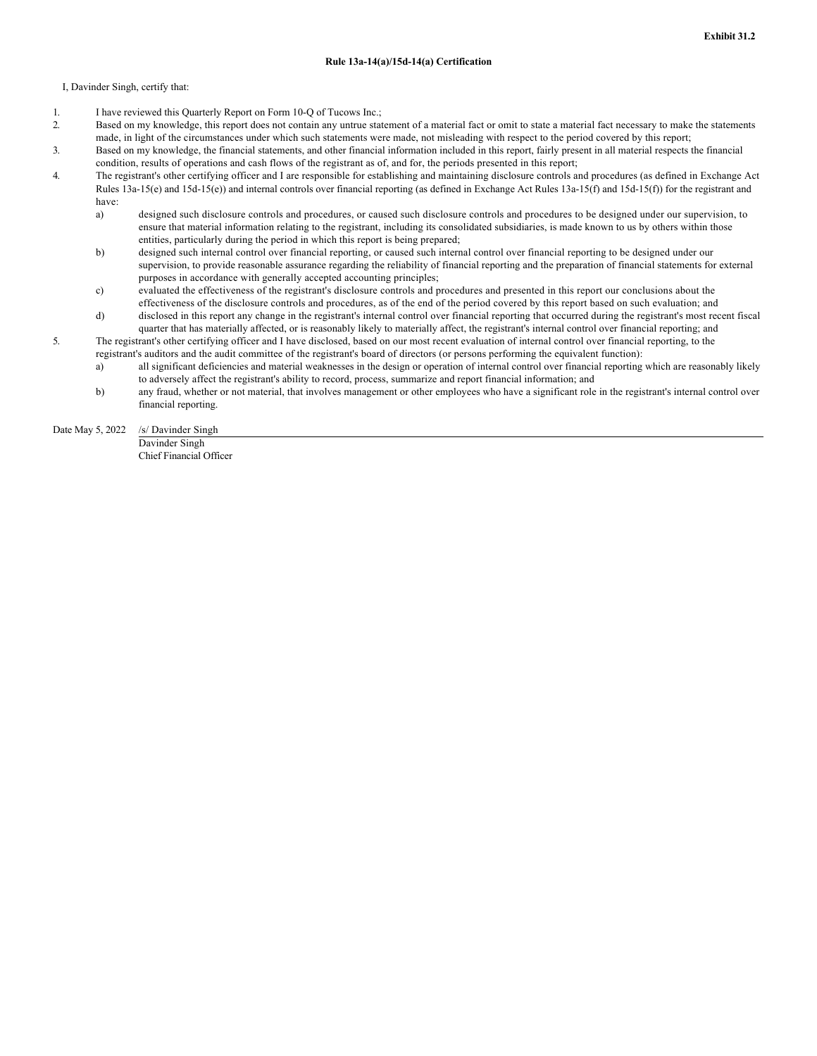**Exhibit 31.2**

**Rule 13a-14(a)/15d-14(a) Certification**

I, Davinder Singh, certify that:

1. I have reviewed this Quarterly Report on Form 10-Q of Tucows Inc.;
2. Based on my knowledge, this report does not contain any untrue statement of a material fact or omit to state a material fact necessary to make the statements made, in light of the circumstances under which such statements were made, not misleading with respect to the period covered by this report;
3. Based on my knowledge, the financial statements, and other financial information included in this report, fairly present in all material respects the financial condition, results of operations and cash flows of the registrant as of, and for, the periods presented in this report;
4. The registrant's other certifying officer and I are responsible for establishing and maintaining disclosure controls and procedures (as defined in Exchange Act Rules 13a-15(e) and 15d-15(e)) and internal controls over financial reporting (as defined in Exchange Act Rules 13a-15(f) and 15d-15(f)) for the registrant and have:
   a) designed such disclosure controls and procedures, or caused such disclosure controls and procedures to be designed under our supervision, to ensure that material information relating to the registrant, including its consolidated subsidiaries, is made known to us by others within those entities, particularly during the period in which this report is being prepared;
   b) designed such internal control over financial reporting, or caused such internal control over financial reporting to be designed under our supervision, to provide reasonable assurance regarding the reliability of financial reporting and the preparation of financial statements for external purposes in accordance with generally accepted accounting principles;
   c) evaluated the effectiveness of the registrant's disclosure controls and procedures and presented in this report our conclusions about the effectiveness of the disclosure controls and procedures, as of the end of the period covered by this report based on such evaluation; and
   d) disclosed in this report any change in the registrant's internal control over financial reporting that occurred during the registrant's most recent fiscal quarter that has materially affected, or is reasonably likely to materially affect, the registrant's internal control over financial reporting; and
5. The registrant's other certifying officer and I have disclosed, based on our most recent evaluation of internal control over financial reporting, to the registrant's auditors and the audit committee of the registrant's board of directors (or persons performing the equivalent function):
   a) all significant deficiencies and material weaknesses in the design or operation of internal control over financial reporting which are reasonably likely to adversely affect the registrant's ability to record, process, summarize and report financial information; and
   b) any fraud, whether or not material, that involves management or other employees who have a significant role in the registrant's internal control over financial reporting.

Date May 5, 2022 /s/ Davinder Singh

Davinder Singh
Chief Financial Officer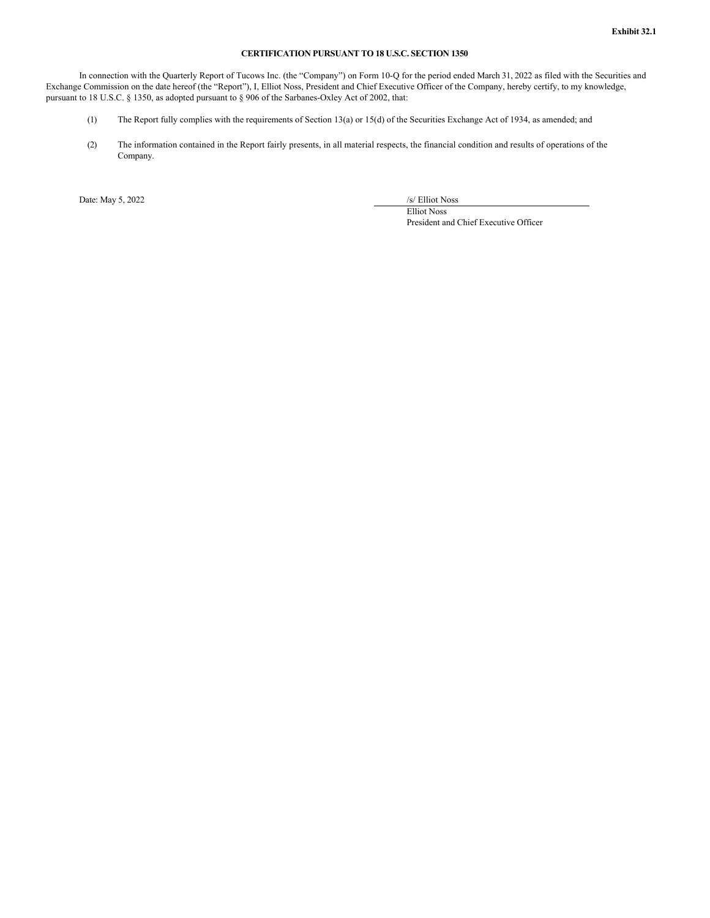**Exhibit 32.1**

**CERTIFICATION PURSUANT TO 18 U.S.C. SECTION 1350**

In connection with the Quarterly Report of Tucows Inc. (the "Company") on Form 10-Q for the period ended March 31, 2022 as filed with the Securities and Exchange Commission on the date hereof (the "Report"), I, Elliot Noss, President and Chief Executive Officer of the Company, hereby certify, to my knowledge, pursuant to 18 U.S.C. § 1350, as adopted pursuant to § 906 of the Sarbanes-Oxley Act of 2002, that:

(1) The Report fully complies with the requirements of Section 13(a) or 15(d) of the Securities Exchange Act of 1934, as amended; and

(2) The information contained in the Report fairly presents, in all material respects, the financial condition and results of operations of the Company.

Date: May 5, 2022

/s/ Elliot Noss

Elliot Noss

President and Chief Executive Officer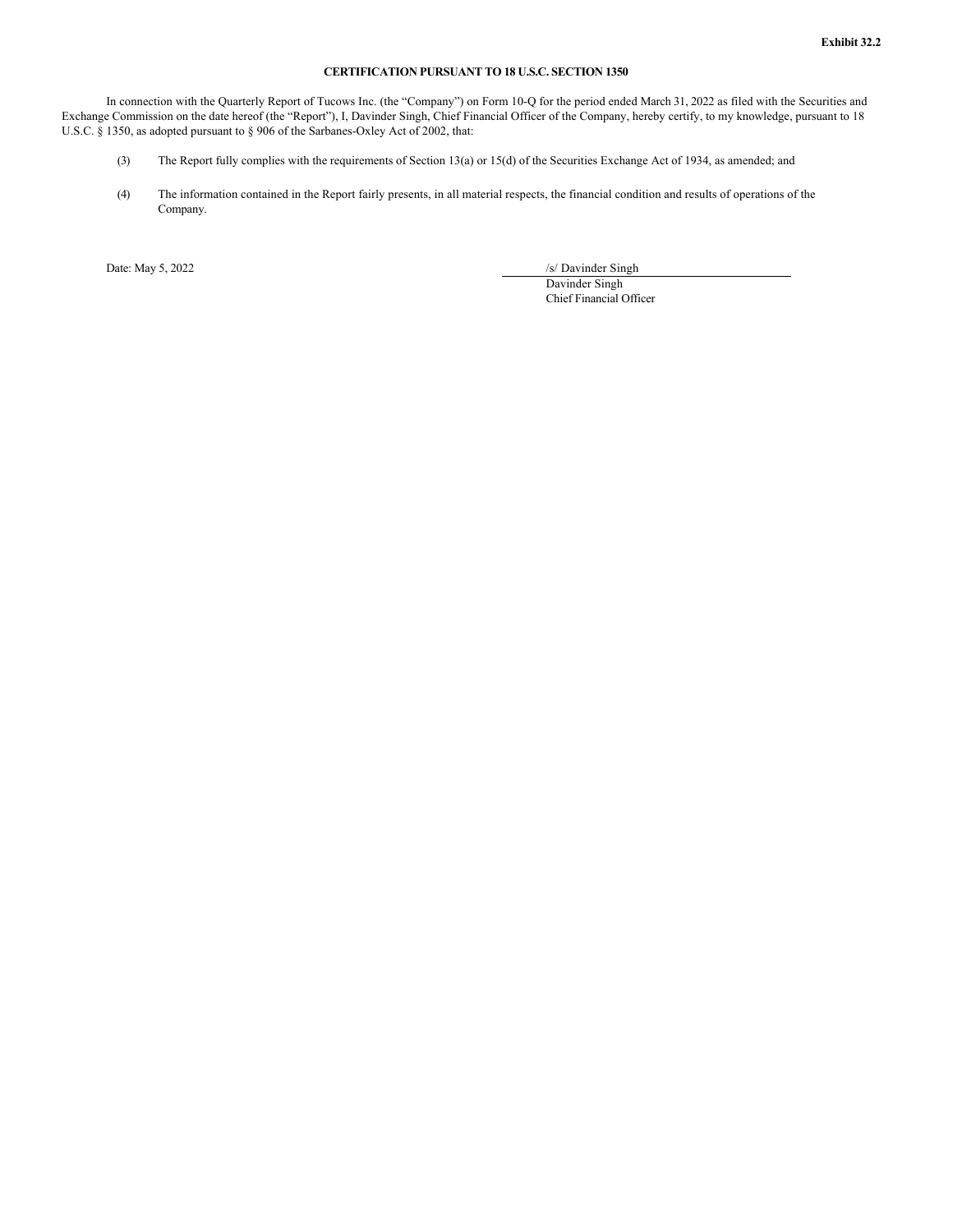**Exhibit 32.2**

**CERTIFICATION PURSUANT TO 18 U.S.C. SECTION 1350**

In connection with the Quarterly Report of Tucows Inc. (the "Company") on Form 10-Q for the period ended March 31, 2022 as filed with the Securities and Exchange Commission on the date hereof (the "Report"), I, Davinder Singh, Chief Financial Officer of the Company, hereby certify, to my knowledge, pursuant to 18 U.S.C. § 1350, as adopted pursuant to § 906 of the Sarbanes-Oxley Act of 2002, that:

(3) The Report fully complies with the requirements of Section 13(a) or 15(d) of the Securities Exchange Act of 1934, as amended; and

(4) The information contained in the Report fairly presents, in all material respects, the financial condition and results of operations of the Company.

Date: May 5, 2022

/s/ Davinder Singh
Davinder Singh
Chief Financial Officer